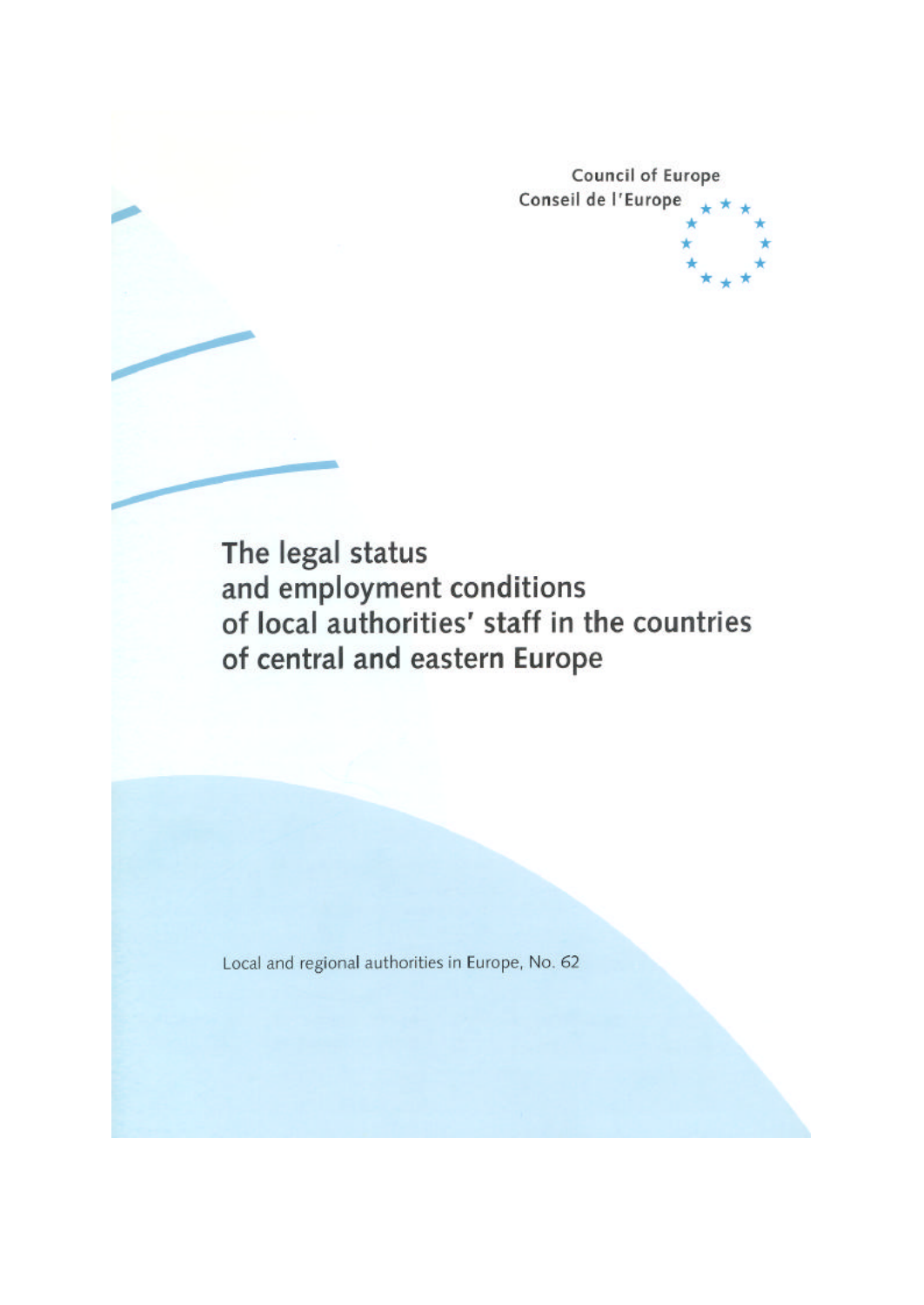Council of Europe
Conseil de l'Europe

# The legal status and employment conditions of local authorities' staff in the countries of central and eastern Europe

Local and regional authorities in Europe, No. 62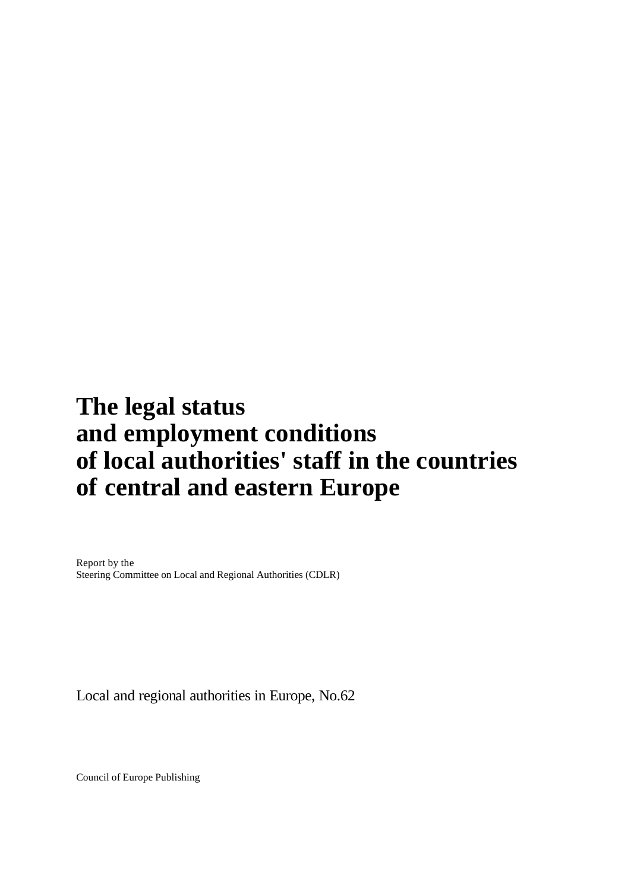# The legal status and employment conditions of local authorities' staff in the countries of central and eastern Europe

Report by the
Steering Committee on Local and Regional Authorities (CDLR)

Local and regional authorities in Europe, No.62

Council of Europe Publishing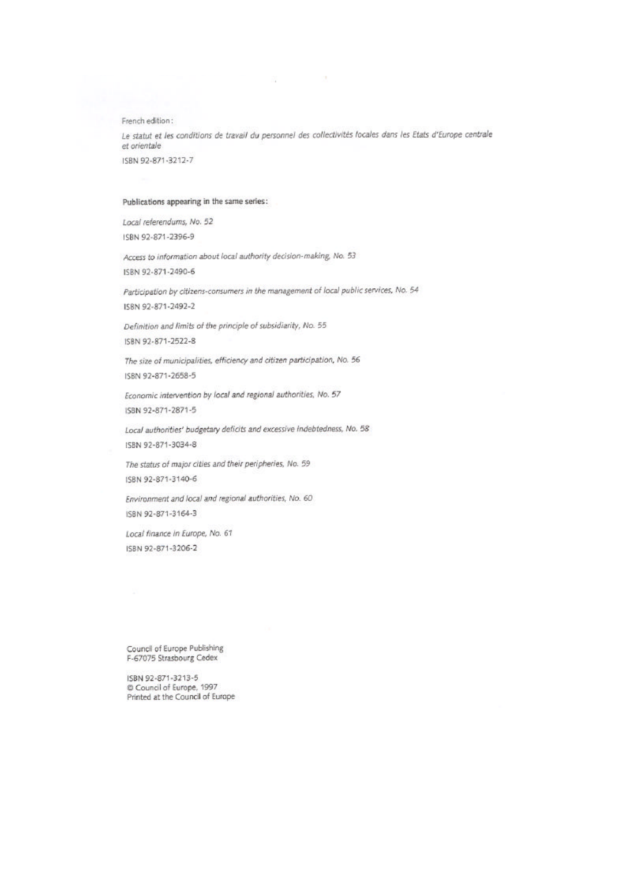French edition:

*Le statut et les conditions de travail du personnel des collectivités locales dans les Etats d'Europe centrale et orientale*

ISBN 92-871-3212-7

**Publications appearing in the same series:**

*Local referendums*, No. 52

ISBN 92-871-2396-9

*Access to information about local authority decision-making*, No. 53

ISBN 92-871-2490-6

*Participation by citizens-consumers in the management of local public services*, No. 54

ISBN 92-871-2492-2

*Definition and limits of the principle of subsidiarity*, No. 55

ISBN 92-871-2522-8

*The size of municipalities, efficiency and citizen participation*, No. 56

ISBN 92-871-2658-5

*Economic intervention by local and regional authorities*, No. 57

ISBN 92-871-2871-5

*Local authorities' budgetary deficits and excessive indebtedness*, No. 58

ISBN 92-871-3034-8

*The status of major cities and their peripheries*, No. 59

ISBN 92-871-3140-6

*Environment and local and regional authorities*, No. 60

ISBN 92-871-3164-3

*Local finance in Europe*, No. 61

ISBN 92-871-3206-2

Council of Europe Publishing
F-67075 Strasbourg Cedex

ISBN 92-871-3213-5
© Council of Europe, 1997
Printed at the Council of Europe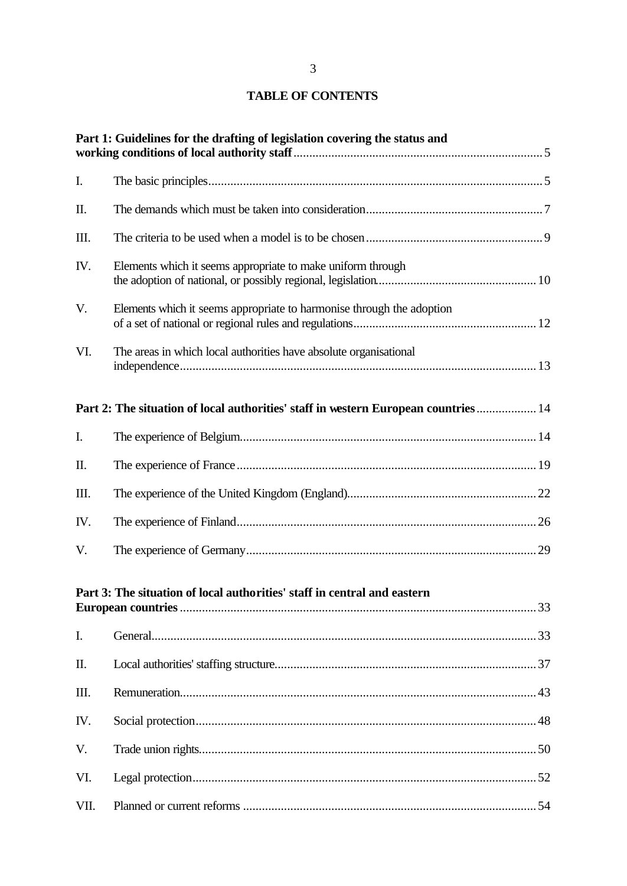# TABLE OF CONTENTS

**Part 1: Guidelines for the drafting of legislation covering the status and working conditions of local authority staff** .......... 5

I. The basic principles .......... 5

II. The demands which must be taken into consideration .......... 7

III. The criteria to be used when a model is to be chosen .......... 9

IV. Elements which it seems appropriate to make uniform through the adoption of national, or possibly regional, legislation .......... 10

V. Elements which it seems appropriate to harmonise through the adoption of a set of national or regional rules and regulations .......... 12

VI. The areas in which local authorities have absolute organisational independence .......... 13

**Part 2: The situation of local authorities' staff in western European countries** .......... 14

I. The experience of Belgium .......... 14

II. The experience of France .......... 19

III. The experience of the United Kingdom (England) .......... 22

IV. The experience of Finland .......... 26

V. The experience of Germany .......... 29

**Part 3: The situation of local authorities' staff in central and eastern European countries** .......... 33

I. General .......... 33

II. Local authorities' staffing structure .......... 37

III. Remuneration .......... 43

IV. Social protection .......... 48

V. Trade union rights .......... 50

VI. Legal protection .......... 52

VII. Planned or current reforms .......... 54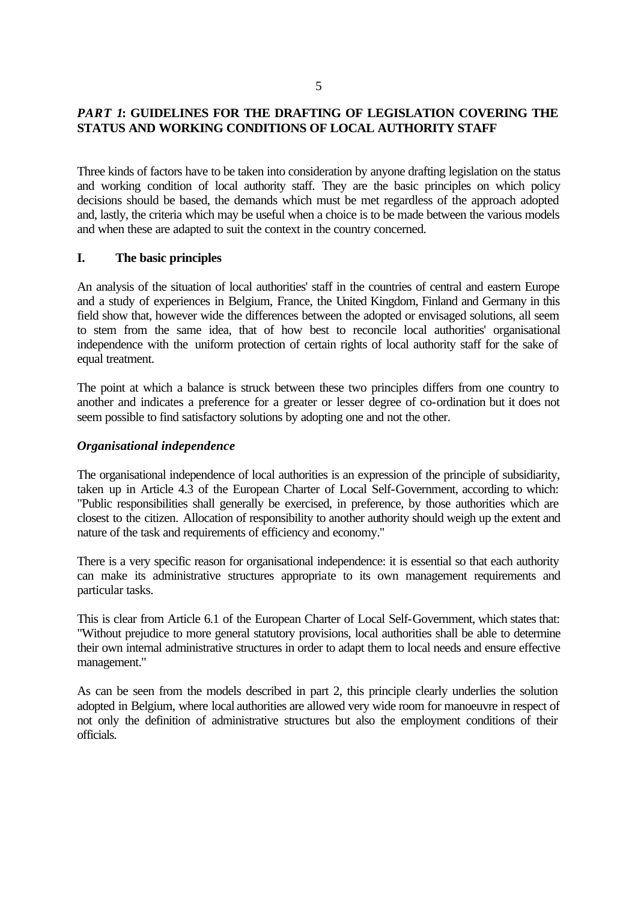## *PART 1*: GUIDELINES FOR THE DRAFTING OF LEGISLATION COVERING THE STATUS AND WORKING CONDITIONS OF LOCAL AUTHORITY STAFF

Three kinds of factors have to be taken into consideration by anyone drafting legislation on the status and working condition of local authority staff. They are the basic principles on which policy decisions should be based, the demands which must be met regardless of the approach adopted and, lastly, the criteria which may be useful when a choice is to be made between the various models and when these are adapted to suit the context in the country concerned.

### I. The basic principles

An analysis of the situation of local authorities' staff in the countries of central and eastern Europe and a study of experiences in Belgium, France, the United Kingdom, Finland and Germany in this field show that, however wide the differences between the adopted or envisaged solutions, all seem to stem from the same idea, that of how best to reconcile local authorities' organisational independence with the uniform protection of certain rights of local authority staff for the sake of equal treatment.

The point at which a balance is struck between these two principles differs from one country to another and indicates a preference for a greater or lesser degree of co-ordination but it does not seem possible to find satisfactory solutions by adopting one and not the other.

#### *Organisational independence*

The organisational independence of local authorities is an expression of the principle of subsidiarity, taken up in Article 4.3 of the European Charter of Local Self-Government, according to which: "Public responsibilities shall generally be exercised, in preference, by those authorities which are closest to the citizen. Allocation of responsibility to another authority should weigh up the extent and nature of the task and requirements of efficiency and economy."

There is a very specific reason for organisational independence: it is essential so that each authority can make its administrative structures appropriate to its own management requirements and particular tasks.

This is clear from Article 6.1 of the European Charter of Local Self-Government, which states that: "Without prejudice to more general statutory provisions, local authorities shall be able to determine their own internal administrative structures in order to adapt them to local needs and ensure effective management."

As can be seen from the models described in part 2, this principle clearly underlies the solution adopted in Belgium, where local authorities are allowed very wide room for manoeuvre in respect of not only the definition of administrative structures but also the employment conditions of their officials.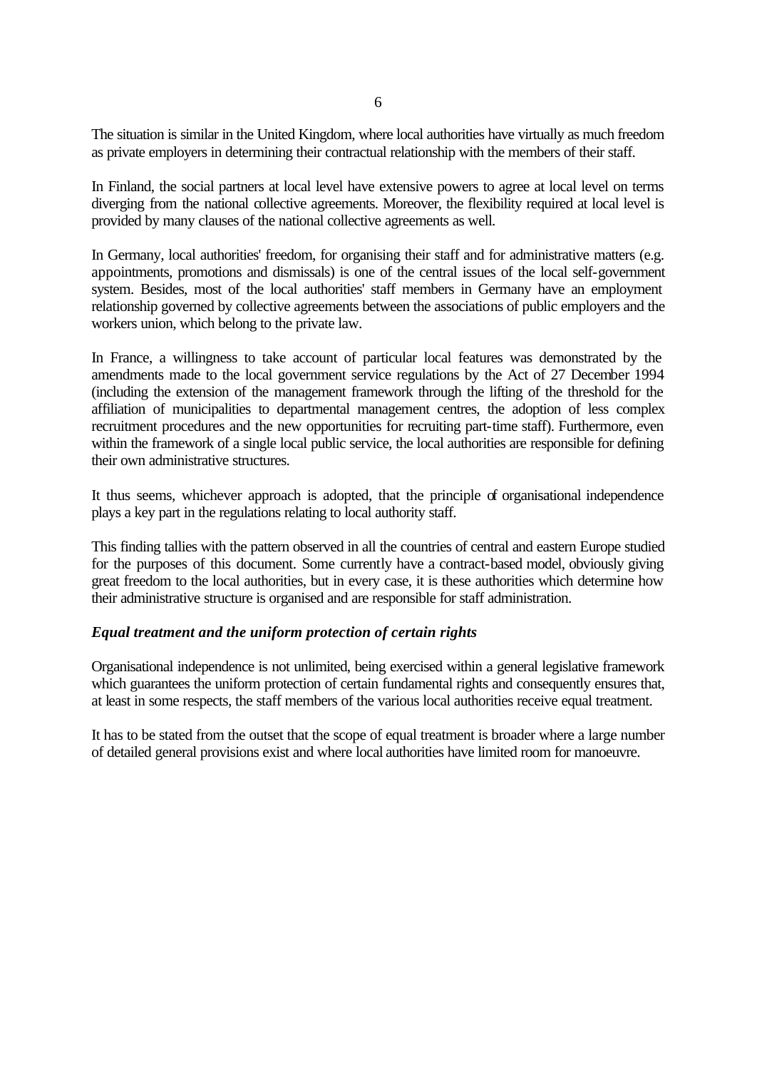The situation is similar in the United Kingdom, where local authorities have virtually as much freedom as private employers in determining their contractual relationship with the members of their staff.

In Finland, the social partners at local level have extensive powers to agree at local level on terms diverging from the national collective agreements. Moreover, the flexibility required at local level is provided by many clauses of the national collective agreements as well.

In Germany, local authorities' freedom, for organising their staff and for administrative matters (e.g. appointments, promotions and dismissals) is one of the central issues of the local self-government system. Besides, most of the local authorities' staff members in Germany have an employment relationship governed by collective agreements between the associations of public employers and the workers union, which belong to the private law.

In France, a willingness to take account of particular local features was demonstrated by the amendments made to the local government service regulations by the Act of 27 December 1994 (including the extension of the management framework through the lifting of the threshold for the affiliation of municipalities to departmental management centres, the adoption of less complex recruitment procedures and the new opportunities for recruiting part-time staff). Furthermore, even within the framework of a single local public service, the local authorities are responsible for defining their own administrative structures.

It thus seems, whichever approach is adopted, that the principle of organisational independence plays a key part in the regulations relating to local authority staff.

This finding tallies with the pattern observed in all the countries of central and eastern Europe studied for the purposes of this document. Some currently have a contract-based model, obviously giving great freedom to the local authorities, but in every case, it is these authorities which determine how their administrative structure is organised and are responsible for staff administration.

***Equal treatment and the uniform protection of certain rights***

Organisational independence is not unlimited, being exercised within a general legislative framework which guarantees the uniform protection of certain fundamental rights and consequently ensures that, at least in some respects, the staff members of the various local authorities receive equal treatment.

It has to be stated from the outset that the scope of equal treatment is broader where a large number of detailed general provisions exist and where local authorities have limited room for manoeuvre.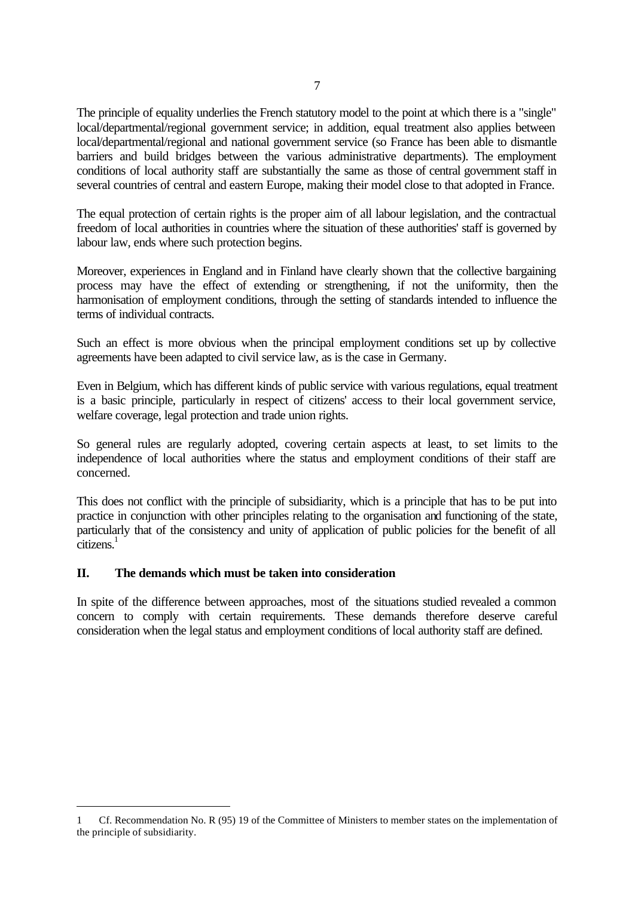The principle of equality underlies the French statutory model to the point at which there is a "single" local/departmental/regional government service; in addition, equal treatment also applies between local/departmental/regional and national government service (so France has been able to dismantle barriers and build bridges between the various administrative departments). The employment conditions of local authority staff are substantially the same as those of central government staff in several countries of central and eastern Europe, making their model close to that adopted in France.

The equal protection of certain rights is the proper aim of all labour legislation, and the contractual freedom of local authorities in countries where the situation of these authorities' staff is governed by labour law, ends where such protection begins.

Moreover, experiences in England and in Finland have clearly shown that the collective bargaining process may have the effect of extending or strengthening, if not the uniformity, then the harmonisation of employment conditions, through the setting of standards intended to influence the terms of individual contracts.

Such an effect is more obvious when the principal employment conditions set up by collective agreements have been adapted to civil service law, as is the case in Germany.

Even in Belgium, which has different kinds of public service with various regulations, equal treatment is a basic principle, particularly in respect of citizens' access to their local government service, welfare coverage, legal protection and trade union rights.

So general rules are regularly adopted, covering certain aspects at least, to set limits to the independence of local authorities where the status and employment conditions of their staff are concerned.

This does not conflict with the principle of subsidiarity, which is a principle that has to be put into practice in conjunction with other principles relating to the organisation and functioning of the state, particularly that of the consistency and unity of application of public policies for the benefit of all citizens.[1]

## II. The demands which must be taken into consideration

In spite of the difference between approaches, most of the situations studied revealed a common concern to comply with certain requirements. These demands therefore deserve careful consideration when the legal status and employment conditions of local authority staff are defined.

---

1 Cf. Recommendation No. R (95) 19 of the Committee of Ministers to member states on the implementation of the principle of subsidiarity.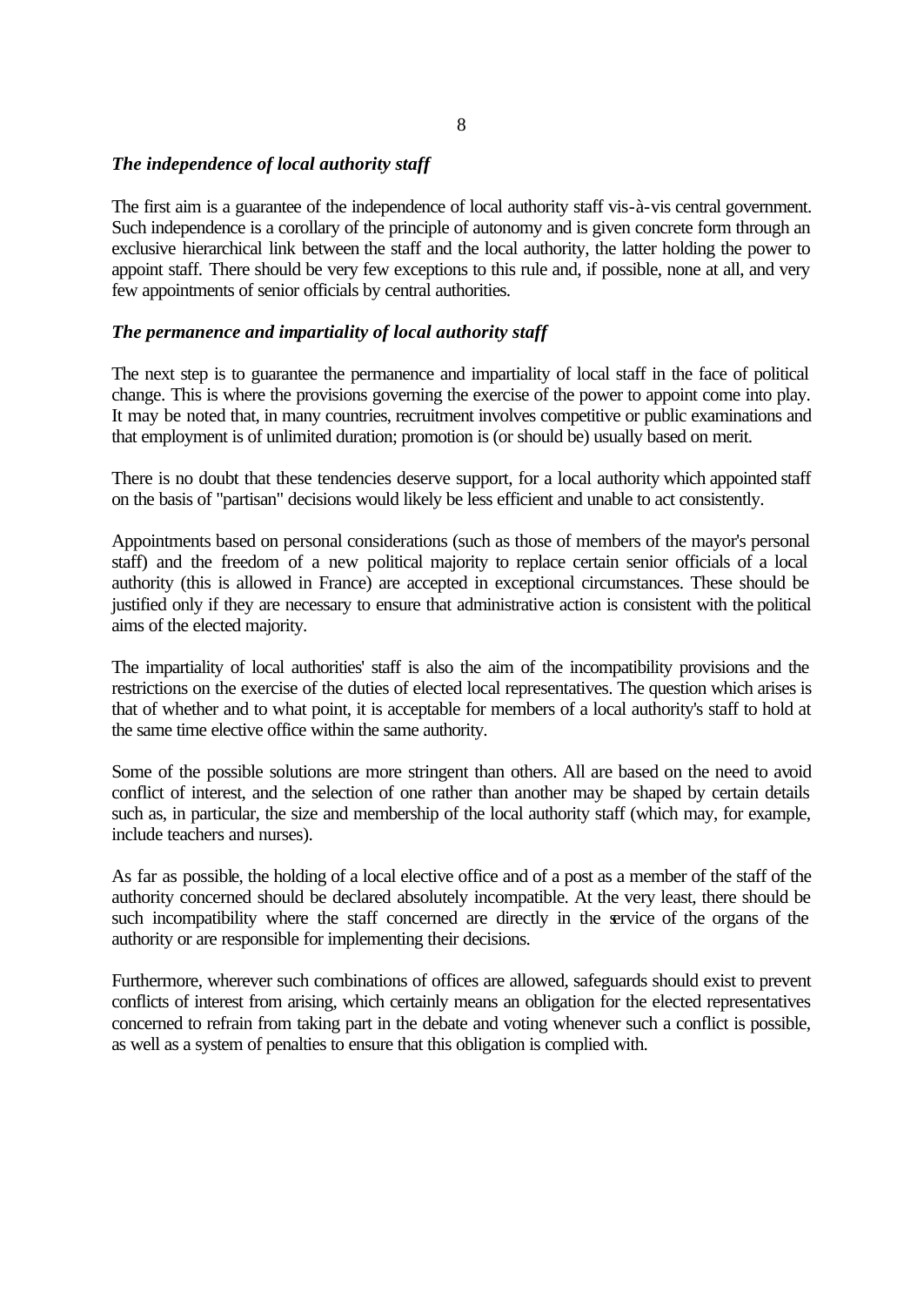### *The independence of local authority staff*

The first aim is a guarantee of the independence of local authority staff vis-à-vis central government. Such independence is a corollary of the principle of autonomy and is given concrete form through an exclusive hierarchical link between the staff and the local authority, the latter holding the power to appoint staff. There should be very few exceptions to this rule and, if possible, none at all, and very few appointments of senior officials by central authorities.

### *The permanence and impartiality of local authority staff*

The next step is to guarantee the permanence and impartiality of local staff in the face of political change. This is where the provisions governing the exercise of the power to appoint come into play. It may be noted that, in many countries, recruitment involves competitive or public examinations and that employment is of unlimited duration; promotion is (or should be) usually based on merit.

There is no doubt that these tendencies deserve support, for a local authority which appointed staff on the basis of "partisan" decisions would likely be less efficient and unable to act consistently.

Appointments based on personal considerations (such as those of members of the mayor's personal staff) and the freedom of a new political majority to replace certain senior officials of a local authority (this is allowed in France) are accepted in exceptional circumstances. These should be justified only if they are necessary to ensure that administrative action is consistent with the political aims of the elected majority.

The impartiality of local authorities' staff is also the aim of the incompatibility provisions and the restrictions on the exercise of the duties of elected local representatives. The question which arises is that of whether and to what point, it is acceptable for members of a local authority's staff to hold at the same time elective office within the same authority.

Some of the possible solutions are more stringent than others. All are based on the need to avoid conflict of interest, and the selection of one rather than another may be shaped by certain details such as, in particular, the size and membership of the local authority staff (which may, for example, include teachers and nurses).

As far as possible, the holding of a local elective office and of a post as a member of the staff of the authority concerned should be declared absolutely incompatible. At the very least, there should be such incompatibility where the staff concerned are directly in the service of the organs of the authority or are responsible for implementing their decisions.

Furthermore, wherever such combinations of offices are allowed, safeguards should exist to prevent conflicts of interest from arising, which certainly means an obligation for the elected representatives concerned to refrain from taking part in the debate and voting whenever such a conflict is possible, as well as a system of penalties to ensure that this obligation is complied with.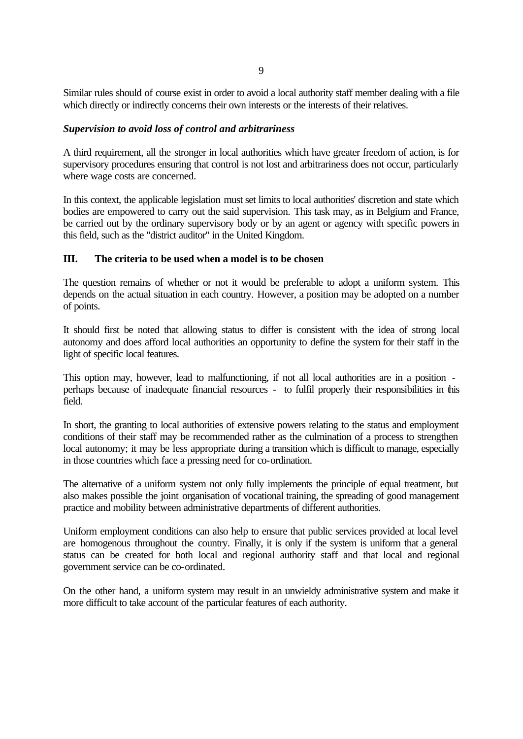Similar rules should of course exist in order to avoid a local authority staff member dealing with a file which directly or indirectly concerns their own interests or the interests of their relatives.

### *Supervision to avoid loss of control and arbitrariness*

A third requirement, all the stronger in local authorities which have greater freedom of action, is for supervisory procedures ensuring that control is not lost and arbitrariness does not occur, particularly where wage costs are concerned.

In this context, the applicable legislation must set limits to local authorities' discretion and state which bodies are empowered to carry out the said supervision. This task may, as in Belgium and France, be carried out by the ordinary supervisory body or by an agent or agency with specific powers in this field, such as the "district auditor" in the United Kingdom.

## III. The criteria to be used when a model is to be chosen

The question remains of whether or not it would be preferable to adopt a uniform system. This depends on the actual situation in each country. However, a position may be adopted on a number of points.

It should first be noted that allowing status to differ is consistent with the idea of strong local autonomy and does afford local authorities an opportunity to define the system for their staff in the light of specific local features.

This option may, however, lead to malfunctioning, if not all local authorities are in a position - perhaps because of inadequate financial resources - to fulfil properly their responsibilities in this field.

In short, the granting to local authorities of extensive powers relating to the status and employment conditions of their staff may be recommended rather as the culmination of a process to strengthen local autonomy; it may be less appropriate during a transition which is difficult to manage, especially in those countries which face a pressing need for co-ordination.

The alternative of a uniform system not only fully implements the principle of equal treatment, but also makes possible the joint organisation of vocational training, the spreading of good management practice and mobility between administrative departments of different authorities.

Uniform employment conditions can also help to ensure that public services provided at local level are homogenous throughout the country. Finally, it is only if the system is uniform that a general status can be created for both local and regional authority staff and that local and regional government service can be co-ordinated.

On the other hand, a uniform system may result in an unwieldy administrative system and make it more difficult to take account of the particular features of each authority.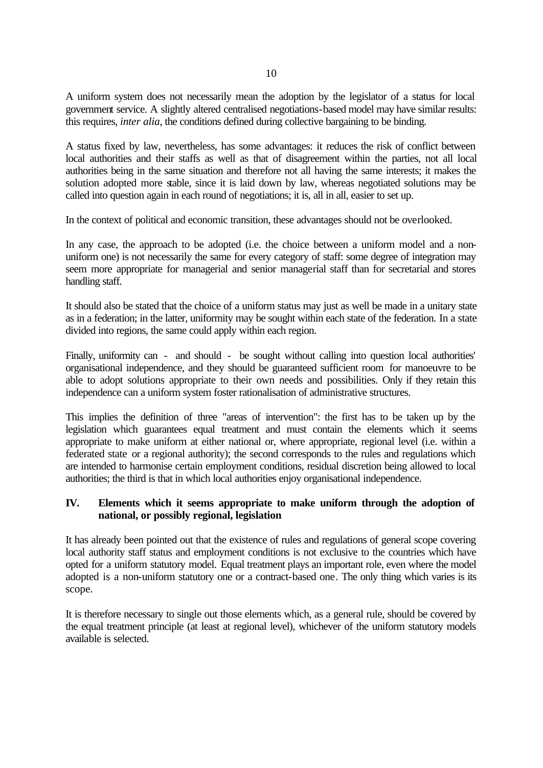A uniform system does not necessarily mean the adoption by the legislator of a status for local government service. A slightly altered centralised negotiations-based model may have similar results: this requires, *inter alia*, the conditions defined during collective bargaining to be binding.

A status fixed by law, nevertheless, has some advantages: it reduces the risk of conflict between local authorities and their staffs as well as that of disagreement within the parties, not all local authorities being in the same situation and therefore not all having the same interests; it makes the solution adopted more stable, since it is laid down by law, whereas negotiated solutions may be called into question again in each round of negotiations; it is, all in all, easier to set up.

In the context of political and economic transition, these advantages should not be overlooked.

In any case, the approach to be adopted (i.e. the choice between a uniform model and a non-uniform one) is not necessarily the same for every category of staff: some degree of integration may seem more appropriate for managerial and senior managerial staff than for secretarial and stores handling staff.

It should also be stated that the choice of a uniform status may just as well be made in a unitary state as in a federation; in the latter, uniformity may be sought within each state of the federation. In a state divided into regions, the same could apply within each region.

Finally, uniformity can - and should - be sought without calling into question local authorities' organisational independence, and they should be guaranteed sufficient room for manoeuvre to be able to adopt solutions appropriate to their own needs and possibilities. Only if they retain this independence can a uniform system foster rationalisation of administrative structures.

This implies the definition of three "areas of intervention": the first has to be taken up by the legislation which guarantees equal treatment and must contain the elements which it seems appropriate to make uniform at either national or, where appropriate, regional level (i.e. within a federated state or a regional authority); the second corresponds to the rules and regulations which are intended to harmonise certain employment conditions, residual discretion being allowed to local authorities; the third is that in which local authorities enjoy organisational independence.

## IV. Elements which it seems appropriate to make uniform through the adoption of national, or possibly regional, legislation

It has already been pointed out that the existence of rules and regulations of general scope covering local authority staff status and employment conditions is not exclusive to the countries which have opted for a uniform statutory model. Equal treatment plays an important role, even where the model adopted is a non-uniform statutory one or a contract-based one. The only thing which varies is its scope.

It is therefore necessary to single out those elements which, as a general rule, should be covered by the equal treatment principle (at least at regional level), whichever of the uniform statutory models available is selected.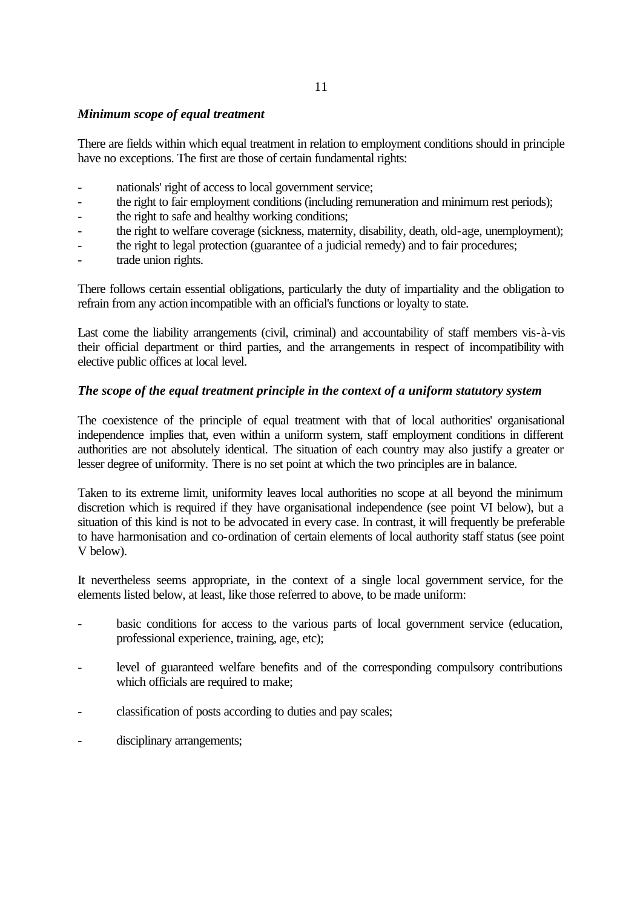***Minimum scope of equal treatment***

There are fields within which equal treatment in relation to employment conditions should in principle have no exceptions. The first are those of certain fundamental rights:

- nationals' right of access to local government service;
- the right to fair employment conditions (including remuneration and minimum rest periods);
- the right to safe and healthy working conditions;
- the right to welfare coverage (sickness, maternity, disability, death, old-age, unemployment);
- the right to legal protection (guarantee of a judicial remedy) and to fair procedures;
- trade union rights.

There follows certain essential obligations, particularly the duty of impartiality and the obligation to refrain from any action incompatible with an official's functions or loyalty to state.

Last come the liability arrangements (civil, criminal) and accountability of staff members vis-à-vis their official department or third parties, and the arrangements in respect of incompatibility with elective public offices at local level.

***The scope of the equal treatment principle in the context of a uniform statutory system***

The coexistence of the principle of equal treatment with that of local authorities' organisational independence implies that, even within a uniform system, staff employment conditions in different authorities are not absolutely identical. The situation of each country may also justify a greater or lesser degree of uniformity. There is no set point at which the two principles are in balance.

Taken to its extreme limit, uniformity leaves local authorities no scope at all beyond the minimum discretion which is required if they have organisational independence (see point VI below), but a situation of this kind is not to be advocated in every case. In contrast, it will frequently be preferable to have harmonisation and co-ordination of certain elements of local authority staff status (see point V below).

It nevertheless seems appropriate, in the context of a single local government service, for the elements listed below, at least, like those referred to above, to be made uniform:

- basic conditions for access to the various parts of local government service (education, professional experience, training, age, etc);

- level of guaranteed welfare benefits and of the corresponding compulsory contributions which officials are required to make;

- classification of posts according to duties and pay scales;

- disciplinary arrangements;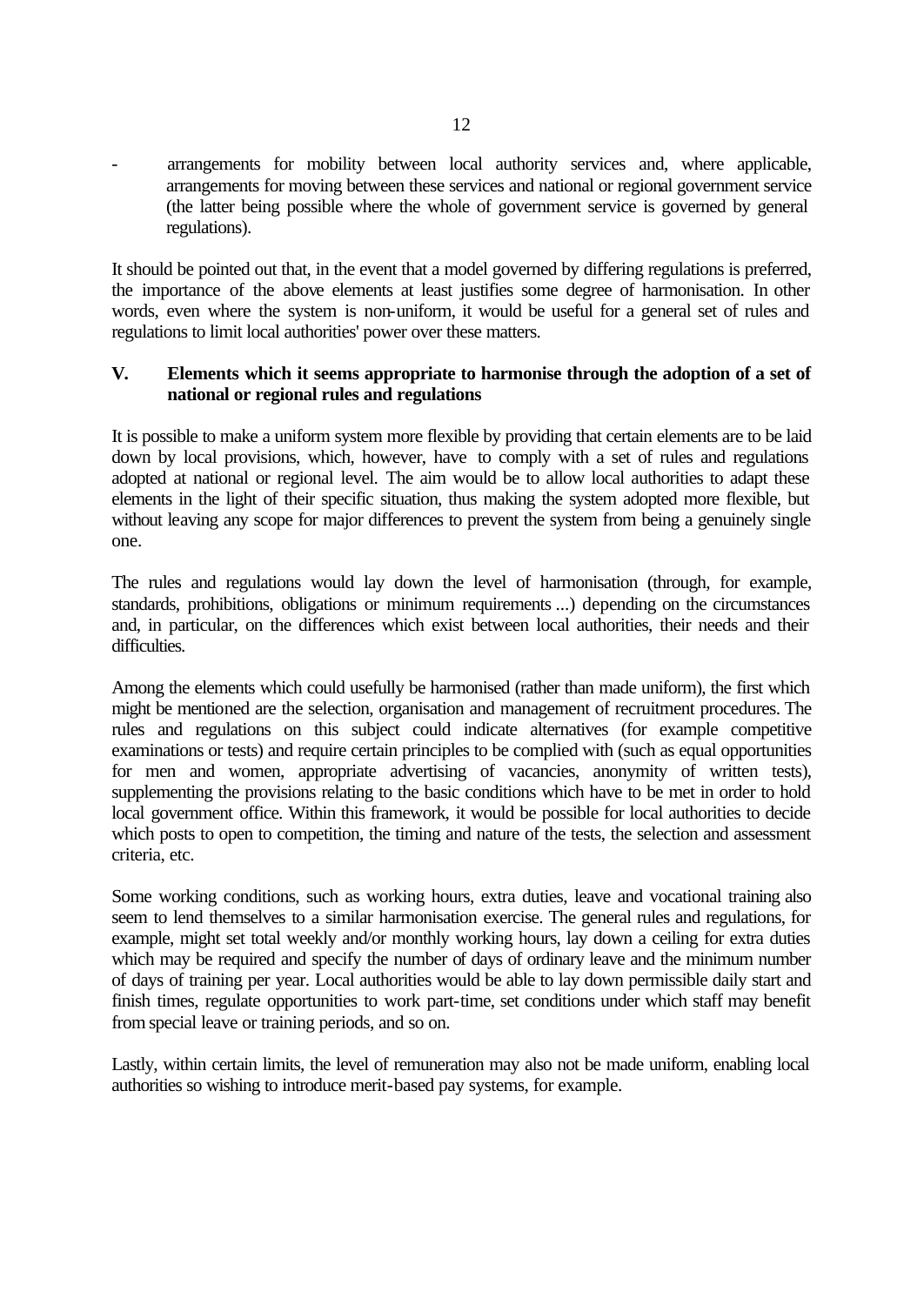- arrangements for mobility between local authority services and, where applicable, arrangements for moving between these services and national or regional government service (the latter being possible where the whole of government service is governed by general regulations).

It should be pointed out that, in the event that a model governed by differing regulations is preferred, the importance of the above elements at least justifies some degree of harmonisation. In other words, even where the system is non-uniform, it would be useful for a general set of rules and regulations to limit local authorities' power over these matters.

## V. Elements which it seems appropriate to harmonise through the adoption of a set of national or regional rules and regulations

It is possible to make a uniform system more flexible by providing that certain elements are to be laid down by local provisions, which, however, have to comply with a set of rules and regulations adopted at national or regional level. The aim would be to allow local authorities to adapt these elements in the light of their specific situation, thus making the system adopted more flexible, but without leaving any scope for major differences to prevent the system from being a genuinely single one.

The rules and regulations would lay down the level of harmonisation (through, for example, standards, prohibitions, obligations or minimum requirements ...) depending on the circumstances and, in particular, on the differences which exist between local authorities, their needs and their difficulties.

Among the elements which could usefully be harmonised (rather than made uniform), the first which might be mentioned are the selection, organisation and management of recruitment procedures. The rules and regulations on this subject could indicate alternatives (for example competitive examinations or tests) and require certain principles to be complied with (such as equal opportunities for men and women, appropriate advertising of vacancies, anonymity of written tests), supplementing the provisions relating to the basic conditions which have to be met in order to hold local government office. Within this framework, it would be possible for local authorities to decide which posts to open to competition, the timing and nature of the tests, the selection and assessment criteria, etc.

Some working conditions, such as working hours, extra duties, leave and vocational training also seem to lend themselves to a similar harmonisation exercise. The general rules and regulations, for example, might set total weekly and/or monthly working hours, lay down a ceiling for extra duties which may be required and specify the number of days of ordinary leave and the minimum number of days of training per year. Local authorities would be able to lay down permissible daily start and finish times, regulate opportunities to work part-time, set conditions under which staff may benefit from special leave or training periods, and so on.

Lastly, within certain limits, the level of remuneration may also not be made uniform, enabling local authorities so wishing to introduce merit-based pay systems, for example.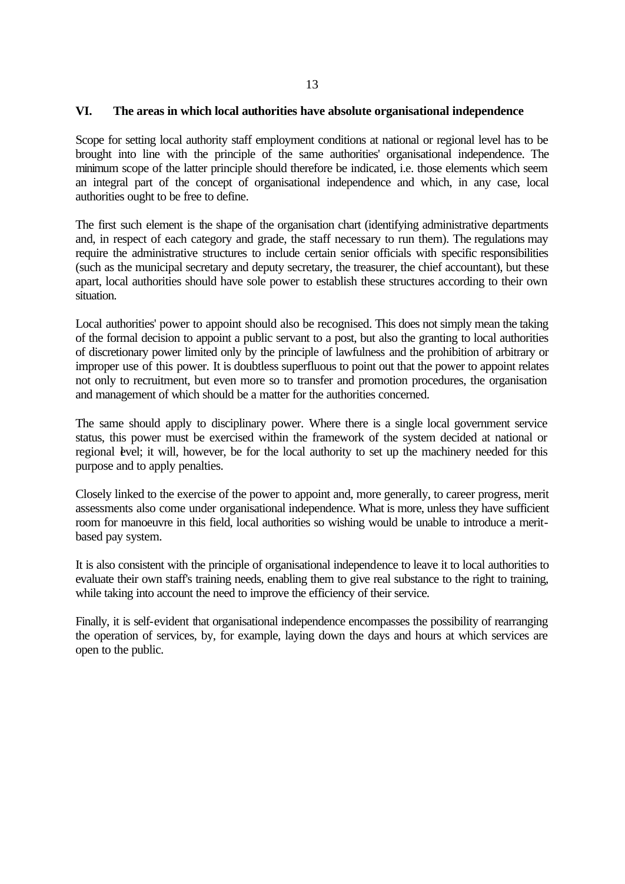## VI. The areas in which local authorities have absolute organisational independence

Scope for setting local authority staff employment conditions at national or regional level has to be brought into line with the principle of the same authorities' organisational independence. The minimum scope of the latter principle should therefore be indicated, i.e. those elements which seem an integral part of the concept of organisational independence and which, in any case, local authorities ought to be free to define.

The first such element is the shape of the organisation chart (identifying administrative departments and, in respect of each category and grade, the staff necessary to run them). The regulations may require the administrative structures to include certain senior officials with specific responsibilities (such as the municipal secretary and deputy secretary, the treasurer, the chief accountant), but these apart, local authorities should have sole power to establish these structures according to their own situation.

Local authorities' power to appoint should also be recognised. This does not simply mean the taking of the formal decision to appoint a public servant to a post, but also the granting to local authorities of discretionary power limited only by the principle of lawfulness and the prohibition of arbitrary or improper use of this power. It is doubtless superfluous to point out that the power to appoint relates not only to recruitment, but even more so to transfer and promotion procedures, the organisation and management of which should be a matter for the authorities concerned.

The same should apply to disciplinary power. Where there is a single local government service status, this power must be exercised within the framework of the system decided at national or regional level; it will, however, be for the local authority to set up the machinery needed for this purpose and to apply penalties.

Closely linked to the exercise of the power to appoint and, more generally, to career progress, merit assessments also come under organisational independence. What is more, unless they have sufficient room for manoeuvre in this field, local authorities so wishing would be unable to introduce a merit-based pay system.

It is also consistent with the principle of organisational independence to leave it to local authorities to evaluate their own staff's training needs, enabling them to give real substance to the right to training, while taking into account the need to improve the efficiency of their service.

Finally, it is self-evident that organisational independence encompasses the possibility of rearranging the operation of services, by, for example, laying down the days and hours at which services are open to the public.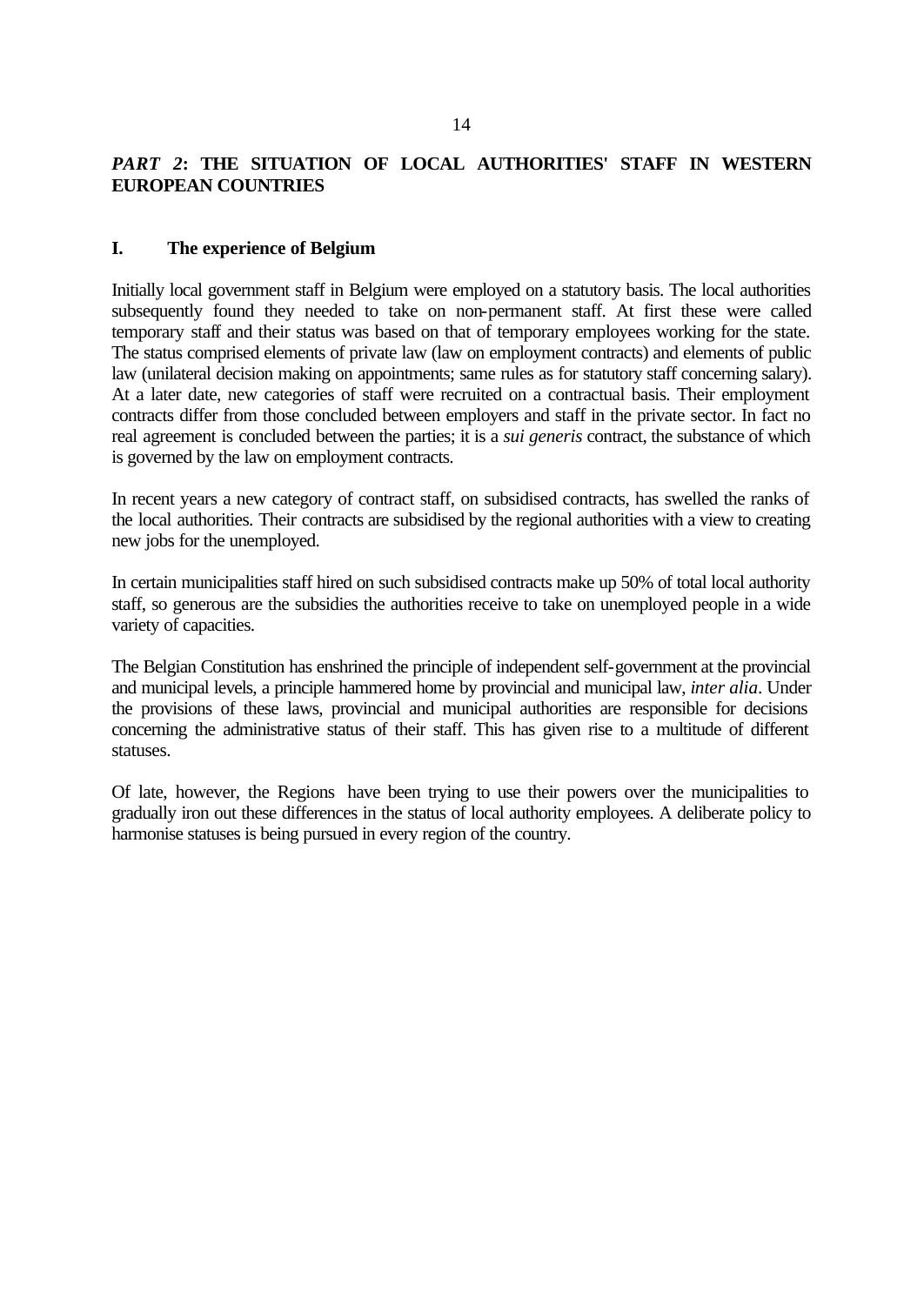## *PART 2*: THE SITUATION OF LOCAL AUTHORITIES' STAFF IN WESTERN EUROPEAN COUNTRIES

### I. The experience of Belgium

Initially local government staff in Belgium were employed on a statutory basis. The local authorities subsequently found they needed to take on non-permanent staff. At first these were called temporary staff and their status was based on that of temporary employees working for the state. The status comprised elements of private law (law on employment contracts) and elements of public law (unilateral decision making on appointments; same rules as for statutory staff concerning salary). At a later date, new categories of staff were recruited on a contractual basis. Their employment contracts differ from those concluded between employers and staff in the private sector. In fact no real agreement is concluded between the parties; it is a *sui generis* contract, the substance of which is governed by the law on employment contracts.

In recent years a new category of contract staff, on subsidised contracts, has swelled the ranks of the local authorities. Their contracts are subsidised by the regional authorities with a view to creating new jobs for the unemployed.

In certain municipalities staff hired on such subsidised contracts make up 50% of total local authority staff, so generous are the subsidies the authorities receive to take on unemployed people in a wide variety of capacities.

The Belgian Constitution has enshrined the principle of independent self-government at the provincial and municipal levels, a principle hammered home by provincial and municipal law, *inter alia*. Under the provisions of these laws, provincial and municipal authorities are responsible for decisions concerning the administrative status of their staff. This has given rise to a multitude of different statuses.

Of late, however, the Regions have been trying to use their powers over the municipalities to gradually iron out these differences in the status of local authority employees. A deliberate policy to harmonise statuses is being pursued in every region of the country.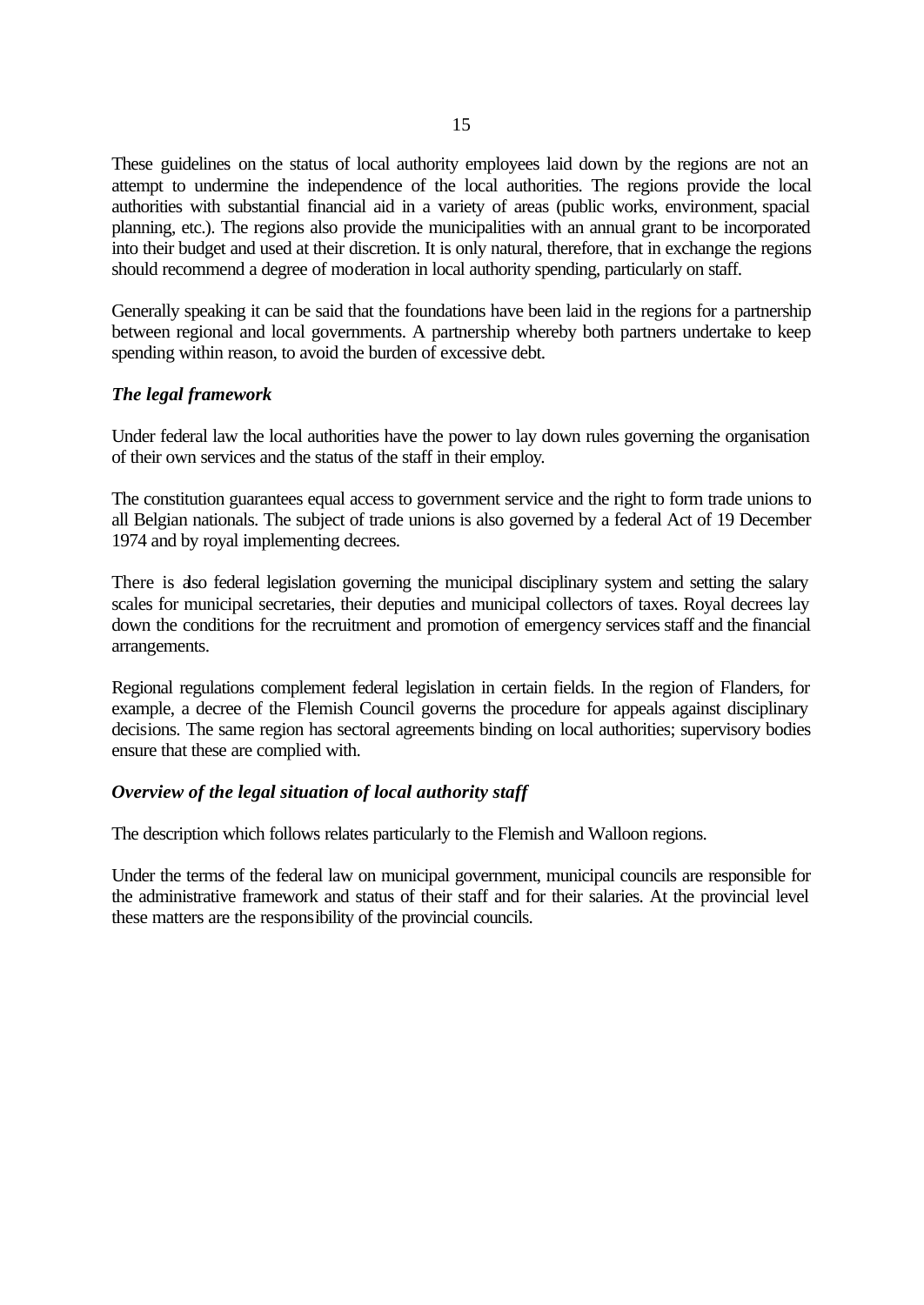These guidelines on the status of local authority employees laid down by the regions are not an attempt to undermine the independence of the local authorities. The regions provide the local authorities with substantial financial aid in a variety of areas (public works, environment, spacial planning, etc.). The regions also provide the municipalities with an annual grant to be incorporated into their budget and used at their discretion. It is only natural, therefore, that in exchange the regions should recommend a degree of moderation in local authority spending, particularly on staff.

Generally speaking it can be said that the foundations have been laid in the regions for a partnership between regional and local governments. A partnership whereby both partners undertake to keep spending within reason, to avoid the burden of excessive debt.

### *The legal framework*

Under federal law the local authorities have the power to lay down rules governing the organisation of their own services and the status of the staff in their employ.

The constitution guarantees equal access to government service and the right to form trade unions to all Belgian nationals. The subject of trade unions is also governed by a federal Act of 19 December 1974 and by royal implementing decrees.

There is also federal legislation governing the municipal disciplinary system and setting the salary scales for municipal secretaries, their deputies and municipal collectors of taxes. Royal decrees lay down the conditions for the recruitment and promotion of emergency services staff and the financial arrangements.

Regional regulations complement federal legislation in certain fields. In the region of Flanders, for example, a decree of the Flemish Council governs the procedure for appeals against disciplinary decisions. The same region has sectoral agreements binding on local authorities; supervisory bodies ensure that these are complied with.

### *Overview of the legal situation of local authority staff*

The description which follows relates particularly to the Flemish and Walloon regions.

Under the terms of the federal law on municipal government, municipal councils are responsible for the administrative framework and status of their staff and for their salaries. At the provincial level these matters are the responsibility of the provincial councils.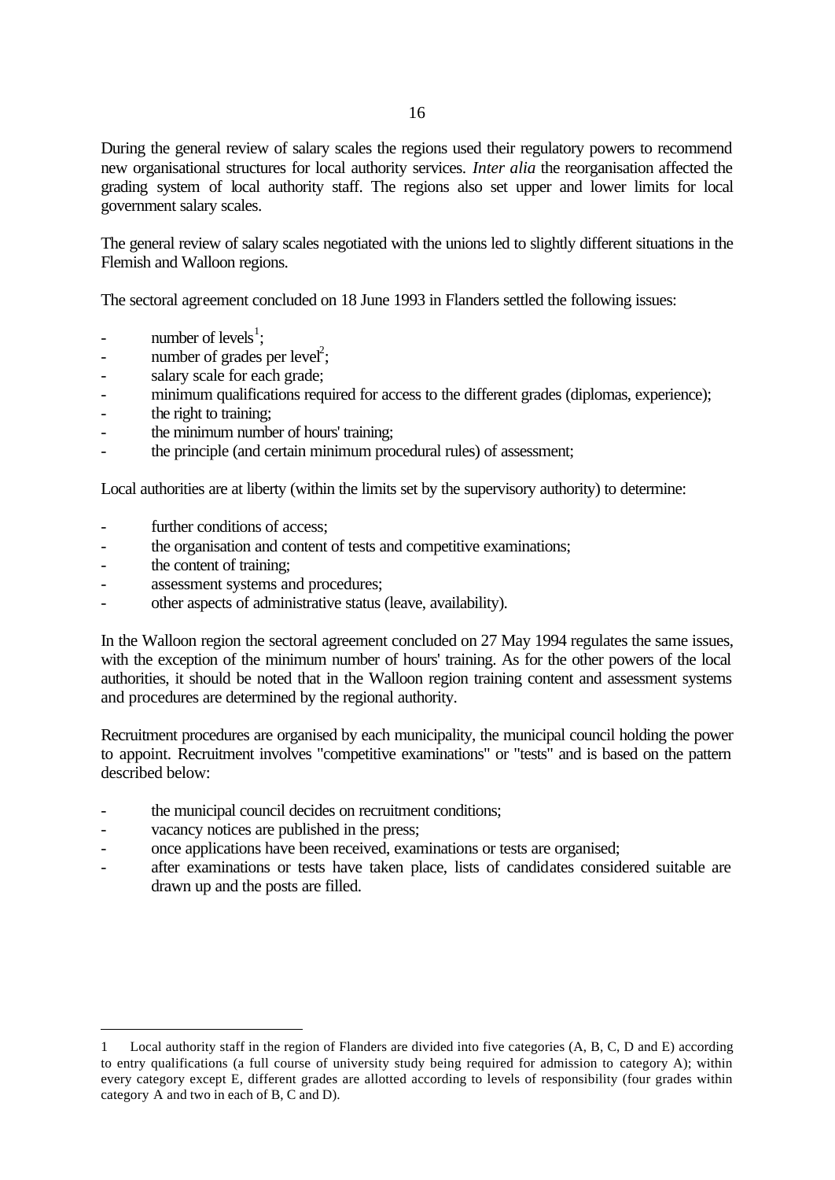During the general review of salary scales the regions used their regulatory powers to recommend new organisational structures for local authority services. *Inter alia* the reorganisation affected the grading system of local authority staff. The regions also set upper and lower limits for local government salary scales.

The general review of salary scales negotiated with the unions led to slightly different situations in the Flemish and Walloon regions.

The sectoral agreement concluded on 18 June 1993 in Flanders settled the following issues:

- number of levels[1];
- number of grades per level[2];
- salary scale for each grade;
- minimum qualifications required for access to the different grades (diplomas, experience);
- the right to training;
- the minimum number of hours' training;
- the principle (and certain minimum procedural rules) of assessment;

Local authorities are at liberty (within the limits set by the supervisory authority) to determine:

- further conditions of access;
- the organisation and content of tests and competitive examinations;
- the content of training;
- assessment systems and procedures;
- other aspects of administrative status (leave, availability).

In the Walloon region the sectoral agreement concluded on 27 May 1994 regulates the same issues, with the exception of the minimum number of hours' training. As for the other powers of the local authorities, it should be noted that in the Walloon region training content and assessment systems and procedures are determined by the regional authority.

Recruitment procedures are organised by each municipality, the municipal council holding the power to appoint. Recruitment involves "competitive examinations" or "tests" and is based on the pattern described below:

- the municipal council decides on recruitment conditions;
- vacancy notices are published in the press;
- once applications have been received, examinations or tests are organised;
- after examinations or tests have taken place, lists of candidates considered suitable are drawn up and the posts are filled.

---

1 Local authority staff in the region of Flanders are divided into five categories (A, B, C, D and E) according to entry qualifications (a full course of university study being required for admission to category A); within every category except E, different grades are allotted according to levels of responsibility (four grades within category A and two in each of B, C and D).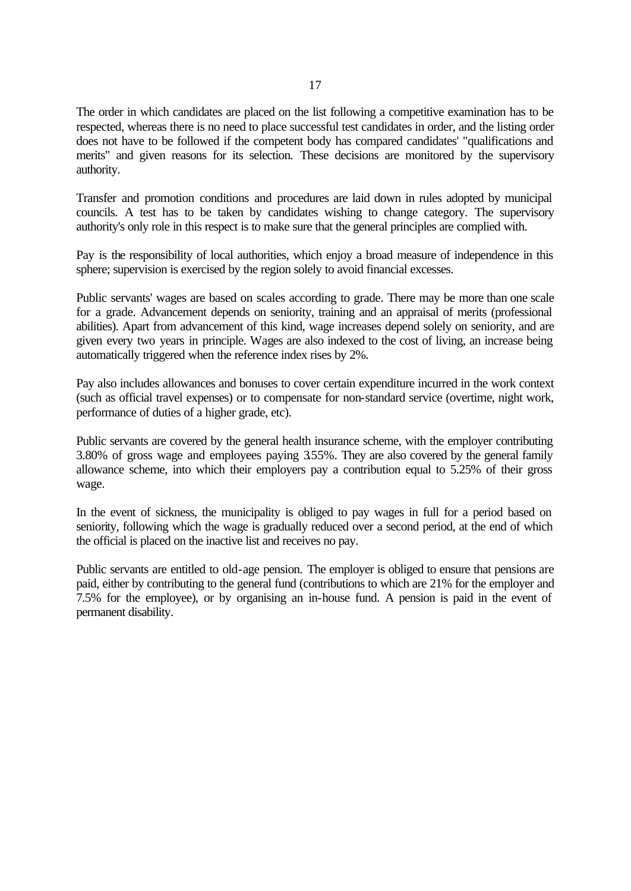The order in which candidates are placed on the list following a competitive examination has to be respected, whereas there is no need to place successful test candidates in order, and the listing order does not have to be followed if the competent body has compared candidates' "qualifications and merits" and given reasons for its selection. These decisions are monitored by the supervisory authority.

Transfer and promotion conditions and procedures are laid down in rules adopted by municipal councils. A test has to be taken by candidates wishing to change category. The supervisory authority's only role in this respect is to make sure that the general principles are complied with.

Pay is the responsibility of local authorities, which enjoy a broad measure of independence in this sphere; supervision is exercised by the region solely to avoid financial excesses.

Public servants' wages are based on scales according to grade. There may be more than one scale for a grade. Advancement depends on seniority, training and an appraisal of merits (professional abilities). Apart from advancement of this kind, wage increases depend solely on seniority, and are given every two years in principle. Wages are also indexed to the cost of living, an increase being automatically triggered when the reference index rises by 2%.

Pay also includes allowances and bonuses to cover certain expenditure incurred in the work context (such as official travel expenses) or to compensate for non-standard service (overtime, night work, performance of duties of a higher grade, etc).

Public servants are covered by the general health insurance scheme, with the employer contributing 3.80% of gross wage and employees paying 3.55%. They are also covered by the general family allowance scheme, into which their employers pay a contribution equal to 5.25% of their gross wage.

In the event of sickness, the municipality is obliged to pay wages in full for a period based on seniority, following which the wage is gradually reduced over a second period, at the end of which the official is placed on the inactive list and receives no pay.

Public servants are entitled to old-age pension. The employer is obliged to ensure that pensions are paid, either by contributing to the general fund (contributions to which are 21% for the employer and 7.5% for the employee), or by organising an in-house fund. A pension is paid in the event of permanent disability.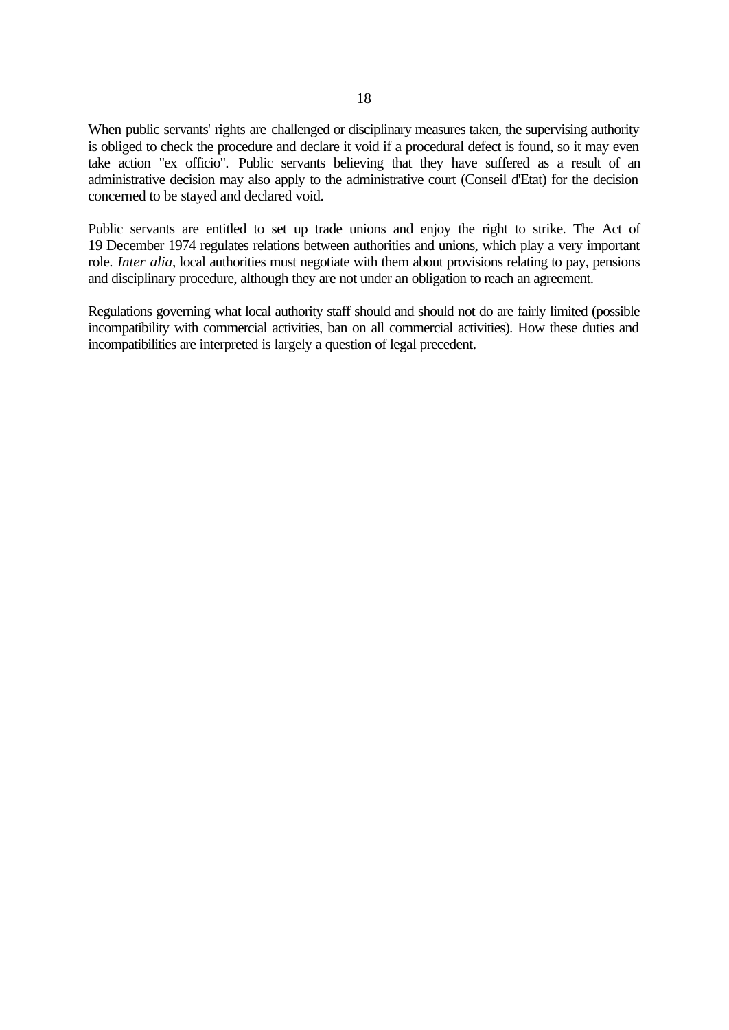When public servants' rights are challenged or disciplinary measures taken, the supervising authority is obliged to check the procedure and declare it void if a procedural defect is found, so it may even take action "ex officio". Public servants believing that they have suffered as a result of an administrative decision may also apply to the administrative court (Conseil d'Etat) for the decision concerned to be stayed and declared void.

Public servants are entitled to set up trade unions and enjoy the right to strike. The Act of 19 December 1974 regulates relations between authorities and unions, which play a very important role. *Inter alia*, local authorities must negotiate with them about provisions relating to pay, pensions and disciplinary procedure, although they are not under an obligation to reach an agreement.

Regulations governing what local authority staff should and should not do are fairly limited (possible incompatibility with commercial activities, ban on all commercial activities). How these duties and incompatibilities are interpreted is largely a question of legal precedent.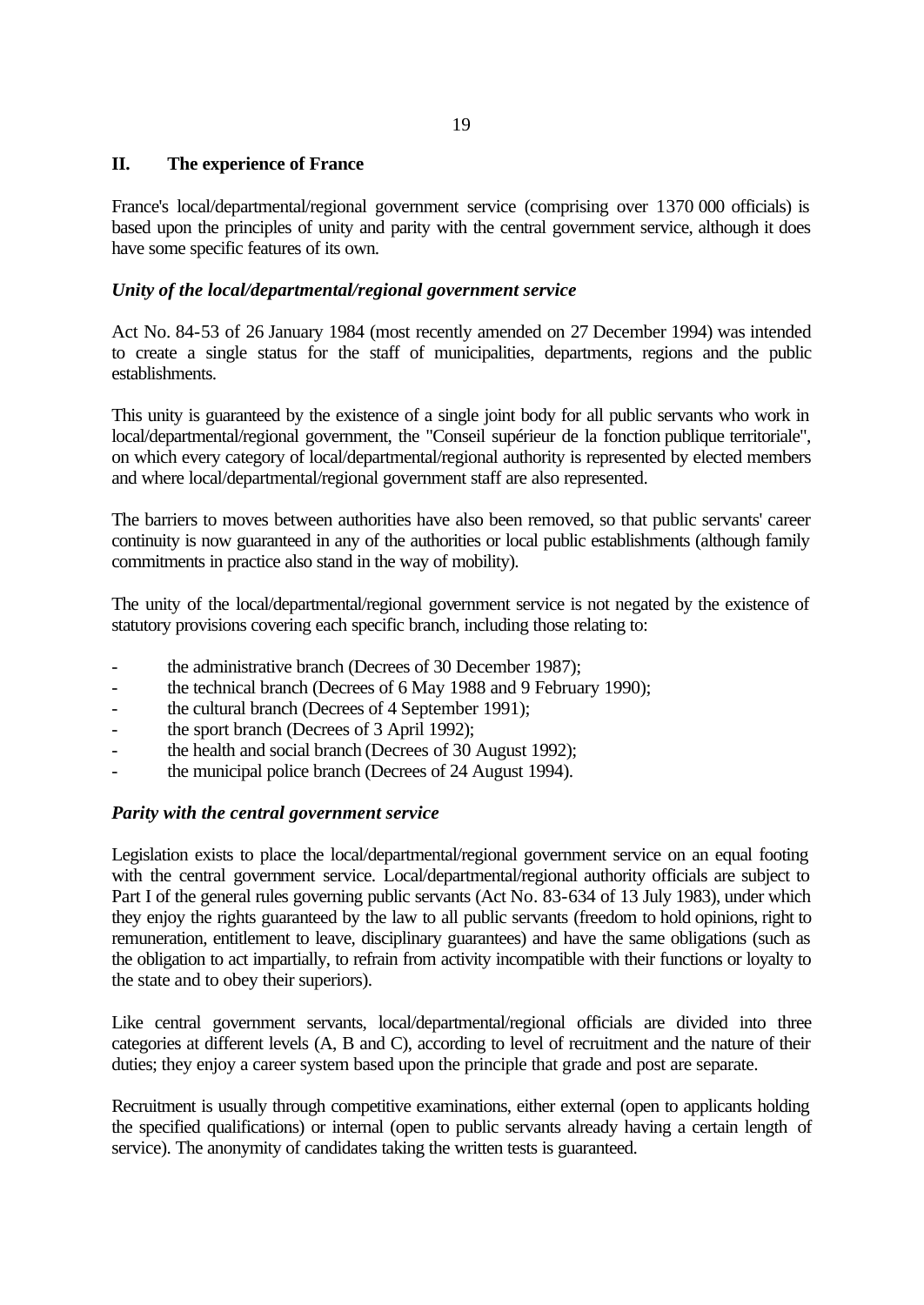## II. The experience of France

France's local/departmental/regional government service (comprising over 1370 000 officials) is based upon the principles of unity and parity with the central government service, although it does have some specific features of its own.

### *Unity of the local/departmental/regional government service*

Act No. 84-53 of 26 January 1984 (most recently amended on 27 December 1994) was intended to create a single status for the staff of municipalities, departments, regions and the public establishments.

This unity is guaranteed by the existence of a single joint body for all public servants who work in local/departmental/regional government, the "Conseil supérieur de la fonction publique territoriale", on which every category of local/departmental/regional authority is represented by elected members and where local/departmental/regional government staff are also represented.

The barriers to moves between authorities have also been removed, so that public servants' career continuity is now guaranteed in any of the authorities or local public establishments (although family commitments in practice also stand in the way of mobility).

The unity of the local/departmental/regional government service is not negated by the existence of statutory provisions covering each specific branch, including those relating to:

- the administrative branch (Decrees of 30 December 1987);
- the technical branch (Decrees of 6 May 1988 and 9 February 1990);
- the cultural branch (Decrees of 4 September 1991);
- the sport branch (Decrees of 3 April 1992);
- the health and social branch (Decrees of 30 August 1992);
- the municipal police branch (Decrees of 24 August 1994).

### *Parity with the central government service*

Legislation exists to place the local/departmental/regional government service on an equal footing with the central government service. Local/departmental/regional authority officials are subject to Part I of the general rules governing public servants (Act No. 83-634 of 13 July 1983), under which they enjoy the rights guaranteed by the law to all public servants (freedom to hold opinions, right to remuneration, entitlement to leave, disciplinary guarantees) and have the same obligations (such as the obligation to act impartially, to refrain from activity incompatible with their functions or loyalty to the state and to obey their superiors).

Like central government servants, local/departmental/regional officials are divided into three categories at different levels (A, B and C), according to level of recruitment and the nature of their duties; they enjoy a career system based upon the principle that grade and post are separate.

Recruitment is usually through competitive examinations, either external (open to applicants holding the specified qualifications) or internal (open to public servants already having a certain length of service). The anonymity of candidates taking the written tests is guaranteed.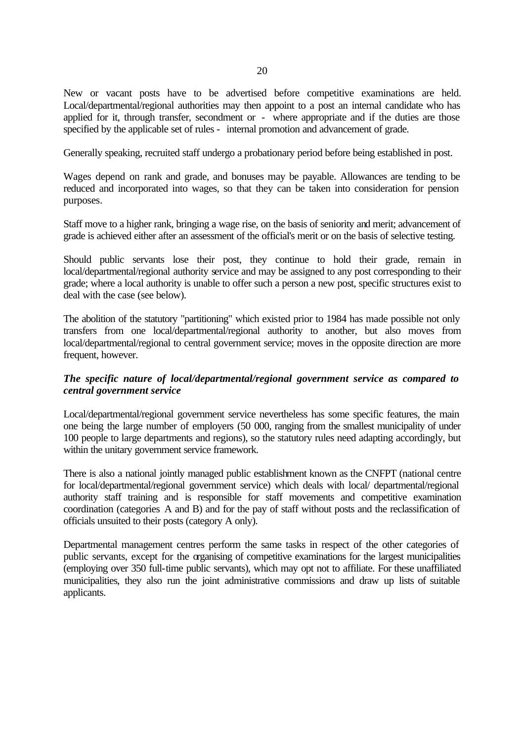New or vacant posts have to be advertised before competitive examinations are held. Local/departmental/regional authorities may then appoint to a post an internal candidate who has applied for it, through transfer, secondment or - where appropriate and if the duties are those specified by the applicable set of rules - internal promotion and advancement of grade.

Generally speaking, recruited staff undergo a probationary period before being established in post.

Wages depend on rank and grade, and bonuses may be payable. Allowances are tending to be reduced and incorporated into wages, so that they can be taken into consideration for pension purposes.

Staff move to a higher rank, bringing a wage rise, on the basis of seniority and merit; advancement of grade is achieved either after an assessment of the official's merit or on the basis of selective testing.

Should public servants lose their post, they continue to hold their grade, remain in local/departmental/regional authority service and may be assigned to any post corresponding to their grade; where a local authority is unable to offer such a person a new post, specific structures exist to deal with the case (see below).

The abolition of the statutory "partitioning" which existed prior to 1984 has made possible not only transfers from one local/departmental/regional authority to another, but also moves from local/departmental/regional to central government service; moves in the opposite direction are more frequent, however.

***The specific nature of local/departmental/regional government service as compared to central government service***

Local/departmental/regional government service nevertheless has some specific features, the main one being the large number of employers (50 000, ranging from the smallest municipality of under 100 people to large departments and regions), so the statutory rules need adapting accordingly, but within the unitary government service framework.

There is also a national jointly managed public establishment known as the CNFPT (national centre for local/departmental/regional government service) which deals with local/ departmental/regional authority staff training and is responsible for staff movements and competitive examination coordination (categories A and B) and for the pay of staff without posts and the reclassification of officials unsuited to their posts (category A only).

Departmental management centres perform the same tasks in respect of the other categories of public servants, except for the organising of competitive examinations for the largest municipalities (employing over 350 full-time public servants), which may opt not to affiliate. For these unaffiliated municipalities, they also run the joint administrative commissions and draw up lists of suitable applicants.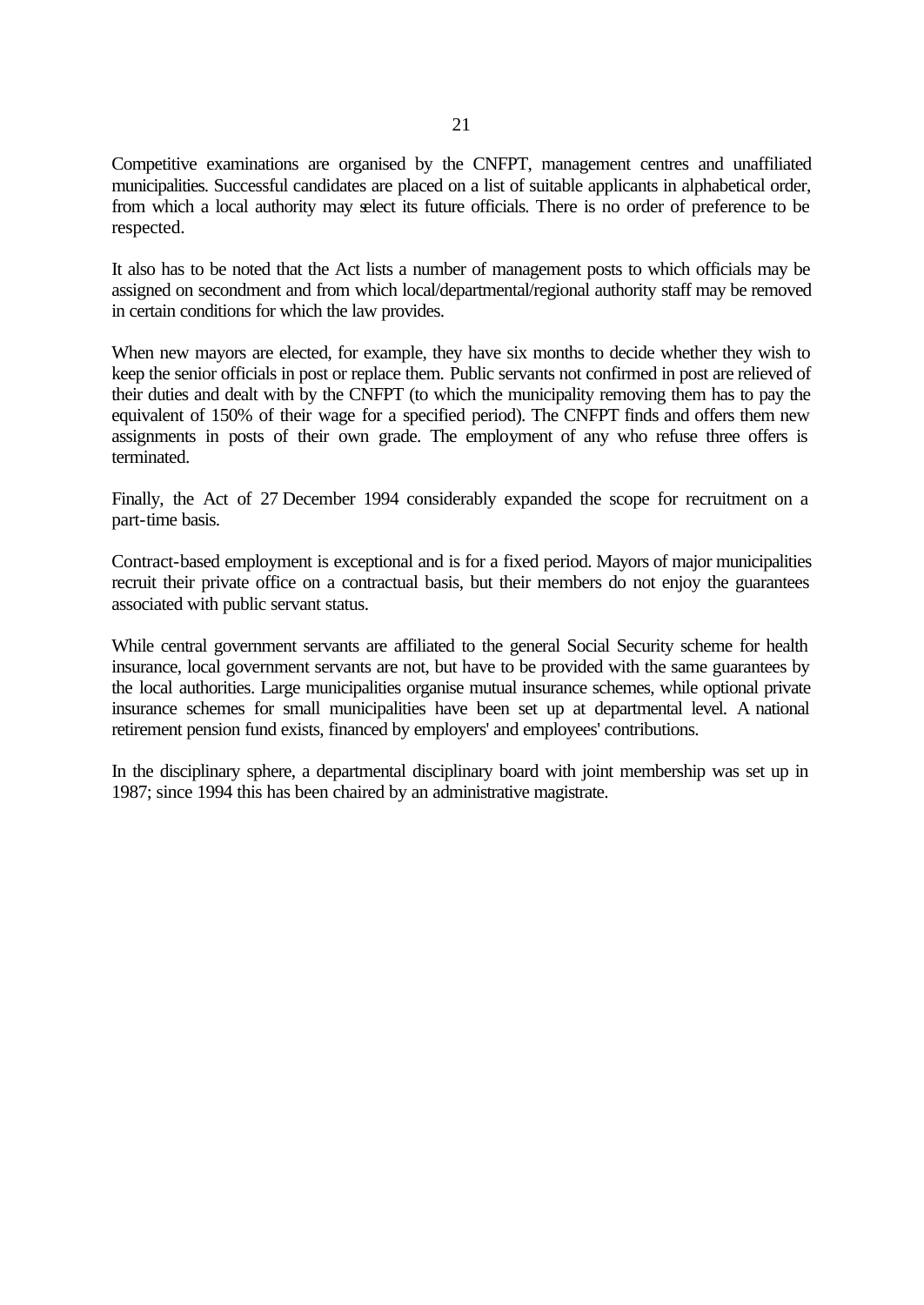Competitive examinations are organised by the CNFPT, management centres and unaffiliated municipalities. Successful candidates are placed on a list of suitable applicants in alphabetical order, from which a local authority may select its future officials. There is no order of preference to be respected.

It also has to be noted that the Act lists a number of management posts to which officials may be assigned on secondment and from which local/departmental/regional authority staff may be removed in certain conditions for which the law provides.

When new mayors are elected, for example, they have six months to decide whether they wish to keep the senior officials in post or replace them. Public servants not confirmed in post are relieved of their duties and dealt with by the CNFPT (to which the municipality removing them has to pay the equivalent of 150% of their wage for a specified period). The CNFPT finds and offers them new assignments in posts of their own grade. The employment of any who refuse three offers is terminated.

Finally, the Act of 27 December 1994 considerably expanded the scope for recruitment on a part-time basis.

Contract-based employment is exceptional and is for a fixed period. Mayors of major municipalities recruit their private office on a contractual basis, but their members do not enjoy the guarantees associated with public servant status.

While central government servants are affiliated to the general Social Security scheme for health insurance, local government servants are not, but have to be provided with the same guarantees by the local authorities. Large municipalities organise mutual insurance schemes, while optional private insurance schemes for small municipalities have been set up at departmental level. A national retirement pension fund exists, financed by employers' and employees' contributions.

In the disciplinary sphere, a departmental disciplinary board with joint membership was set up in 1987; since 1994 this has been chaired by an administrative magistrate.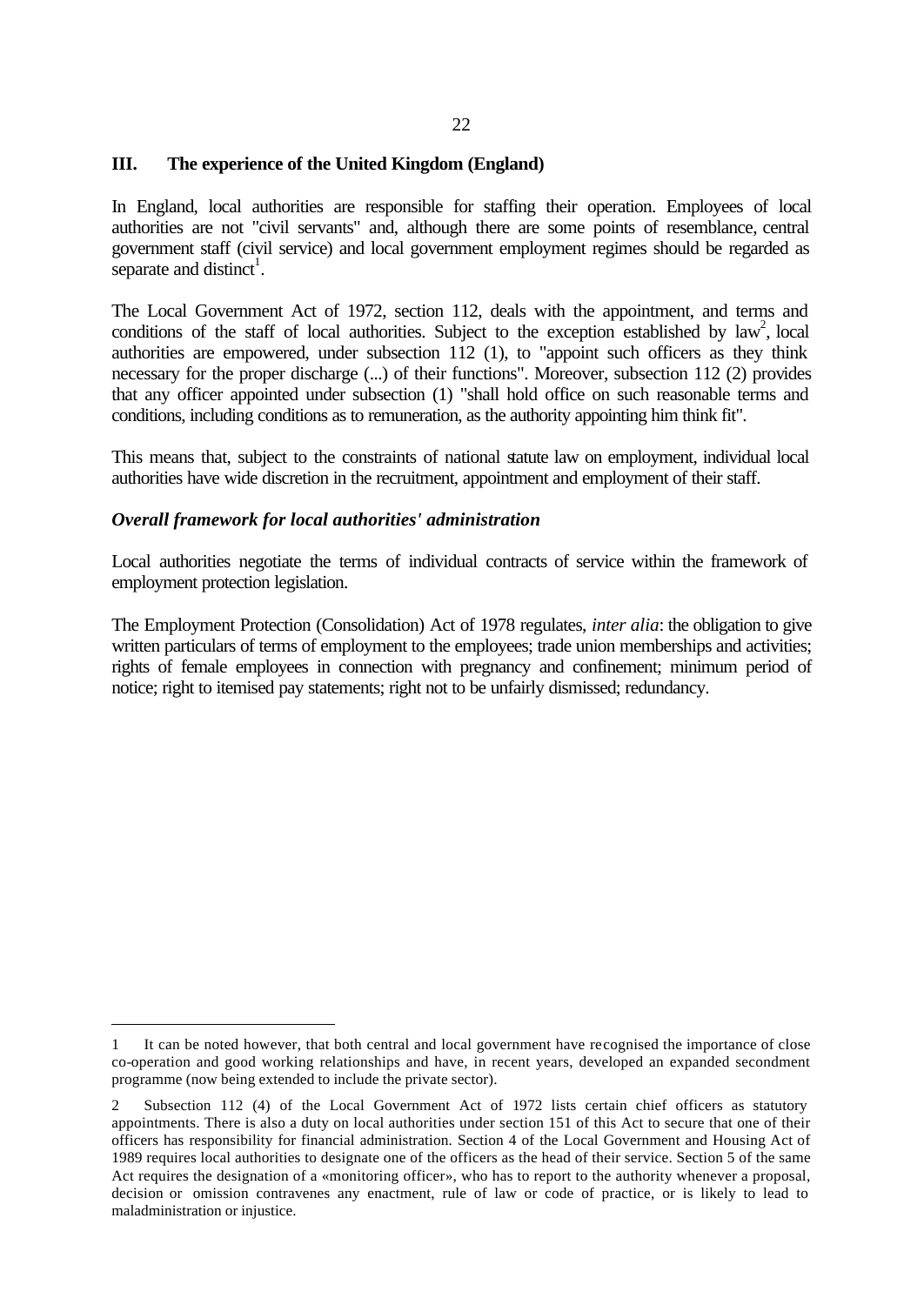## III. The experience of the United Kingdom (England)

In England, local authorities are responsible for staffing their operation. Employees of local authorities are not "civil servants" and, although there are some points of resemblance, central government staff (civil service) and local government employment regimes should be regarded as separate and distinct[1].

The Local Government Act of 1972, section 112, deals with the appointment, and terms and conditions of the staff of local authorities. Subject to the exception established by law[2], local authorities are empowered, under subsection 112 (1), to "appoint such officers as they think necessary for the proper discharge (...) of their functions". Moreover, subsection 112 (2) provides that any officer appointed under subsection (1) "shall hold office on such reasonable terms and conditions, including conditions as to remuneration, as the authority appointing him think fit".

This means that, subject to the constraints of national statute law on employment, individual local authorities have wide discretion in the recruitment, appointment and employment of their staff.

### *Overall framework for local authorities' administration*

Local authorities negotiate the terms of individual contracts of service within the framework of employment protection legislation.

The Employment Protection (Consolidation) Act of 1978 regulates, *inter alia*: the obligation to give written particulars of terms of employment to the employees; trade union memberships and activities; rights of female employees in connection with pregnancy and confinement; minimum period of notice; right to itemised pay statements; right not to be unfairly dismissed; redundancy.

---

1 It can be noted however, that both central and local government have recognised the importance of close co-operation and good working relationships and have, in recent years, developed an expanded secondment programme (now being extended to include the private sector).

2 Subsection 112 (4) of the Local Government Act of 1972 lists certain chief officers as statutory appointments. There is also a duty on local authorities under section 151 of this Act to secure that one of their officers has responsibility for financial administration. Section 4 of the Local Government and Housing Act of 1989 requires local authorities to designate one of the officers as the head of their service. Section 5 of the same Act requires the designation of a «monitoring officer», who has to report to the authority whenever a proposal, decision or omission contravenes any enactment, rule of law or code of practice, or is likely to lead to maladministration or injustice.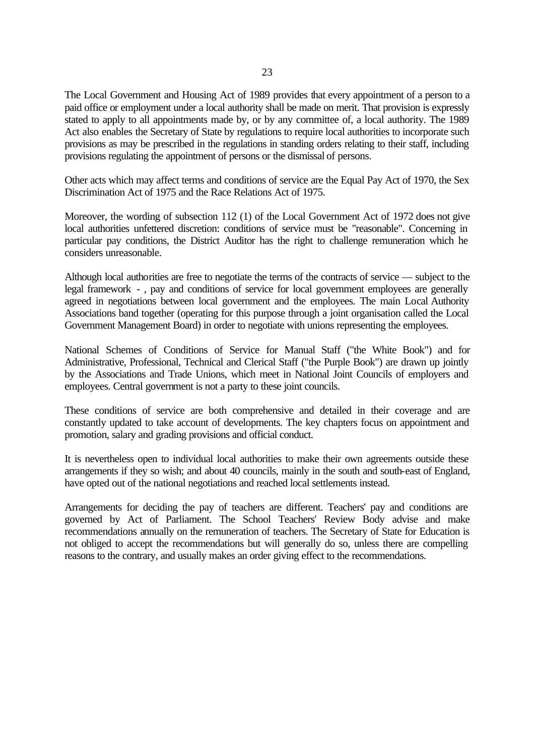The Local Government and Housing Act of 1989 provides that every appointment of a person to a paid office or employment under a local authority shall be made on merit. That provision is expressly stated to apply to all appointments made by, or by any committee of, a local authority. The 1989 Act also enables the Secretary of State by regulations to require local authorities to incorporate such provisions as may be prescribed in the regulations in standing orders relating to their staff, including provisions regulating the appointment of persons or the dismissal of persons.

Other acts which may affect terms and conditions of service are the Equal Pay Act of 1970, the Sex Discrimination Act of 1975 and the Race Relations Act of 1975.

Moreover, the wording of subsection 112 (1) of the Local Government Act of 1972 does not give local authorities unfettered discretion: conditions of service must be "reasonable". Concerning in particular pay conditions, the District Auditor has the right to challenge remuneration which he considers unreasonable.

Although local authorities are free to negotiate the terms of the contracts of service — subject to the legal framework - , pay and conditions of service for local government employees are generally agreed in negotiations between local government and the employees. The main Local Authority Associations band together (operating for this purpose through a joint organisation called the Local Government Management Board) in order to negotiate with unions representing the employees.

National Schemes of Conditions of Service for Manual Staff ("the White Book") and for Administrative, Professional, Technical and Clerical Staff ("the Purple Book") are drawn up jointly by the Associations and Trade Unions, which meet in National Joint Councils of employers and employees. Central government is not a party to these joint councils.

These conditions of service are both comprehensive and detailed in their coverage and are constantly updated to take account of developments. The key chapters focus on appointment and promotion, salary and grading provisions and official conduct.

It is nevertheless open to individual local authorities to make their own agreements outside these arrangements if they so wish; and about 40 councils, mainly in the south and south-east of England, have opted out of the national negotiations and reached local settlements instead.

Arrangements for deciding the pay of teachers are different. Teachers' pay and conditions are governed by Act of Parliament. The School Teachers' Review Body advise and make recommendations annually on the remuneration of teachers. The Secretary of State for Education is not obliged to accept the recommendations but will generally do so, unless there are compelling reasons to the contrary, and usually makes an order giving effect to the recommendations.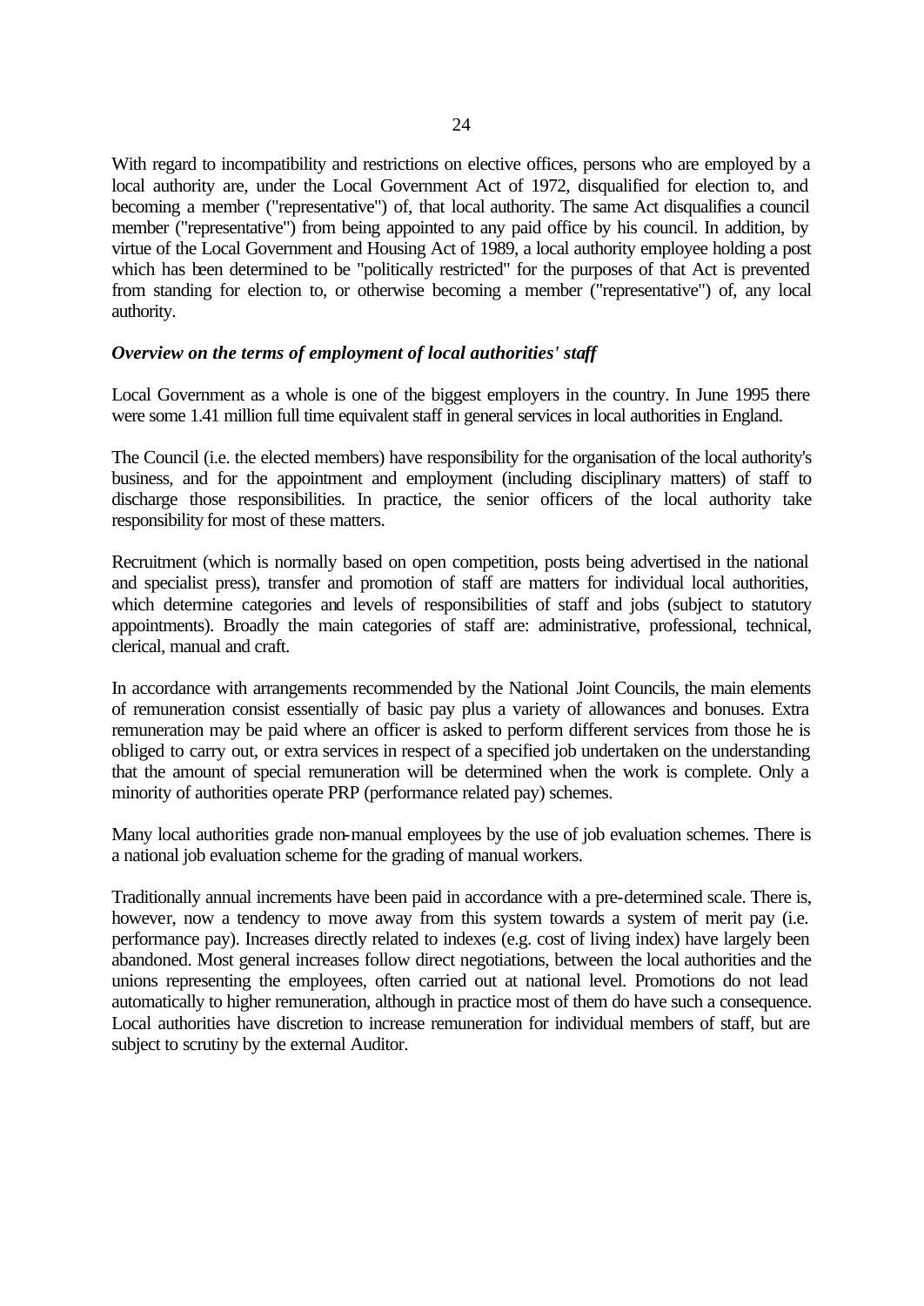With regard to incompatibility and restrictions on elective offices, persons who are employed by a local authority are, under the Local Government Act of 1972, disqualified for election to, and becoming a member ("representative") of, that local authority. The same Act disqualifies a council member ("representative") from being appointed to any paid office by his council. In addition, by virtue of the Local Government and Housing Act of 1989, a local authority employee holding a post which has been determined to be "politically restricted" for the purposes of that Act is prevented from standing for election to, or otherwise becoming a member ("representative") of, any local authority.

***Overview on the terms of employment of local authorities' staff***

Local Government as a whole is one of the biggest employers in the country. In June 1995 there were some 1.41 million full time equivalent staff in general services in local authorities in England.

The Council (i.e. the elected members) have responsibility for the organisation of the local authority's business, and for the appointment and employment (including disciplinary matters) of staff to discharge those responsibilities. In practice, the senior officers of the local authority take responsibility for most of these matters.

Recruitment (which is normally based on open competition, posts being advertised in the national and specialist press), transfer and promotion of staff are matters for individual local authorities, which determine categories and levels of responsibilities of staff and jobs (subject to statutory appointments). Broadly the main categories of staff are: administrative, professional, technical, clerical, manual and craft.

In accordance with arrangements recommended by the National Joint Councils, the main elements of remuneration consist essentially of basic pay plus a variety of allowances and bonuses. Extra remuneration may be paid where an officer is asked to perform different services from those he is obliged to carry out, or extra services in respect of a specified job undertaken on the understanding that the amount of special remuneration will be determined when the work is complete. Only a minority of authorities operate PRP (performance related pay) schemes.

Many local authorities grade non-manual employees by the use of job evaluation schemes. There is a national job evaluation scheme for the grading of manual workers.

Traditionally annual increments have been paid in accordance with a pre-determined scale. There is, however, now a tendency to move away from this system towards a system of merit pay (i.e. performance pay). Increases directly related to indexes (e.g. cost of living index) have largely been abandoned. Most general increases follow direct negotiations, between the local authorities and the unions representing the employees, often carried out at national level. Promotions do not lead automatically to higher remuneration, although in practice most of them do have such a consequence. Local authorities have discretion to increase remuneration for individual members of staff, but are subject to scrutiny by the external Auditor.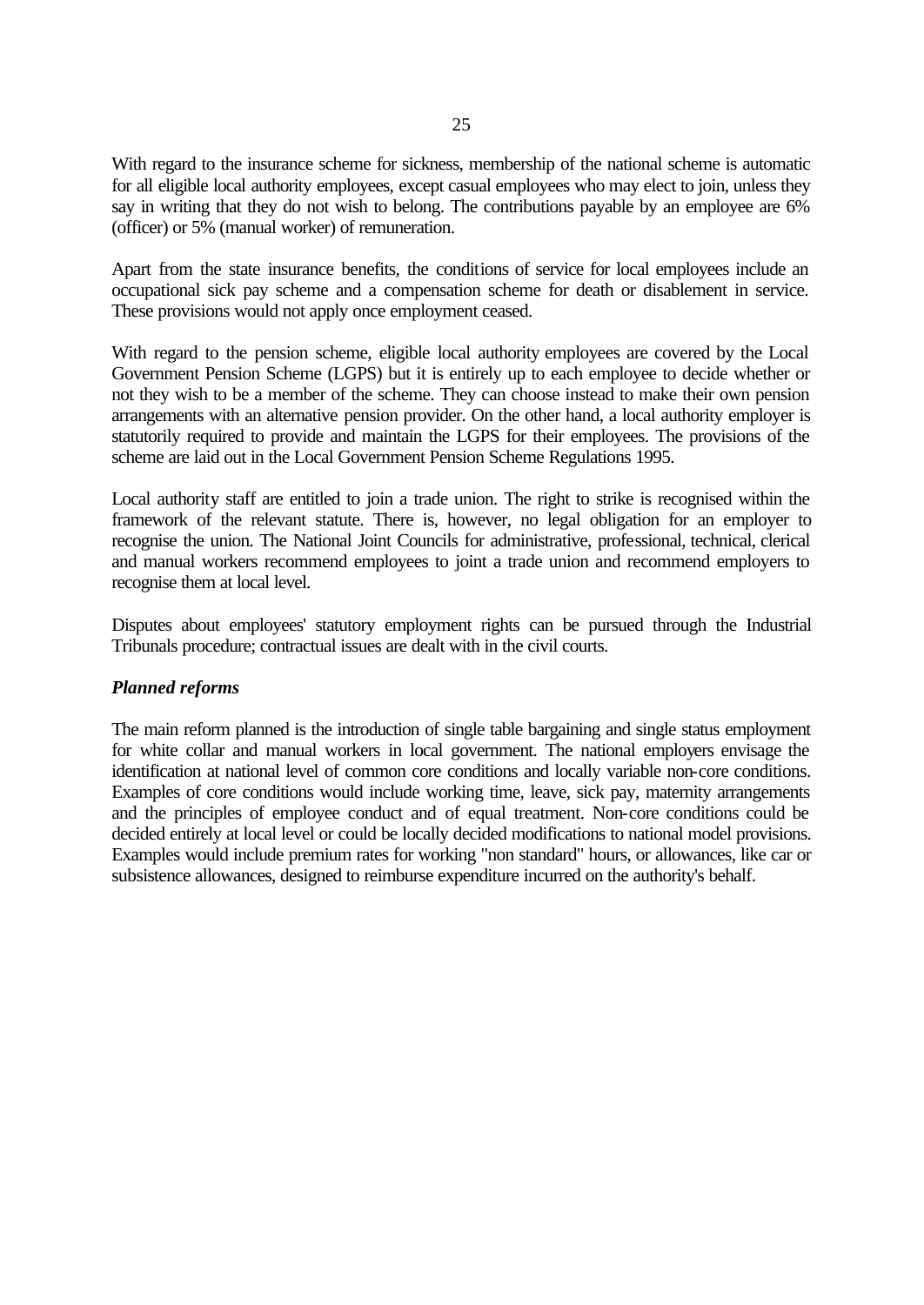With regard to the insurance scheme for sickness, membership of the national scheme is automatic for all eligible local authority employees, except casual employees who may elect to join, unless they say in writing that they do not wish to belong. The contributions payable by an employee are 6% (officer) or 5% (manual worker) of remuneration.

Apart from the state insurance benefits, the conditions of service for local employees include an occupational sick pay scheme and a compensation scheme for death or disablement in service. These provisions would not apply once employment ceased.

With regard to the pension scheme, eligible local authority employees are covered by the Local Government Pension Scheme (LGPS) but it is entirely up to each employee to decide whether or not they wish to be a member of the scheme. They can choose instead to make their own pension arrangements with an alternative pension provider. On the other hand, a local authority employer is statutorily required to provide and maintain the LGPS for their employees. The provisions of the scheme are laid out in the Local Government Pension Scheme Regulations 1995.

Local authority staff are entitled to join a trade union. The right to strike is recognised within the framework of the relevant statute. There is, however, no legal obligation for an employer to recognise the union. The National Joint Councils for administrative, professional, technical, clerical and manual workers recommend employees to joint a trade union and recommend employers to recognise them at local level.

Disputes about employees' statutory employment rights can be pursued through the Industrial Tribunals procedure; contractual issues are dealt with in the civil courts.

***Planned reforms***

The main reform planned is the introduction of single table bargaining and single status employment for white collar and manual workers in local government. The national employers envisage the identification at national level of common core conditions and locally variable non-core conditions. Examples of core conditions would include working time, leave, sick pay, maternity arrangements and the principles of employee conduct and of equal treatment. Non-core conditions could be decided entirely at local level or could be locally decided modifications to national model provisions. Examples would include premium rates for working "non standard" hours, or allowances, like car or subsistence allowances, designed to reimburse expenditure incurred on the authority's behalf.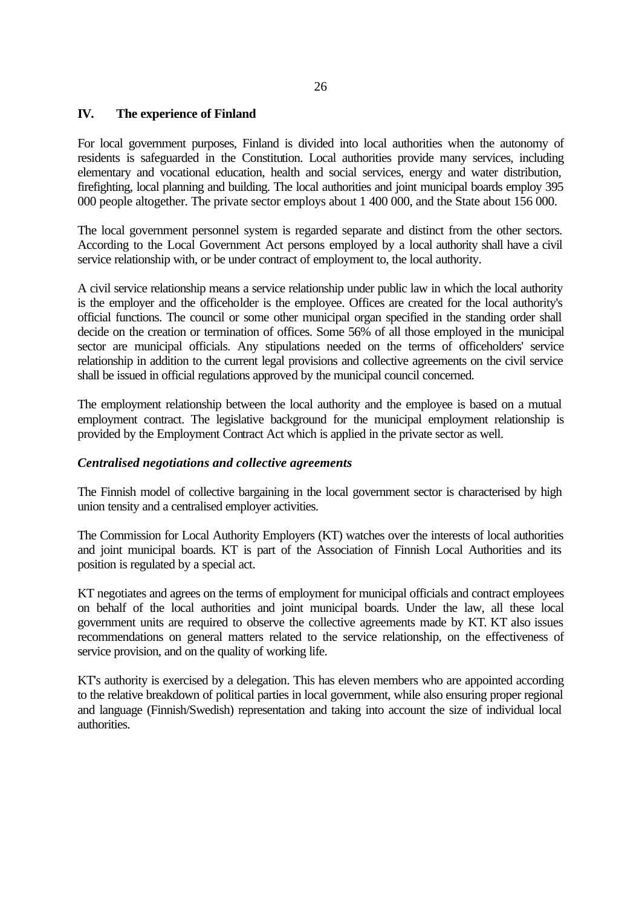## IV. The experience of Finland

For local government purposes, Finland is divided into local authorities when the autonomy of residents is safeguarded in the Constitution. Local authorities provide many services, including elementary and vocational education, health and social services, energy and water distribution, firefighting, local planning and building. The local authorities and joint municipal boards employ 395 000 people altogether. The private sector employs about 1 400 000, and the State about 156 000.

The local government personnel system is regarded separate and distinct from the other sectors. According to the Local Government Act persons employed by a local authority shall have a civil service relationship with, or be under contract of employment to, the local authority.

A civil service relationship means a service relationship under public law in which the local authority is the employer and the officeholder is the employee. Offices are created for the local authority's official functions. The council or some other municipal organ specified in the standing order shall decide on the creation or termination of offices. Some 56% of all those employed in the municipal sector are municipal officials. Any stipulations needed on the terms of officeholders' service relationship in addition to the current legal provisions and collective agreements on the civil service shall be issued in official regulations approved by the municipal council concerned.

The employment relationship between the local authority and the employee is based on a mutual employment contract. The legislative background for the municipal employment relationship is provided by the Employment Contract Act which is applied in the private sector as well.

### *Centralised negotiations and collective agreements*

The Finnish model of collective bargaining in the local government sector is characterised by high union tensity and a centralised employer activities.

The Commission for Local Authority Employers (KT) watches over the interests of local authorities and joint municipal boards. KT is part of the Association of Finnish Local Authorities and its position is regulated by a special act.

KT negotiates and agrees on the terms of employment for municipal officials and contract employees on behalf of the local authorities and joint municipal boards. Under the law, all these local government units are required to observe the collective agreements made by KT. KT also issues recommendations on general matters related to the service relationship, on the effectiveness of service provision, and on the quality of working life.

KT's authority is exercised by a delegation. This has eleven members who are appointed according to the relative breakdown of political parties in local government, while also ensuring proper regional and language (Finnish/Swedish) representation and taking into account the size of individual local authorities.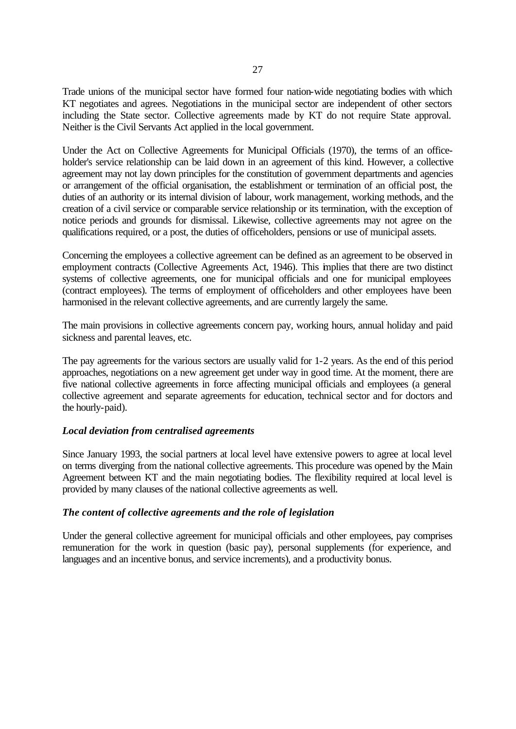Trade unions of the municipal sector have formed four nation-wide negotiating bodies with which KT negotiates and agrees. Negotiations in the municipal sector are independent of other sectors including the State sector. Collective agreements made by KT do not require State approval. Neither is the Civil Servants Act applied in the local government.

Under the Act on Collective Agreements for Municipal Officials (1970), the terms of an office-holder's service relationship can be laid down in an agreement of this kind. However, a collective agreement may not lay down principles for the constitution of government departments and agencies or arrangement of the official organisation, the establishment or termination of an official post, the duties of an authority or its internal division of labour, work management, working methods, and the creation of a civil service or comparable service relationship or its termination, with the exception of notice periods and grounds for dismissal. Likewise, collective agreements may not agree on the qualifications required, or a post, the duties of officeholders, pensions or use of municipal assets.

Concerning the employees a collective agreement can be defined as an agreement to be observed in employment contracts (Collective Agreements Act, 1946). This implies that there are two distinct systems of collective agreements, one for municipal officials and one for municipal employees (contract employees). The terms of employment of officeholders and other employees have been harmonised in the relevant collective agreements, and are currently largely the same.

The main provisions in collective agreements concern pay, working hours, annual holiday and paid sickness and parental leaves, etc.

The pay agreements for the various sectors are usually valid for 1-2 years. As the end of this period approaches, negotiations on a new agreement get under way in good time. At the moment, there are five national collective agreements in force affecting municipal officials and employees (a general collective agreement and separate agreements for education, technical sector and for doctors and the hourly-paid).

### *Local deviation from centralised agreements*

Since January 1993, the social partners at local level have extensive powers to agree at local level on terms diverging from the national collective agreements. This procedure was opened by the Main Agreement between KT and the main negotiating bodies. The flexibility required at local level is provided by many clauses of the national collective agreements as well.

### *The content of collective agreements and the role of legislation*

Under the general collective agreement for municipal officials and other employees, pay comprises remuneration for the work in question (basic pay), personal supplements (for experience, and languages and an incentive bonus, and service increments), and a productivity bonus.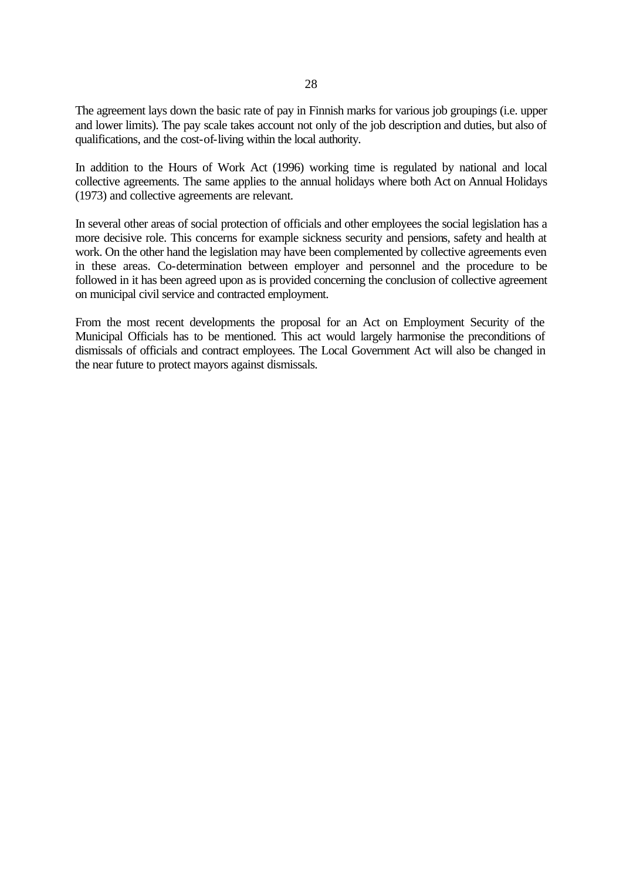The agreement lays down the basic rate of pay in Finnish marks for various job groupings (i.e. upper and lower limits). The pay scale takes account not only of the job description and duties, but also of qualifications, and the cost-of-living within the local authority.

In addition to the Hours of Work Act (1996) working time is regulated by national and local collective agreements. The same applies to the annual holidays where both Act on Annual Holidays (1973) and collective agreements are relevant.

In several other areas of social protection of officials and other employees the social legislation has a more decisive role. This concerns for example sickness security and pensions, safety and health at work. On the other hand the legislation may have been complemented by collective agreements even in these areas. Co-determination between employer and personnel and the procedure to be followed in it has been agreed upon as is provided concerning the conclusion of collective agreement on municipal civil service and contracted employment.

From the most recent developments the proposal for an Act on Employment Security of the Municipal Officials has to be mentioned. This act would largely harmonise the preconditions of dismissals of officials and contract employees. The Local Government Act will also be changed in the near future to protect mayors against dismissals.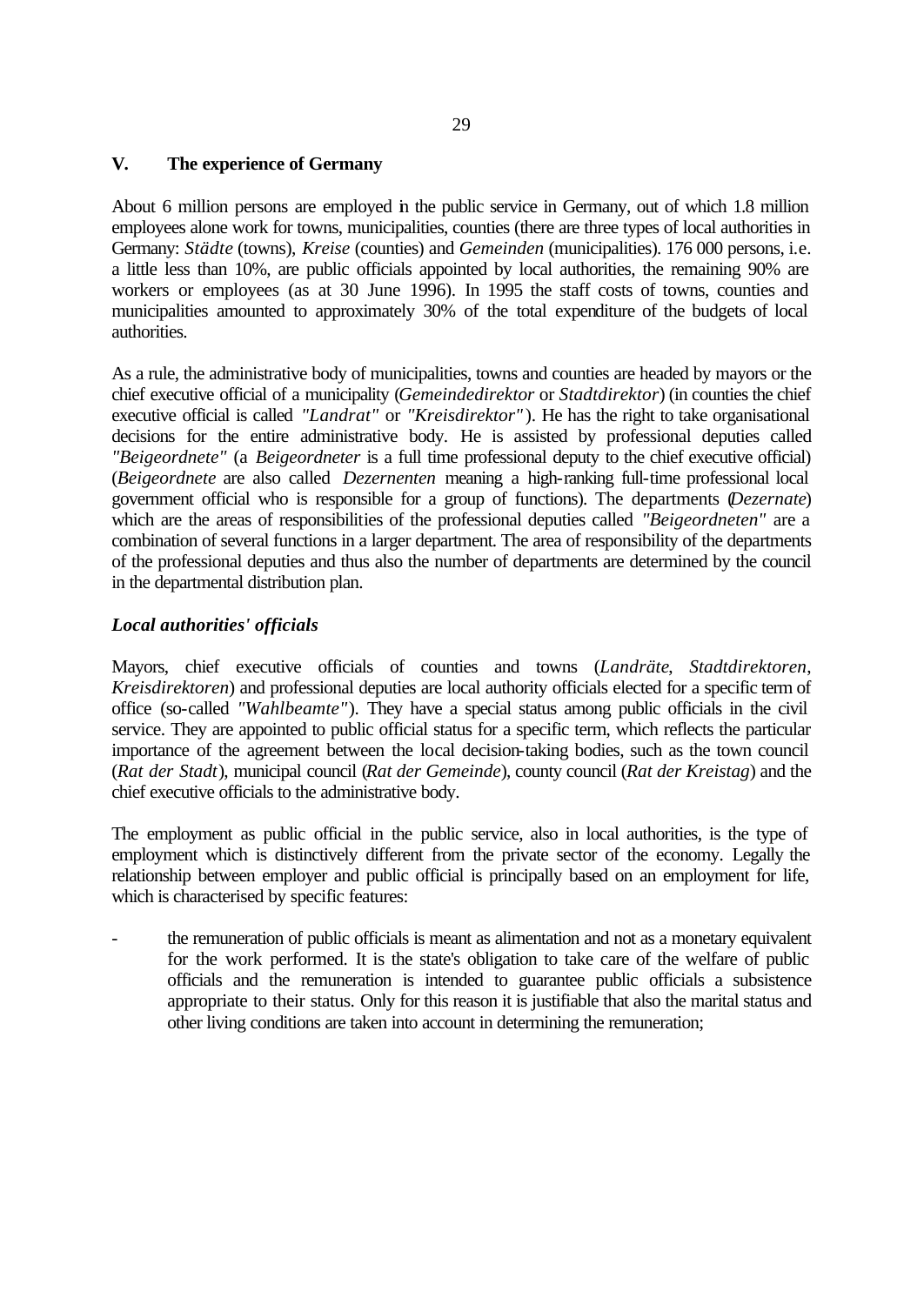## V. The experience of Germany

About 6 million persons are employed in the public service in Germany, out of which 1.8 million employees alone work for towns, municipalities, counties (there are three types of local authorities in Germany: *Städte* (towns), *Kreise* (counties) and *Gemeinden* (municipalities). 176 000 persons, i.e. a little less than 10%, are public officials appointed by local authorities, the remaining 90% are workers or employees (as at 30 June 1996). In 1995 the staff costs of towns, counties and municipalities amounted to approximately 30% of the total expenditure of the budgets of local authorities.

As a rule, the administrative body of municipalities, towns and counties are headed by mayors or the chief executive official of a municipality (*Gemeindedirektor* or *Stadtdirektor*) (in counties the chief executive official is called *"Landrat"* or *"Kreisdirektor"*). He has the right to take organisational decisions for the entire administrative body. He is assisted by professional deputies called *"Beigeordnete"* (a *Beigeordneter* is a full time professional deputy to the chief executive official) (*Beigeordnete* are also called *Dezernenten* meaning a high-ranking full-time professional local government official who is responsible for a group of functions). The departments (*Dezernate*) which are the areas of responsibilities of the professional deputies called *"Beigeordneten"* are a combination of several functions in a larger department. The area of responsibility of the departments of the professional deputies and thus also the number of departments are determined by the council in the departmental distribution plan.

### *Local authorities' officials*

Mayors, chief executive officials of counties and towns (*Landräte*, *Stadtdirektoren*, *Kreisdirektoren*) and professional deputies are local authority officials elected for a specific term of office (so-called *"Wahlbeamte"*). They have a special status among public officials in the civil service. They are appointed to public official status for a specific term, which reflects the particular importance of the agreement between the local decision-taking bodies, such as the town council (*Rat der Stadt*), municipal council (*Rat der Gemeinde*), county council (*Rat der Kreistag*) and the chief executive officials to the administrative body.

The employment as public official in the public service, also in local authorities, is the type of employment which is distinctively different from the private sector of the economy. Legally the relationship between employer and public official is principally based on an employment for life, which is characterised by specific features:

- the remuneration of public officials is meant as alimentation and not as a monetary equivalent for the work performed. It is the state's obligation to take care of the welfare of public officials and the remuneration is intended to guarantee public officials a subsistence appropriate to their status. Only for this reason it is justifiable that also the marital status and other living conditions are taken into account in determining the remuneration;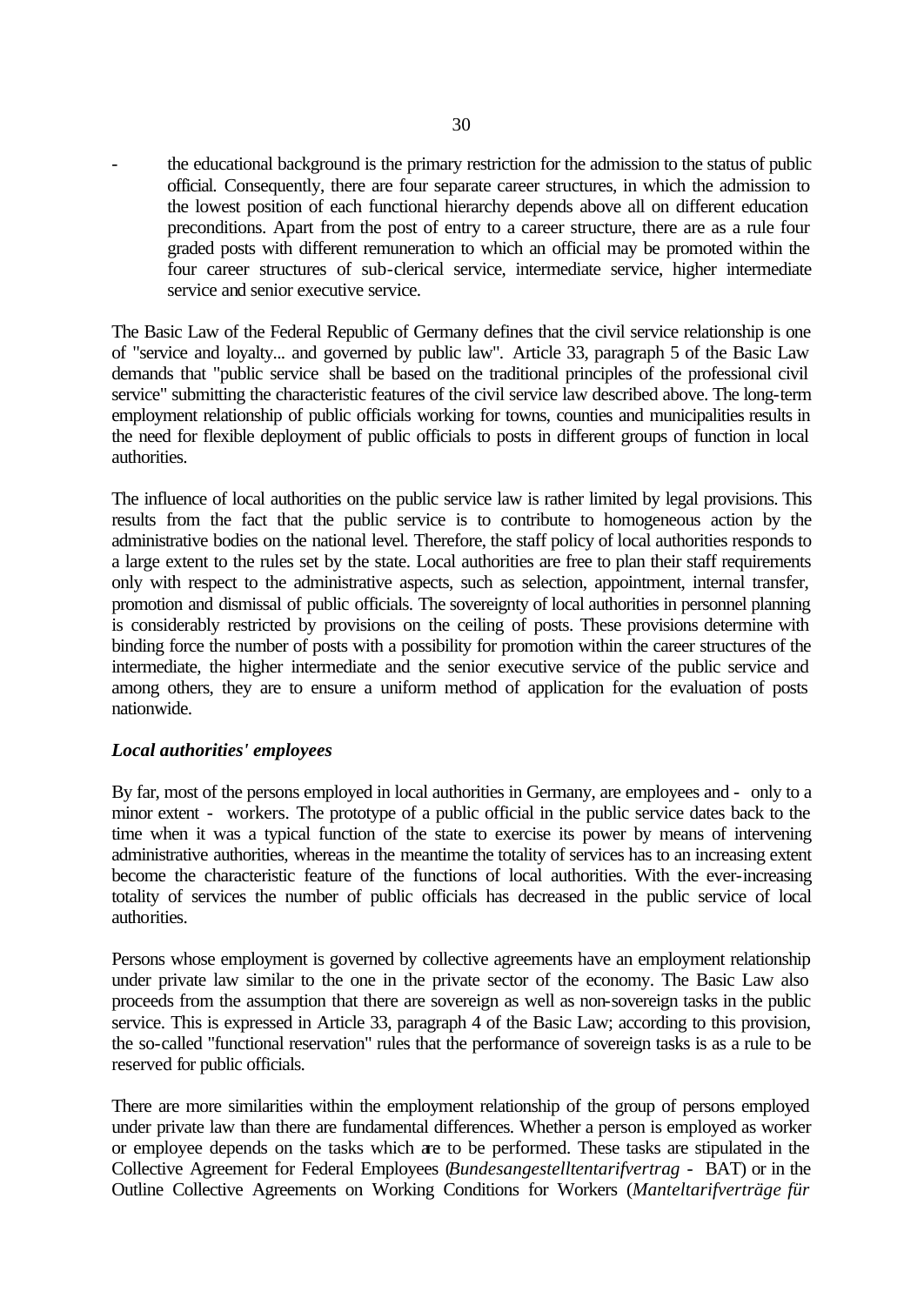- the educational background is the primary restriction for the admission to the status of public official. Consequently, there are four separate career structures, in which the admission to the lowest position of each functional hierarchy depends above all on different education preconditions. Apart from the post of entry to a career structure, there are as a rule four graded posts with different remuneration to which an official may be promoted within the four career structures of sub-clerical service, intermediate service, higher intermediate service and senior executive service.

The Basic Law of the Federal Republic of Germany defines that the civil service relationship is one of "service and loyalty... and governed by public law". Article 33, paragraph 5 of the Basic Law demands that "public service shall be based on the traditional principles of the professional civil service" submitting the characteristic features of the civil service law described above. The long-term employment relationship of public officials working for towns, counties and municipalities results in the need for flexible deployment of public officials to posts in different groups of function in local authorities.

The influence of local authorities on the public service law is rather limited by legal provisions. This results from the fact that the public service is to contribute to homogeneous action by the administrative bodies on the national level. Therefore, the staff policy of local authorities responds to a large extent to the rules set by the state. Local authorities are free to plan their staff requirements only with respect to the administrative aspects, such as selection, appointment, internal transfer, promotion and dismissal of public officials. The sovereignty of local authorities in personnel planning is considerably restricted by provisions on the ceiling of posts. These provisions determine with binding force the number of posts with a possibility for promotion within the career structures of the intermediate, the higher intermediate and the senior executive service of the public service and among others, they are to ensure a uniform method of application for the evaluation of posts nationwide.

### *Local authorities' employees*

By far, most of the persons employed in local authorities in Germany, are employees and - only to a minor extent - workers. The prototype of a public official in the public service dates back to the time when it was a typical function of the state to exercise its power by means of intervening administrative authorities, whereas in the meantime the totality of services has to an increasing extent become the characteristic feature of the functions of local authorities. With the ever-increasing totality of services the number of public officials has decreased in the public service of local authorities.

Persons whose employment is governed by collective agreements have an employment relationship under private law similar to the one in the private sector of the economy. The Basic Law also proceeds from the assumption that there are sovereign as well as non-sovereign tasks in the public service. This is expressed in Article 33, paragraph 4 of the Basic Law; according to this provision, the so-called "functional reservation" rules that the performance of sovereign tasks is as a rule to be reserved for public officials.

There are more similarities within the employment relationship of the group of persons employed under private law than there are fundamental differences. Whether a person is employed as worker or employee depends on the tasks which are to be performed. These tasks are stipulated in the Collective Agreement for Federal Employees (*Bundesangestelltentarifvertrag* - BAT) or in the Outline Collective Agreements on Working Conditions for Workers (*Manteltarifverträge für*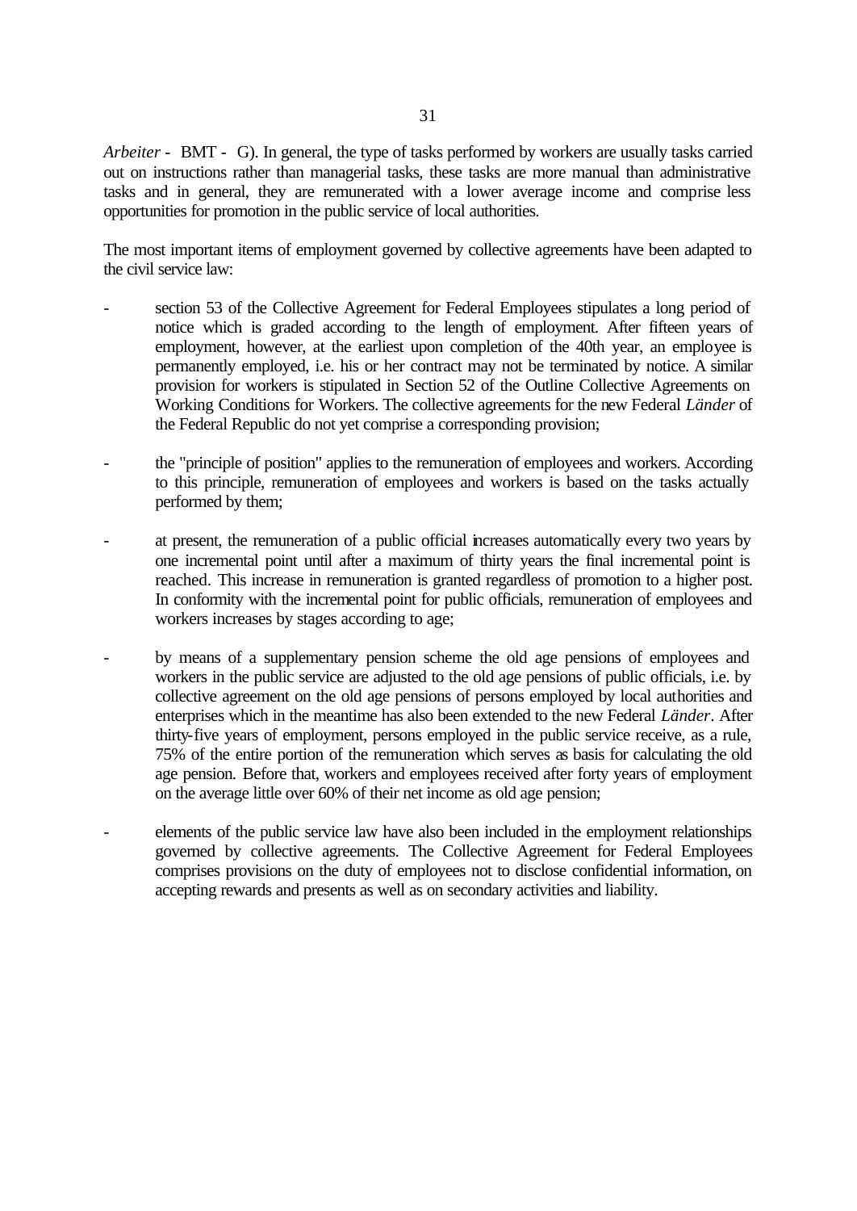*Arbeiter* - BMT - G). In general, the type of tasks performed by workers are usually tasks carried out on instructions rather than managerial tasks, these tasks are more manual than administrative tasks and in general, they are remunerated with a lower average income and comprise less opportunities for promotion in the public service of local authorities.

The most important items of employment governed by collective agreements have been adapted to the civil service law:

- section 53 of the Collective Agreement for Federal Employees stipulates a long period of notice which is graded according to the length of employment. After fifteen years of employment, however, at the earliest upon completion of the 40th year, an employee is permanently employed, i.e. his or her contract may not be terminated by notice. A similar provision for workers is stipulated in Section 52 of the Outline Collective Agreements on Working Conditions for Workers. The collective agreements for the new Federal *Länder* of the Federal Republic do not yet comprise a corresponding provision;

- the "principle of position" applies to the remuneration of employees and workers. According to this principle, remuneration of employees and workers is based on the tasks actually performed by them;

- at present, the remuneration of a public official increases automatically every two years by one incremental point until after a maximum of thirty years the final incremental point is reached. This increase in remuneration is granted regardless of promotion to a higher post. In conformity with the incremental point for public officials, remuneration of employees and workers increases by stages according to age;

- by means of a supplementary pension scheme the old age pensions of employees and workers in the public service are adjusted to the old age pensions of public officials, i.e. by collective agreement on the old age pensions of persons employed by local authorities and enterprises which in the meantime has also been extended to the new Federal *Länder*. After thirty-five years of employment, persons employed in the public service receive, as a rule, 75% of the entire portion of the remuneration which serves as basis for calculating the old age pension. Before that, workers and employees received after forty years of employment on the average little over 60% of their net income as old age pension;

- elements of the public service law have also been included in the employment relationships governed by collective agreements. The Collective Agreement for Federal Employees comprises provisions on the duty of employees not to disclose confidential information, on accepting rewards and presents as well as on secondary activities and liability.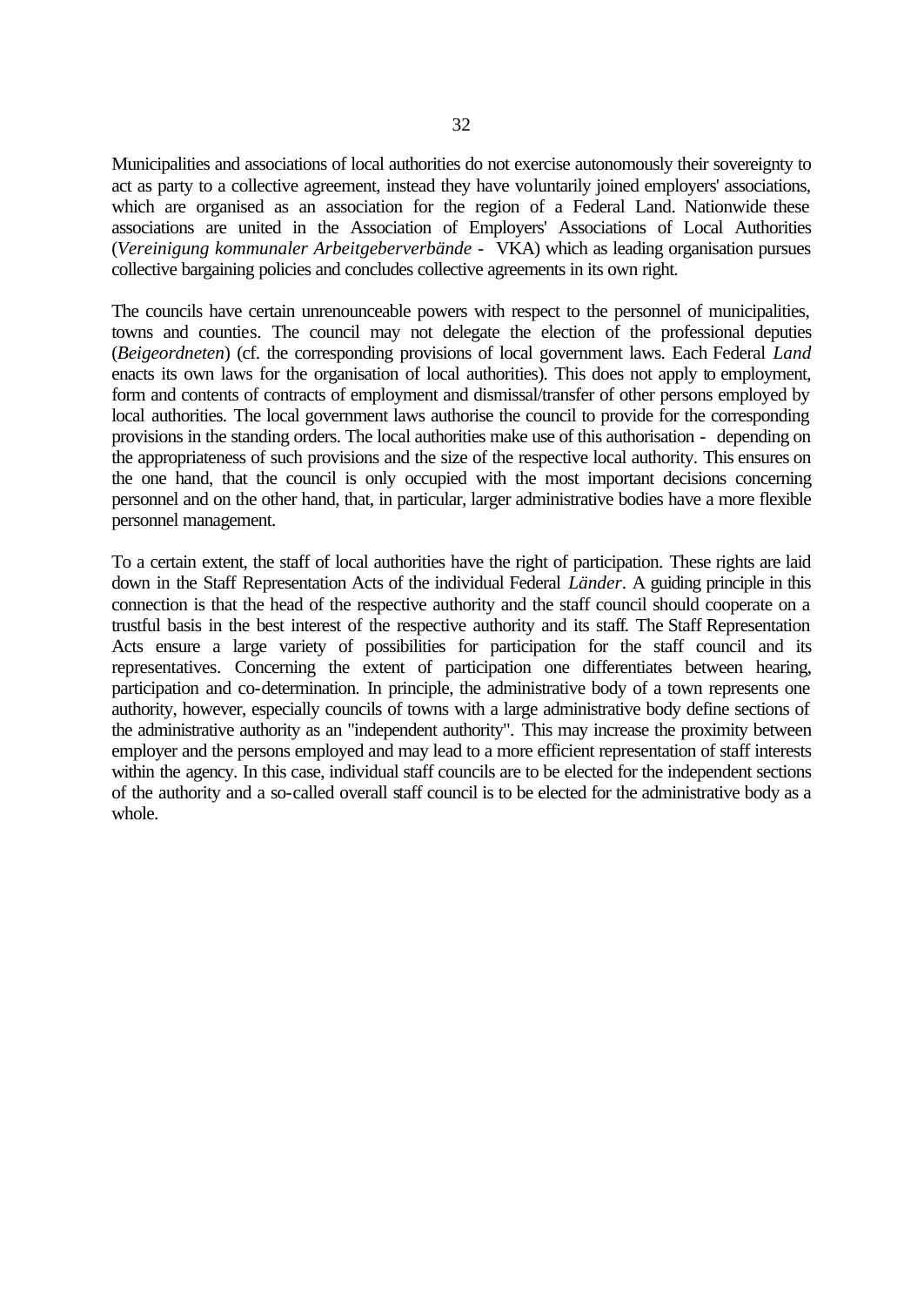Municipalities and associations of local authorities do not exercise autonomously their sovereignty to act as party to a collective agreement, instead they have voluntarily joined employers' associations, which are organised as an association for the region of a Federal Land. Nationwide these associations are united in the Association of Employers' Associations of Local Authorities (*Vereinigung kommunaler Arbeitgeberverbände* - VKA) which as leading organisation pursues collective bargaining policies and concludes collective agreements in its own right.

The councils have certain unrenounceable powers with respect to the personnel of municipalities, towns and counties. The council may not delegate the election of the professional deputies (*Beigeordneten*) (cf. the corresponding provisions of local government laws. Each Federal *Land* enacts its own laws for the organisation of local authorities). This does not apply to employment, form and contents of contracts of employment and dismissal/transfer of other persons employed by local authorities. The local government laws authorise the council to provide for the corresponding provisions in the standing orders. The local authorities make use of this authorisation - depending on the appropriateness of such provisions and the size of the respective local authority. This ensures on the one hand, that the council is only occupied with the most important decisions concerning personnel and on the other hand, that, in particular, larger administrative bodies have a more flexible personnel management.

To a certain extent, the staff of local authorities have the right of participation. These rights are laid down in the Staff Representation Acts of the individual Federal *Länder*. A guiding principle in this connection is that the head of the respective authority and the staff council should cooperate on a trustful basis in the best interest of the respective authority and its staff. The Staff Representation Acts ensure a large variety of possibilities for participation for the staff council and its representatives. Concerning the extent of participation one differentiates between hearing, participation and co-determination. In principle, the administrative body of a town represents one authority, however, especially councils of towns with a large administrative body define sections of the administrative authority as an "independent authority". This may increase the proximity between employer and the persons employed and may lead to a more efficient representation of staff interests within the agency. In this case, individual staff councils are to be elected for the independent sections of the authority and a so-called overall staff council is to be elected for the administrative body as a whole.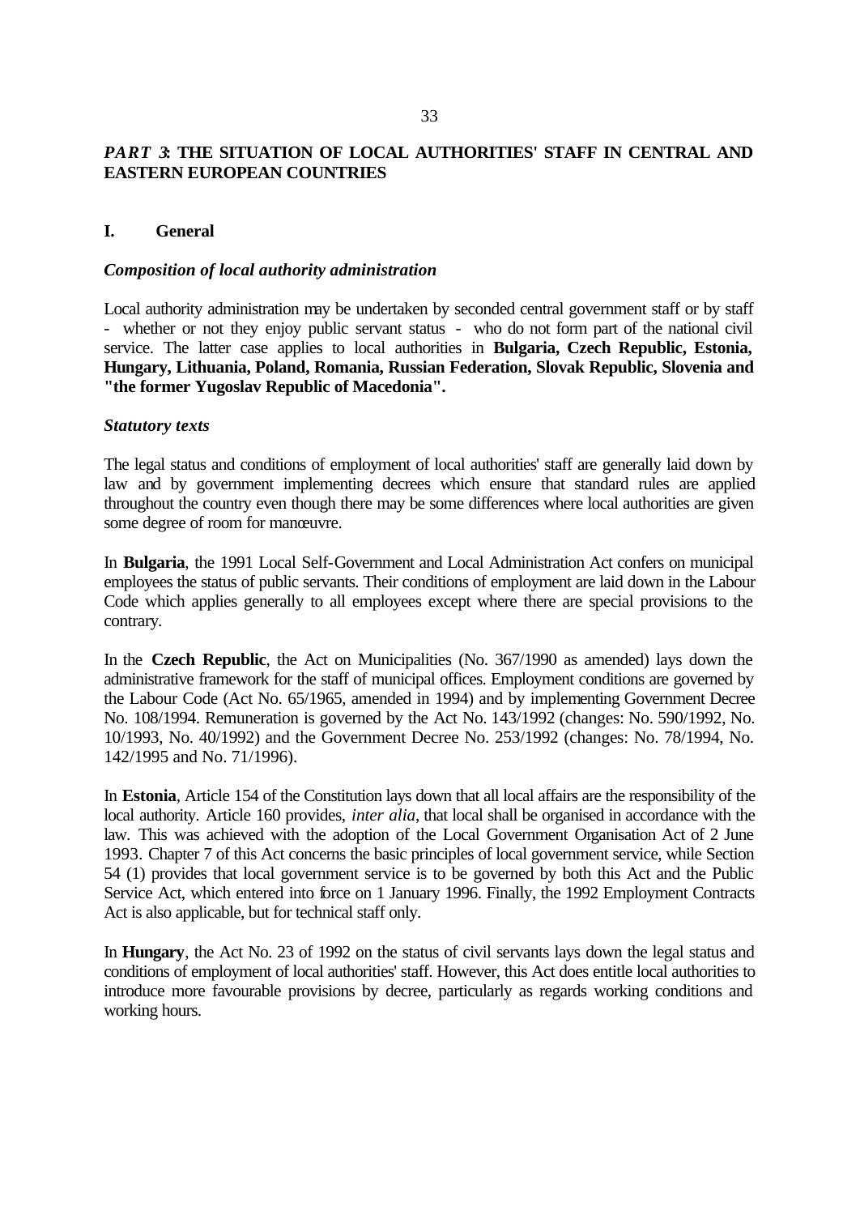## *PART 3*: THE SITUATION OF LOCAL AUTHORITIES' STAFF IN CENTRAL AND EASTERN EUROPEAN COUNTRIES

### I. General

#### *Composition of local authority administration*

Local authority administration may be undertaken by seconded central government staff or by staff - whether or not they enjoy public servant status - who do not form part of the national civil service. The latter case applies to local authorities in **Bulgaria, Czech Republic, Estonia, Hungary, Lithuania, Poland, Romania, Russian Federation, Slovak Republic, Slovenia and "the former Yugoslav Republic of Macedonia".**

#### *Statutory texts*

The legal status and conditions of employment of local authorities' staff are generally laid down by law and by government implementing decrees which ensure that standard rules are applied throughout the country even though there may be some differences where local authorities are given some degree of room for manœuvre.

In **Bulgaria**, the 1991 Local Self-Government and Local Administration Act confers on municipal employees the status of public servants. Their conditions of employment are laid down in the Labour Code which applies generally to all employees except where there are special provisions to the contrary.

In the **Czech Republic**, the Act on Municipalities (No. 367/1990 as amended) lays down the administrative framework for the staff of municipal offices. Employment conditions are governed by the Labour Code (Act No. 65/1965, amended in 1994) and by implementing Government Decree No. 108/1994. Remuneration is governed by the Act No. 143/1992 (changes: No. 590/1992, No. 10/1993, No. 40/1992) and the Government Decree No. 253/1992 (changes: No. 78/1994, No. 142/1995 and No. 71/1996).

In **Estonia**, Article 154 of the Constitution lays down that all local affairs are the responsibility of the local authority. Article 160 provides, *inter alia*, that local shall be organised in accordance with the law. This was achieved with the adoption of the Local Government Organisation Act of 2 June 1993. Chapter 7 of this Act concerns the basic principles of local government service, while Section 54 (1) provides that local government service is to be governed by both this Act and the Public Service Act, which entered into force on 1 January 1996. Finally, the 1992 Employment Contracts Act is also applicable, but for technical staff only.

In **Hungary**, the Act No. 23 of 1992 on the status of civil servants lays down the legal status and conditions of employment of local authorities' staff. However, this Act does entitle local authorities to introduce more favourable provisions by decree, particularly as regards working conditions and working hours.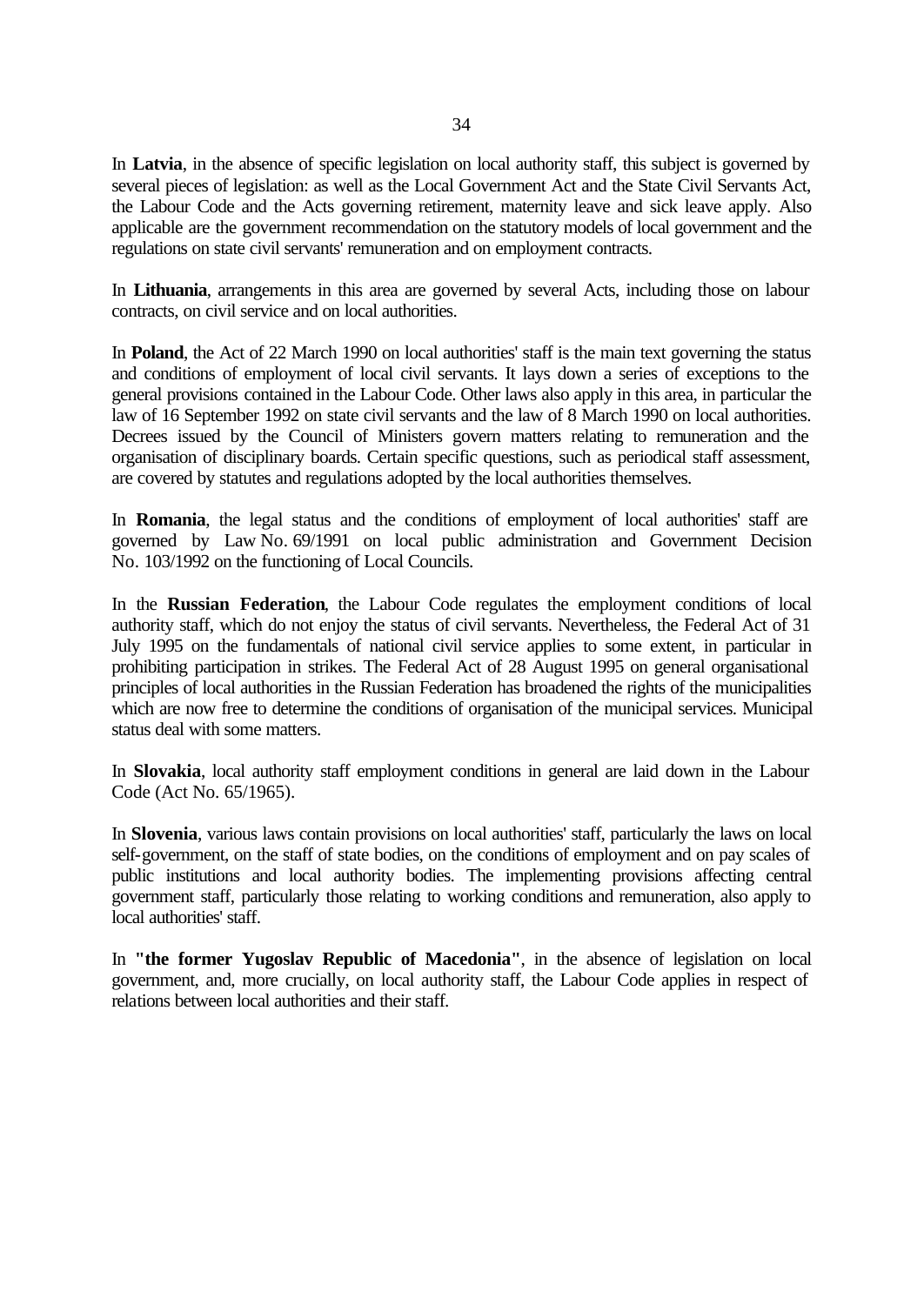In **Latvia**, in the absence of specific legislation on local authority staff, this subject is governed by several pieces of legislation: as well as the Local Government Act and the State Civil Servants Act, the Labour Code and the Acts governing retirement, maternity leave and sick leave apply. Also applicable are the government recommendation on the statutory models of local government and the regulations on state civil servants' remuneration and on employment contracts.

In **Lithuania**, arrangements in this area are governed by several Acts, including those on labour contracts, on civil service and on local authorities.

In **Poland**, the Act of 22 March 1990 on local authorities' staff is the main text governing the status and conditions of employment of local civil servants. It lays down a series of exceptions to the general provisions contained in the Labour Code. Other laws also apply in this area, in particular the law of 16 September 1992 on state civil servants and the law of 8 March 1990 on local authorities. Decrees issued by the Council of Ministers govern matters relating to remuneration and the organisation of disciplinary boards. Certain specific questions, such as periodical staff assessment, are covered by statutes and regulations adopted by the local authorities themselves.

In **Romania**, the legal status and the conditions of employment of local authorities' staff are governed by Law No. 69/1991 on local public administration and Government Decision No. 103/1992 on the functioning of Local Councils.

In the **Russian Federation**, the Labour Code regulates the employment conditions of local authority staff, which do not enjoy the status of civil servants. Nevertheless, the Federal Act of 31 July 1995 on the fundamentals of national civil service applies to some extent, in particular in prohibiting participation in strikes. The Federal Act of 28 August 1995 on general organisational principles of local authorities in the Russian Federation has broadened the rights of the municipalities which are now free to determine the conditions of organisation of the municipal services. Municipal status deal with some matters.

In **Slovakia**, local authority staff employment conditions in general are laid down in the Labour Code (Act No. 65/1965).

In **Slovenia**, various laws contain provisions on local authorities' staff, particularly the laws on local self-government, on the staff of state bodies, on the conditions of employment and on pay scales of public institutions and local authority bodies. The implementing provisions affecting central government staff, particularly those relating to working conditions and remuneration, also apply to local authorities' staff.

In **"the former Yugoslav Republic of Macedonia"**, in the absence of legislation on local government, and, more crucially, on local authority staff, the Labour Code applies in respect of relations between local authorities and their staff.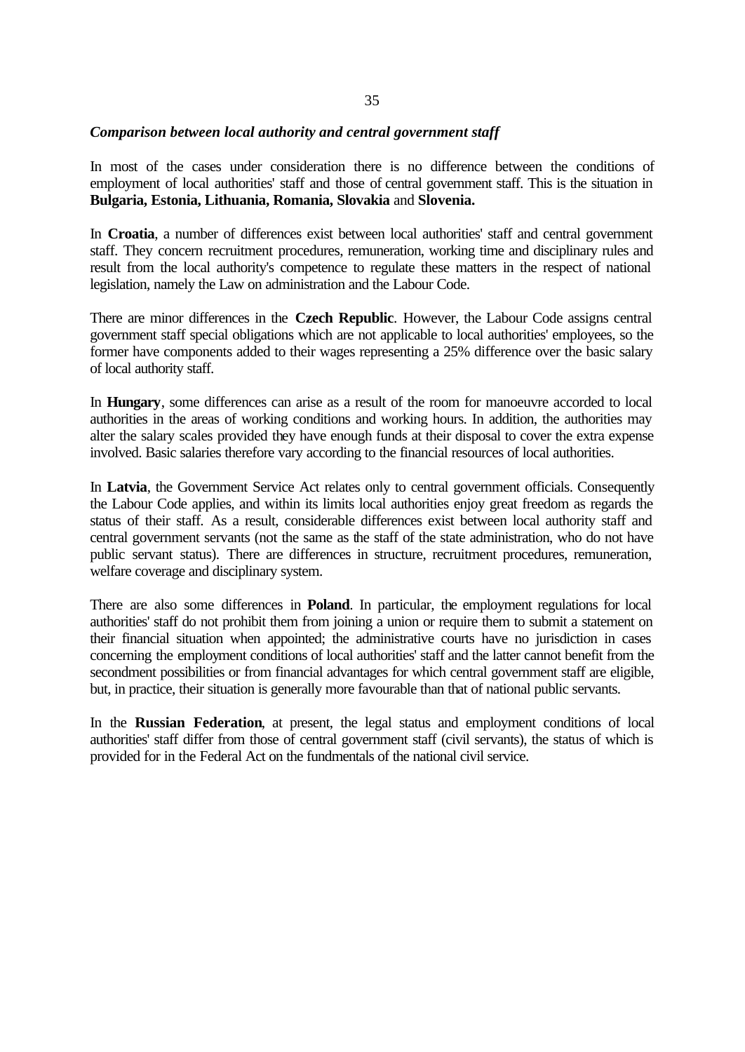***Comparison between local authority and central government staff***

In most of the cases under consideration there is no difference between the conditions of employment of local authorities' staff and those of central government staff. This is the situation in **Bulgaria, Estonia, Lithuania, Romania, Slovakia** and **Slovenia.**

In **Croatia**, a number of differences exist between local authorities' staff and central government staff. They concern recruitment procedures, remuneration, working time and disciplinary rules and result from the local authority's competence to regulate these matters in the respect of national legislation, namely the Law on administration and the Labour Code.

There are minor differences in the **Czech Republic**. However, the Labour Code assigns central government staff special obligations which are not applicable to local authorities' employees, so the former have components added to their wages representing a 25% difference over the basic salary of local authority staff.

In **Hungary**, some differences can arise as a result of the room for manoeuvre accorded to local authorities in the areas of working conditions and working hours. In addition, the authorities may alter the salary scales provided they have enough funds at their disposal to cover the extra expense involved. Basic salaries therefore vary according to the financial resources of local authorities.

In **Latvia**, the Government Service Act relates only to central government officials. Consequently the Labour Code applies, and within its limits local authorities enjoy great freedom as regards the status of their staff. As a result, considerable differences exist between local authority staff and central government servants (not the same as the staff of the state administration, who do not have public servant status). There are differences in structure, recruitment procedures, remuneration, welfare coverage and disciplinary system.

There are also some differences in **Poland**. In particular, the employment regulations for local authorities' staff do not prohibit them from joining a union or require them to submit a statement on their financial situation when appointed; the administrative courts have no jurisdiction in cases concerning the employment conditions of local authorities' staff and the latter cannot benefit from the secondment possibilities or from financial advantages for which central government staff are eligible, but, in practice, their situation is generally more favourable than that of national public servants.

In the **Russian Federation**, at present, the legal status and employment conditions of local authorities' staff differ from those of central government staff (civil servants), the status of which is provided for in the Federal Act on the fundmentals of the national civil service.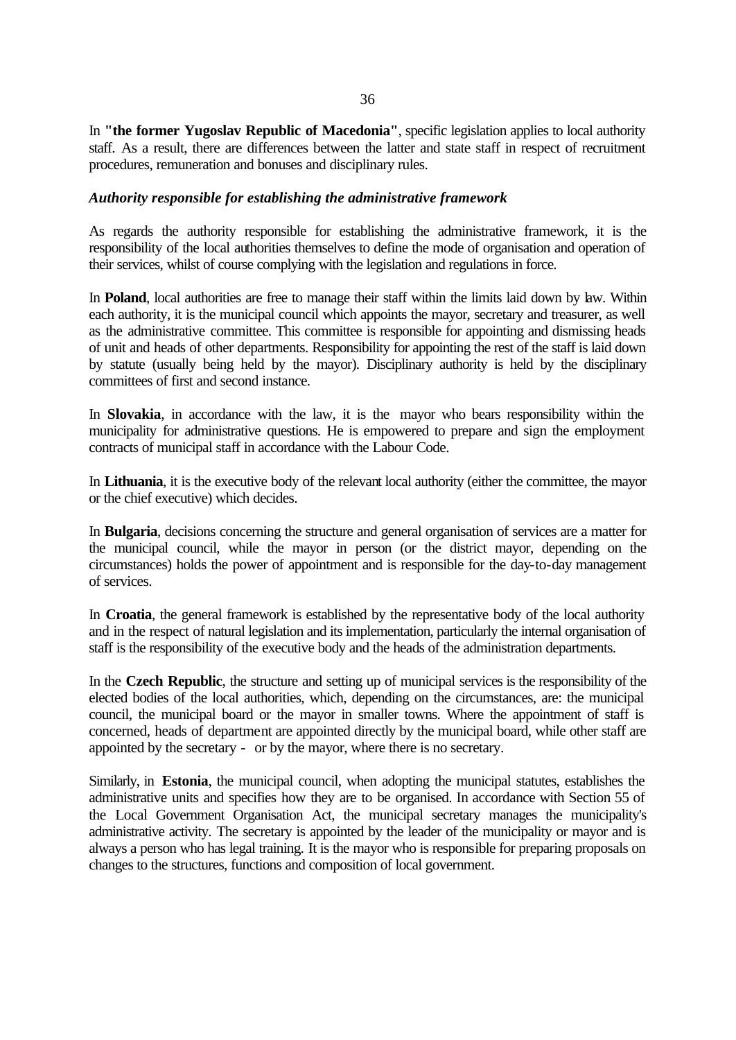In **"the former Yugoslav Republic of Macedonia"**, specific legislation applies to local authority staff. As a result, there are differences between the latter and state staff in respect of recruitment procedures, remuneration and bonuses and disciplinary rules.

***Authority responsible for establishing the administrative framework***

As regards the authority responsible for establishing the administrative framework, it is the responsibility of the local authorities themselves to define the mode of organisation and operation of their services, whilst of course complying with the legislation and regulations in force.

In **Poland**, local authorities are free to manage their staff within the limits laid down by law. Within each authority, it is the municipal council which appoints the mayor, secretary and treasurer, as well as the administrative committee. This committee is responsible for appointing and dismissing heads of unit and heads of other departments. Responsibility for appointing the rest of the staff is laid down by statute (usually being held by the mayor). Disciplinary authority is held by the disciplinary committees of first and second instance.

In **Slovakia**, in accordance with the law, it is the mayor who bears responsibility within the municipality for administrative questions. He is empowered to prepare and sign the employment contracts of municipal staff in accordance with the Labour Code.

In **Lithuania**, it is the executive body of the relevant local authority (either the committee, the mayor or the chief executive) which decides.

In **Bulgaria**, decisions concerning the structure and general organisation of services are a matter for the municipal council, while the mayor in person (or the district mayor, depending on the circumstances) holds the power of appointment and is responsible for the day-to-day management of services.

In **Croatia**, the general framework is established by the representative body of the local authority and in the respect of natural legislation and its implementation, particularly the internal organisation of staff is the responsibility of the executive body and the heads of the administration departments.

In the **Czech Republic**, the structure and setting up of municipal services is the responsibility of the elected bodies of the local authorities, which, depending on the circumstances, are: the municipal council, the municipal board or the mayor in smaller towns. Where the appointment of staff is concerned, heads of department are appointed directly by the municipal board, while other staff are appointed by the secretary - or by the mayor, where there is no secretary.

Similarly, in **Estonia**, the municipal council, when adopting the municipal statutes, establishes the administrative units and specifies how they are to be organised. In accordance with Section 55 of the Local Government Organisation Act, the municipal secretary manages the municipality's administrative activity. The secretary is appointed by the leader of the municipality or mayor and is always a person who has legal training. It is the mayor who is responsible for preparing proposals on changes to the structures, functions and composition of local government.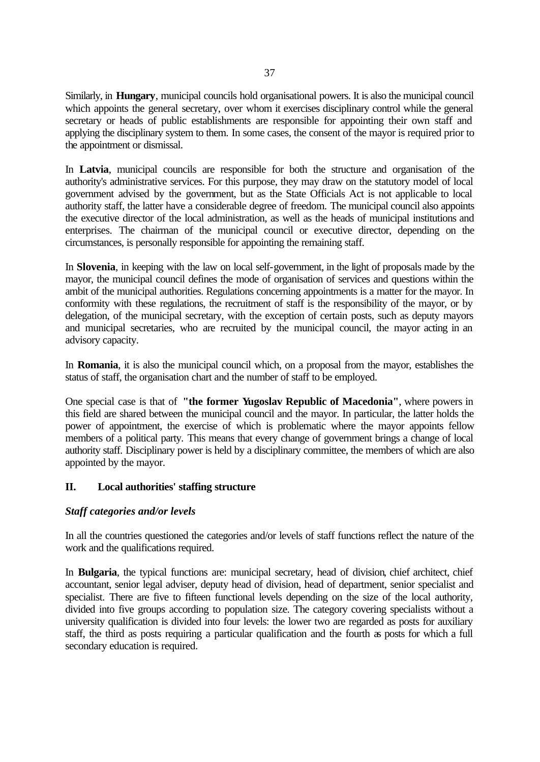Similarly, in **Hungary**, municipal councils hold organisational powers. It is also the municipal council which appoints the general secretary, over whom it exercises disciplinary control while the general secretary or heads of public establishments are responsible for appointing their own staff and applying the disciplinary system to them. In some cases, the consent of the mayor is required prior to the appointment or dismissal.

In **Latvia**, municipal councils are responsible for both the structure and organisation of the authority's administrative services. For this purpose, they may draw on the statutory model of local government advised by the government, but as the State Officials Act is not applicable to local authority staff, the latter have a considerable degree of freedom. The municipal council also appoints the executive director of the local administration, as well as the heads of municipal institutions and enterprises. The chairman of the municipal council or executive director, depending on the circumstances, is personally responsible for appointing the remaining staff.

In **Slovenia**, in keeping with the law on local self-government, in the light of proposals made by the mayor, the municipal council defines the mode of organisation of services and questions within the ambit of the municipal authorities. Regulations concerning appointments is a matter for the mayor. In conformity with these regulations, the recruitment of staff is the responsibility of the mayor, or by delegation, of the municipal secretary, with the exception of certain posts, such as deputy mayors and municipal secretaries, who are recruited by the municipal council, the mayor acting in an advisory capacity.

In **Romania**, it is also the municipal council which, on a proposal from the mayor, establishes the status of staff, the organisation chart and the number of staff to be employed.

One special case is that of **"the former Yugoslav Republic of Macedonia"**, where powers in this field are shared between the municipal council and the mayor. In particular, the latter holds the power of appointment, the exercise of which is problematic where the mayor appoints fellow members of a political party. This means that every change of government brings a change of local authority staff. Disciplinary power is held by a disciplinary committee, the members of which are also appointed by the mayor.

## II. Local authorities' staffing structure

### *Staff categories and/or levels*

In all the countries questioned the categories and/or levels of staff functions reflect the nature of the work and the qualifications required.

In **Bulgaria**, the typical functions are: municipal secretary, head of division, chief architect, chief accountant, senior legal adviser, deputy head of division, head of department, senior specialist and specialist. There are five to fifteen functional levels depending on the size of the local authority, divided into five groups according to population size. The category covering specialists without a university qualification is divided into four levels: the lower two are regarded as posts for auxiliary staff, the third as posts requiring a particular qualification and the fourth as posts for which a full secondary education is required.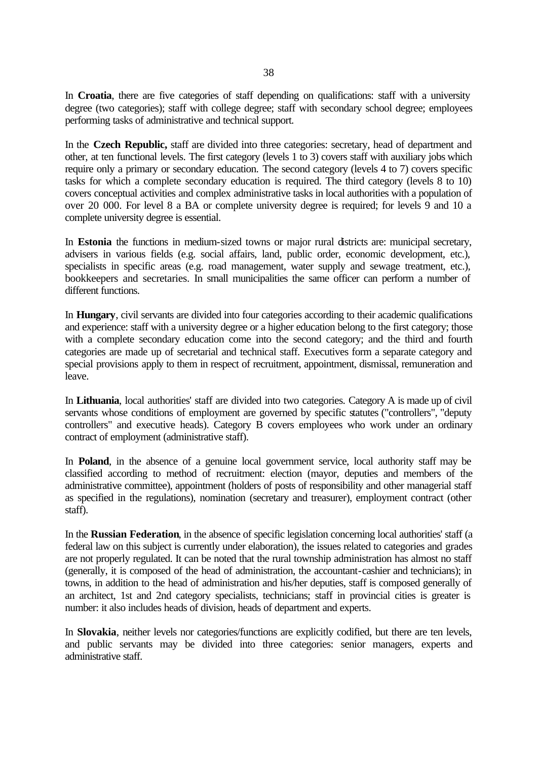In **Croatia**, there are five categories of staff depending on qualifications: staff with a university degree (two categories); staff with college degree; staff with secondary school degree; employees performing tasks of administrative and technical support.

In the **Czech Republic,** staff are divided into three categories: secretary, head of department and other, at ten functional levels. The first category (levels 1 to 3) covers staff with auxiliary jobs which require only a primary or secondary education. The second category (levels 4 to 7) covers specific tasks for which a complete secondary education is required. The third category (levels 8 to 10) covers conceptual activities and complex administrative tasks in local authorities with a population of over 20 000. For level 8 a BA or complete university degree is required; for levels 9 and 10 a complete university degree is essential.

In **Estonia** the functions in medium-sized towns or major rural districts are: municipal secretary, advisers in various fields (e.g. social affairs, land, public order, economic development, etc.), specialists in specific areas (e.g. road management, water supply and sewage treatment, etc.), bookkeepers and secretaries. In small municipalities the same officer can perform a number of different functions.

In **Hungary**, civil servants are divided into four categories according to their academic qualifications and experience: staff with a university degree or a higher education belong to the first category; those with a complete secondary education come into the second category; and the third and fourth categories are made up of secretarial and technical staff. Executives form a separate category and special provisions apply to them in respect of recruitment, appointment, dismissal, remuneration and leave.

In **Lithuania**, local authorities' staff are divided into two categories. Category A is made up of civil servants whose conditions of employment are governed by specific statutes ("controllers", "deputy controllers" and executive heads). Category B covers employees who work under an ordinary contract of employment (administrative staff).

In **Poland**, in the absence of a genuine local government service, local authority staff may be classified according to method of recruitment: election (mayor, deputies and members of the administrative committee), appointment (holders of posts of responsibility and other managerial staff as specified in the regulations), nomination (secretary and treasurer), employment contract (other staff).

In the **Russian Federation**, in the absence of specific legislation concerning local authorities' staff (a federal law on this subject is currently under elaboration), the issues related to categories and grades are not properly regulated. It can be noted that the rural township administration has almost no staff (generally, it is composed of the head of administration, the accountant-cashier and technicians); in towns, in addition to the head of administration and his/her deputies, staff is composed generally of an architect, 1st and 2nd category specialists, technicians; staff in provincial cities is greater is number: it also includes heads of division, heads of department and experts.

In **Slovakia**, neither levels nor categories/functions are explicitly codified, but there are ten levels, and public servants may be divided into three categories: senior managers, experts and administrative staff.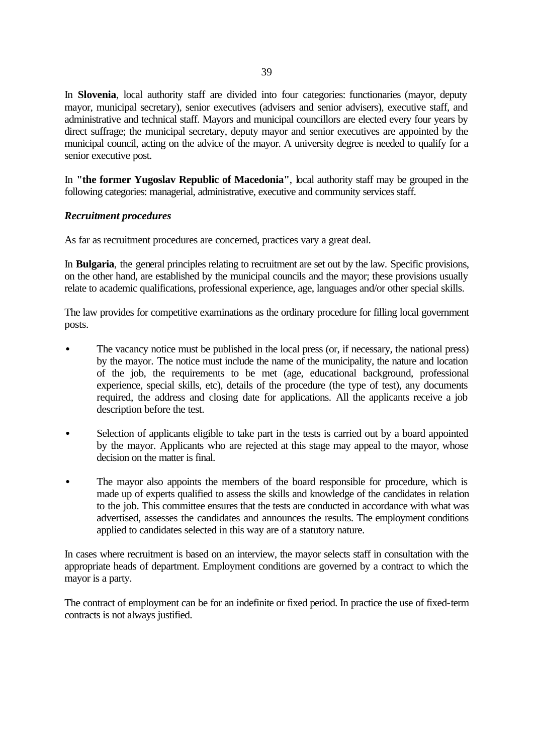In **Slovenia**, local authority staff are divided into four categories: functionaries (mayor, deputy mayor, municipal secretary), senior executives (advisers and senior advisers), executive staff, and administrative and technical staff. Mayors and municipal councillors are elected every four years by direct suffrage; the municipal secretary, deputy mayor and senior executives are appointed by the municipal council, acting on the advice of the mayor. A university degree is needed to qualify for a senior executive post.

In **"the former Yugoslav Republic of Macedonia"**, local authority staff may be grouped in the following categories: managerial, administrative, executive and community services staff.

***Recruitment procedures***

As far as recruitment procedures are concerned, practices vary a great deal.

In **Bulgaria**, the general principles relating to recruitment are set out by the law. Specific provisions, on the other hand, are established by the municipal councils and the mayor; these provisions usually relate to academic qualifications, professional experience, age, languages and/or other special skills.

The law provides for competitive examinations as the ordinary procedure for filling local government posts.

- The vacancy notice must be published in the local press (or, if necessary, the national press) by the mayor. The notice must include the name of the municipality, the nature and location of the job, the requirements to be met (age, educational background, professional experience, special skills, etc), details of the procedure (the type of test), any documents required, the address and closing date for applications. All the applicants receive a job description before the test.

- Selection of applicants eligible to take part in the tests is carried out by a board appointed by the mayor. Applicants who are rejected at this stage may appeal to the mayor, whose decision on the matter is final.

- The mayor also appoints the members of the board responsible for procedure, which is made up of experts qualified to assess the skills and knowledge of the candidates in relation to the job. This committee ensures that the tests are conducted in accordance with what was advertised, assesses the candidates and announces the results. The employment conditions applied to candidates selected in this way are of a statutory nature.

In cases where recruitment is based on an interview, the mayor selects staff in consultation with the appropriate heads of department. Employment conditions are governed by a contract to which the mayor is a party.

The contract of employment can be for an indefinite or fixed period. In practice the use of fixed-term contracts is not always justified.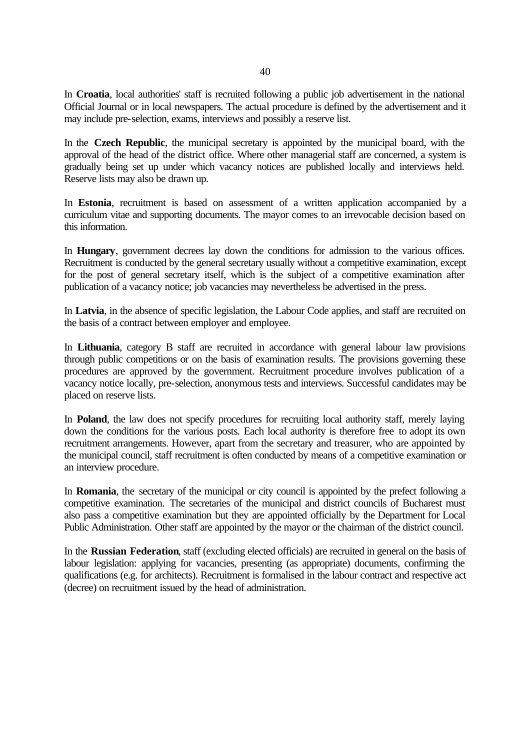In **Croatia**, local authorities' staff is recruited following a public job advertisement in the national Official Journal or in local newspapers. The actual procedure is defined by the advertisement and it may include pre-selection, exams, interviews and possibly a reserve list.

In the **Czech Republic**, the municipal secretary is appointed by the municipal board, with the approval of the head of the district office. Where other managerial staff are concerned, a system is gradually being set up under which vacancy notices are published locally and interviews held. Reserve lists may also be drawn up.

In **Estonia**, recruitment is based on assessment of a written application accompanied by a curriculum vitae and supporting documents. The mayor comes to an irrevocable decision based on this information.

In **Hungary**, government decrees lay down the conditions for admission to the various offices. Recruitment is conducted by the general secretary usually without a competitive examination, except for the post of general secretary itself, which is the subject of a competitive examination after publication of a vacancy notice; job vacancies may nevertheless be advertised in the press.

In **Latvia**, in the absence of specific legislation, the Labour Code applies, and staff are recruited on the basis of a contract between employer and employee.

In **Lithuania**, category B staff are recruited in accordance with general labour law provisions through public competitions or on the basis of examination results. The provisions governing these procedures are approved by the government. Recruitment procedure involves publication of a vacancy notice locally, pre-selection, anonymous tests and interviews. Successful candidates may be placed on reserve lists.

In **Poland**, the law does not specify procedures for recruiting local authority staff, merely laying down the conditions for the various posts. Each local authority is therefore free to adopt its own recruitment arrangements. However, apart from the secretary and treasurer, who are appointed by the municipal council, staff recruitment is often conducted by means of a competitive examination or an interview procedure.

In **Romania**, the secretary of the municipal or city council is appointed by the prefect following a competitive examination. The secretaries of the municipal and district councils of Bucharest must also pass a competitive examination but they are appointed officially by the Department for Local Public Administration. Other staff are appointed by the mayor or the chairman of the district council.

In the **Russian Federation**, staff (excluding elected officials) are recruited in general on the basis of labour legislation: applying for vacancies, presenting (as appropriate) documents, confirming the qualifications (e.g. for architects). Recruitment is formalised in the labour contract and respective act (decree) on recruitment issued by the head of administration.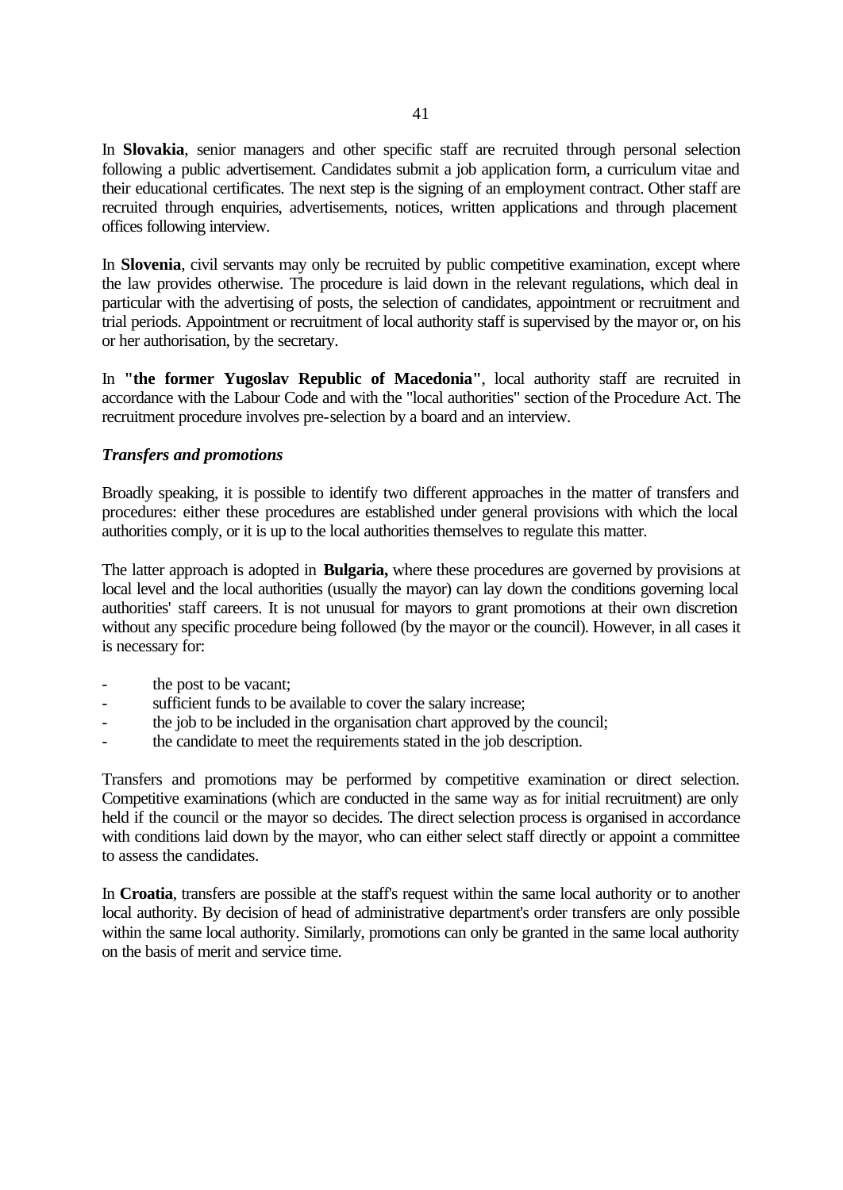In **Slovakia**, senior managers and other specific staff are recruited through personal selection following a public advertisement. Candidates submit a job application form, a curriculum vitae and their educational certificates. The next step is the signing of an employment contract. Other staff are recruited through enquiries, advertisements, notices, written applications and through placement offices following interview.

In **Slovenia**, civil servants may only be recruited by public competitive examination, except where the law provides otherwise. The procedure is laid down in the relevant regulations, which deal in particular with the advertising of posts, the selection of candidates, appointment or recruitment and trial periods. Appointment or recruitment of local authority staff is supervised by the mayor or, on his or her authorisation, by the secretary.

In **"the former Yugoslav Republic of Macedonia"**, local authority staff are recruited in accordance with the Labour Code and with the "local authorities" section of the Procedure Act. The recruitment procedure involves pre-selection by a board and an interview.

***Transfers and promotions***

Broadly speaking, it is possible to identify two different approaches in the matter of transfers and procedures: either these procedures are established under general provisions with which the local authorities comply, or it is up to the local authorities themselves to regulate this matter.

The latter approach is adopted in **Bulgaria,** where these procedures are governed by provisions at local level and the local authorities (usually the mayor) can lay down the conditions governing local authorities' staff careers. It is not unusual for mayors to grant promotions at their own discretion without any specific procedure being followed (by the mayor or the council). However, in all cases it is necessary for:

- the post to be vacant;
- sufficient funds to be available to cover the salary increase;
- the job to be included in the organisation chart approved by the council;
- the candidate to meet the requirements stated in the job description.

Transfers and promotions may be performed by competitive examination or direct selection. Competitive examinations (which are conducted in the same way as for initial recruitment) are only held if the council or the mayor so decides. The direct selection process is organised in accordance with conditions laid down by the mayor, who can either select staff directly or appoint a committee to assess the candidates.

In **Croatia**, transfers are possible at the staff's request within the same local authority or to another local authority. By decision of head of administrative department's order transfers are only possible within the same local authority. Similarly, promotions can only be granted in the same local authority on the basis of merit and service time.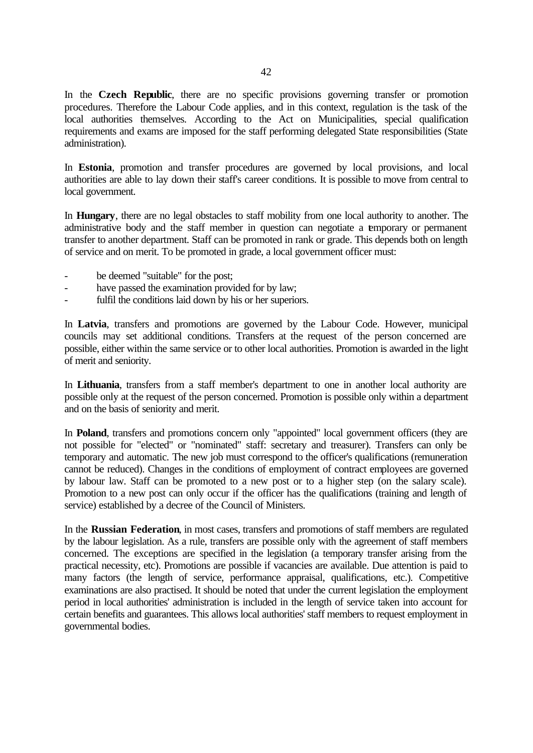In the **Czech Republic**, there are no specific provisions governing transfer or promotion procedures. Therefore the Labour Code applies, and in this context, regulation is the task of the local authorities themselves. According to the Act on Municipalities, special qualification requirements and exams are imposed for the staff performing delegated State responsibilities (State administration).

In **Estonia**, promotion and transfer procedures are governed by local provisions, and local authorities are able to lay down their staff's career conditions. It is possible to move from central to local government.

In **Hungary**, there are no legal obstacles to staff mobility from one local authority to another. The administrative body and the staff member in question can negotiate a temporary or permanent transfer to another department. Staff can be promoted in rank or grade. This depends both on length of service and on merit. To be promoted in grade, a local government officer must:

- be deemed "suitable" for the post;
- have passed the examination provided for by law;
- fulfil the conditions laid down by his or her superiors.

In **Latvia**, transfers and promotions are governed by the Labour Code. However, municipal councils may set additional conditions. Transfers at the request of the person concerned are possible, either within the same service or to other local authorities. Promotion is awarded in the light of merit and seniority.

In **Lithuania**, transfers from a staff member's department to one in another local authority are possible only at the request of the person concerned. Promotion is possible only within a department and on the basis of seniority and merit.

In **Poland**, transfers and promotions concern only "appointed" local government officers (they are not possible for "elected" or "nominated" staff: secretary and treasurer). Transfers can only be temporary and automatic. The new job must correspond to the officer's qualifications (remuneration cannot be reduced). Changes in the conditions of employment of contract employees are governed by labour law. Staff can be promoted to a new post or to a higher step (on the salary scale). Promotion to a new post can only occur if the officer has the qualifications (training and length of service) established by a decree of the Council of Ministers.

In the **Russian Federation**, in most cases, transfers and promotions of staff members are regulated by the labour legislation. As a rule, transfers are possible only with the agreement of staff members concerned. The exceptions are specified in the legislation (a temporary transfer arising from the practical necessity, etc). Promotions are possible if vacancies are available. Due attention is paid to many factors (the length of service, performance appraisal, qualifications, etc.). Competitive examinations are also practised. It should be noted that under the current legislation the employment period in local authorities' administration is included in the length of service taken into account for certain benefits and guarantees. This allows local authorities' staff members to request employment in governmental bodies.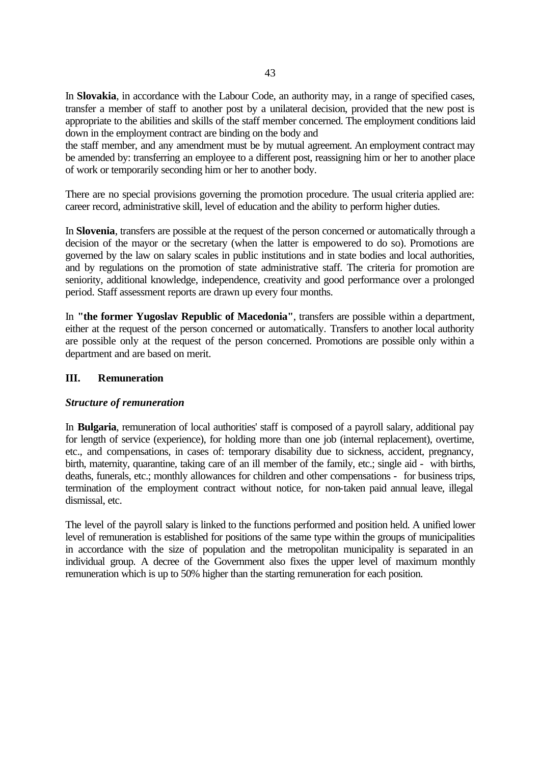In **Slovakia**, in accordance with the Labour Code, an authority may, in a range of specified cases, transfer a member of staff to another post by a unilateral decision, provided that the new post is appropriate to the abilities and skills of the staff member concerned. The employment conditions laid down in the employment contract are binding on the body and the staff member, and any amendment must be by mutual agreement. An employment contract may be amended by: transferring an employee to a different post, reassigning him or her to another place of work or temporarily seconding him or her to another body.

There are no special provisions governing the promotion procedure. The usual criteria applied are: career record, administrative skill, level of education and the ability to perform higher duties.

In **Slovenia**, transfers are possible at the request of the person concerned or automatically through a decision of the mayor or the secretary (when the latter is empowered to do so). Promotions are governed by the law on salary scales in public institutions and in state bodies and local authorities, and by regulations on the promotion of state administrative staff. The criteria for promotion are seniority, additional knowledge, independence, creativity and good performance over a prolonged period. Staff assessment reports are drawn up every four months.

In **"the former Yugoslav Republic of Macedonia"**, transfers are possible within a department, either at the request of the person concerned or automatically. Transfers to another local authority are possible only at the request of the person concerned. Promotions are possible only within a department and are based on merit.

## III. Remuneration

### *Structure of remuneration*

In **Bulgaria**, remuneration of local authorities' staff is composed of a payroll salary, additional pay for length of service (experience), for holding more than one job (internal replacement), overtime, etc., and compensations, in cases of: temporary disability due to sickness, accident, pregnancy, birth, maternity, quarantine, taking care of an ill member of the family, etc.; single aid - with births, deaths, funerals, etc.; monthly allowances for children and other compensations - for business trips, termination of the employment contract without notice, for non-taken paid annual leave, illegal dismissal, etc.

The level of the payroll salary is linked to the functions performed and position held. A unified lower level of remuneration is established for positions of the same type within the groups of municipalities in accordance with the size of population and the metropolitan municipality is separated in an individual group. A decree of the Government also fixes the upper level of maximum monthly remuneration which is up to 50% higher than the starting remuneration for each position.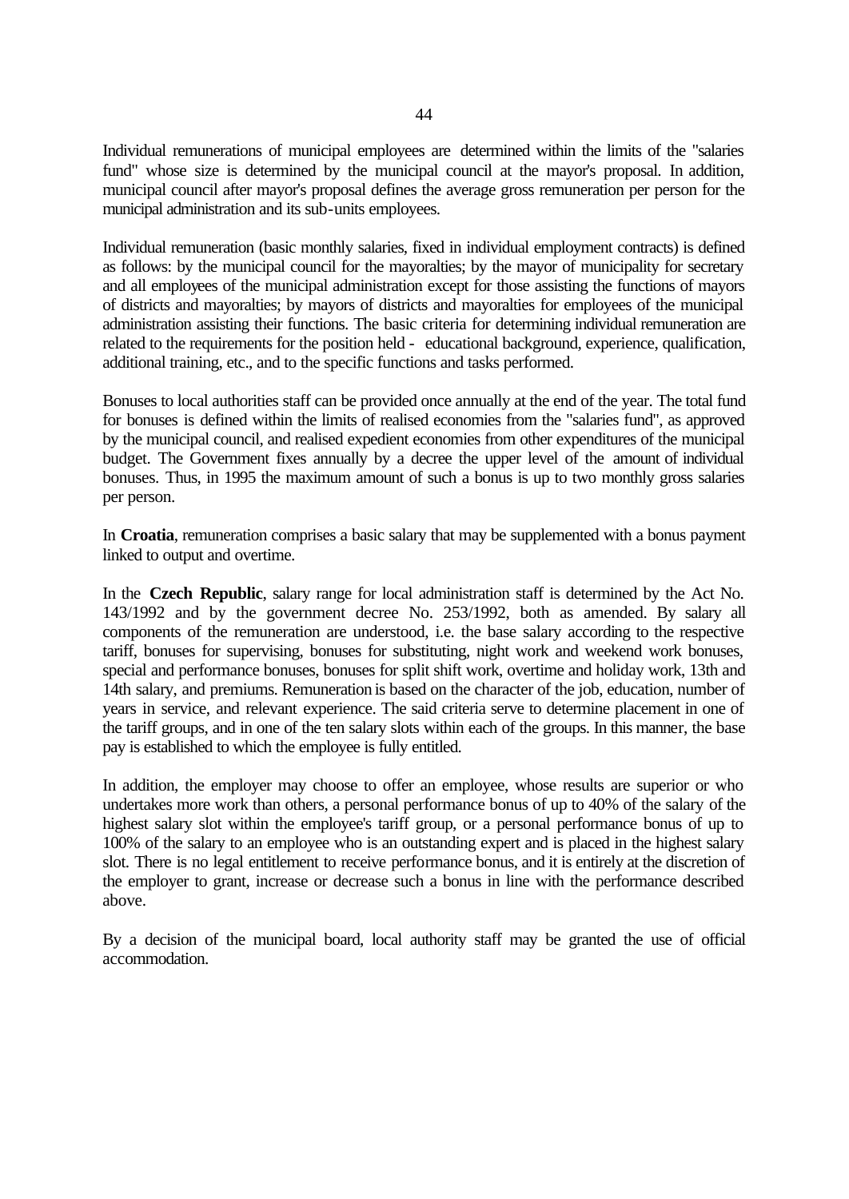Individual remunerations of municipal employees are determined within the limits of the "salaries fund" whose size is determined by the municipal council at the mayor's proposal. In addition, municipal council after mayor's proposal defines the average gross remuneration per person for the municipal administration and its sub-units employees.

Individual remuneration (basic monthly salaries, fixed in individual employment contracts) is defined as follows: by the municipal council for the mayoralties; by the mayor of municipality for secretary and all employees of the municipal administration except for those assisting the functions of mayors of districts and mayoralties; by mayors of districts and mayoralties for employees of the municipal administration assisting their functions. The basic criteria for determining individual remuneration are related to the requirements for the position held - educational background, experience, qualification, additional training, etc., and to the specific functions and tasks performed.

Bonuses to local authorities staff can be provided once annually at the end of the year. The total fund for bonuses is defined within the limits of realised economies from the "salaries fund", as approved by the municipal council, and realised expedient economies from other expenditures of the municipal budget. The Government fixes annually by a decree the upper level of the amount of individual bonuses. Thus, in 1995 the maximum amount of such a bonus is up to two monthly gross salaries per person.

In **Croatia**, remuneration comprises a basic salary that may be supplemented with a bonus payment linked to output and overtime.

In the **Czech Republic**, salary range for local administration staff is determined by the Act No. 143/1992 and by the government decree No. 253/1992, both as amended. By salary all components of the remuneration are understood, i.e. the base salary according to the respective tariff, bonuses for supervising, bonuses for substituting, night work and weekend work bonuses, special and performance bonuses, bonuses for split shift work, overtime and holiday work, 13th and 14th salary, and premiums. Remuneration is based on the character of the job, education, number of years in service, and relevant experience. The said criteria serve to determine placement in one of the tariff groups, and in one of the ten salary slots within each of the groups. In this manner, the base pay is established to which the employee is fully entitled.

In addition, the employer may choose to offer an employee, whose results are superior or who undertakes more work than others, a personal performance bonus of up to 40% of the salary of the highest salary slot within the employee's tariff group, or a personal performance bonus of up to 100% of the salary to an employee who is an outstanding expert and is placed in the highest salary slot. There is no legal entitlement to receive performance bonus, and it is entirely at the discretion of the employer to grant, increase or decrease such a bonus in line with the performance described above.

By a decision of the municipal board, local authority staff may be granted the use of official accommodation.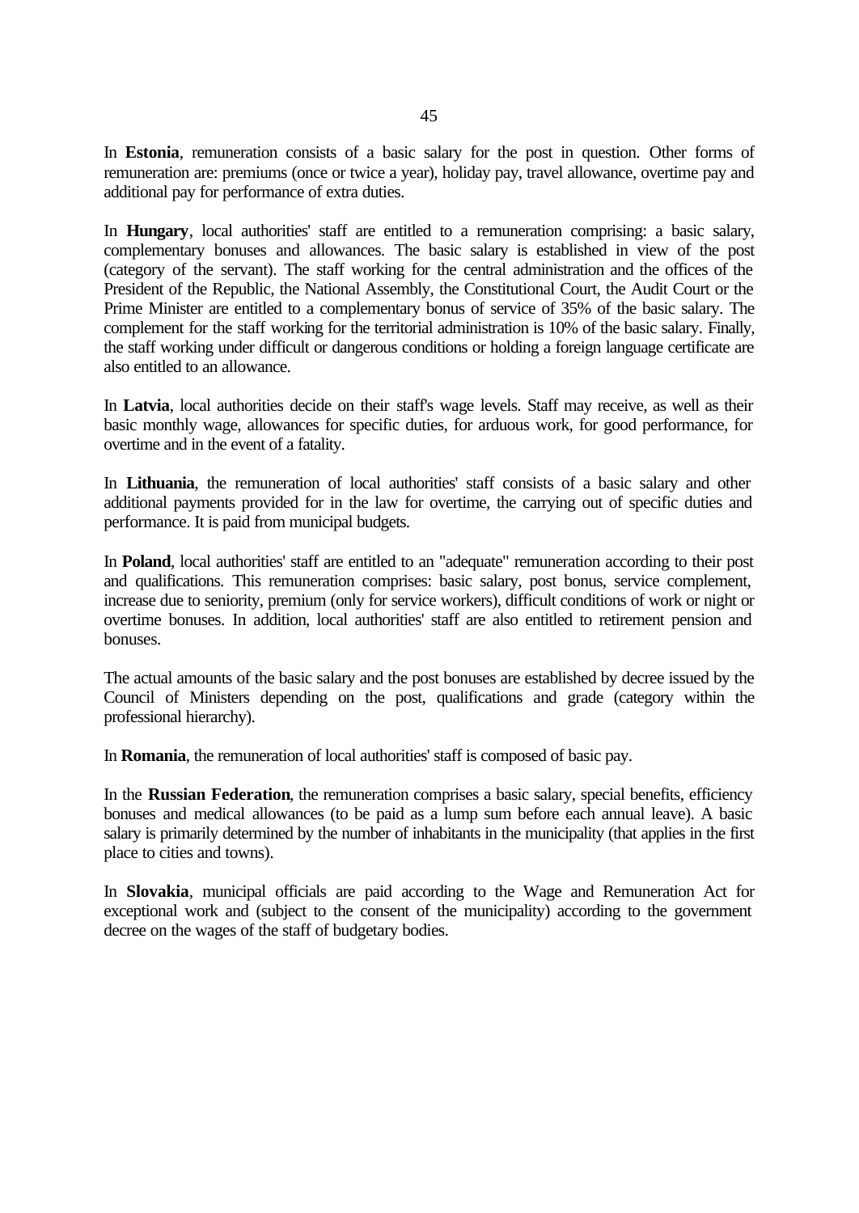In **Estonia**, remuneration consists of a basic salary for the post in question. Other forms of remuneration are: premiums (once or twice a year), holiday pay, travel allowance, overtime pay and additional pay for performance of extra duties.

In **Hungary**, local authorities' staff are entitled to a remuneration comprising: a basic salary, complementary bonuses and allowances. The basic salary is established in view of the post (category of the servant). The staff working for the central administration and the offices of the President of the Republic, the National Assembly, the Constitutional Court, the Audit Court or the Prime Minister are entitled to a complementary bonus of service of 35% of the basic salary. The complement for the staff working for the territorial administration is 10% of the basic salary. Finally, the staff working under difficult or dangerous conditions or holding a foreign language certificate are also entitled to an allowance.

In **Latvia**, local authorities decide on their staff's wage levels. Staff may receive, as well as their basic monthly wage, allowances for specific duties, for arduous work, for good performance, for overtime and in the event of a fatality.

In **Lithuania**, the remuneration of local authorities' staff consists of a basic salary and other additional payments provided for in the law for overtime, the carrying out of specific duties and performance. It is paid from municipal budgets.

In **Poland**, local authorities' staff are entitled to an "adequate" remuneration according to their post and qualifications. This remuneration comprises: basic salary, post bonus, service complement, increase due to seniority, premium (only for service workers), difficult conditions of work or night or overtime bonuses. In addition, local authorities' staff are also entitled to retirement pension and bonuses.

The actual amounts of the basic salary and the post bonuses are established by decree issued by the Council of Ministers depending on the post, qualifications and grade (category within the professional hierarchy).

In **Romania**, the remuneration of local authorities' staff is composed of basic pay.

In the **Russian Federation**, the remuneration comprises a basic salary, special benefits, efficiency bonuses and medical allowances (to be paid as a lump sum before each annual leave). A basic salary is primarily determined by the number of inhabitants in the municipality (that applies in the first place to cities and towns).

In **Slovakia**, municipal officials are paid according to the Wage and Remuneration Act for exceptional work and (subject to the consent of the municipality) according to the government decree on the wages of the staff of budgetary bodies.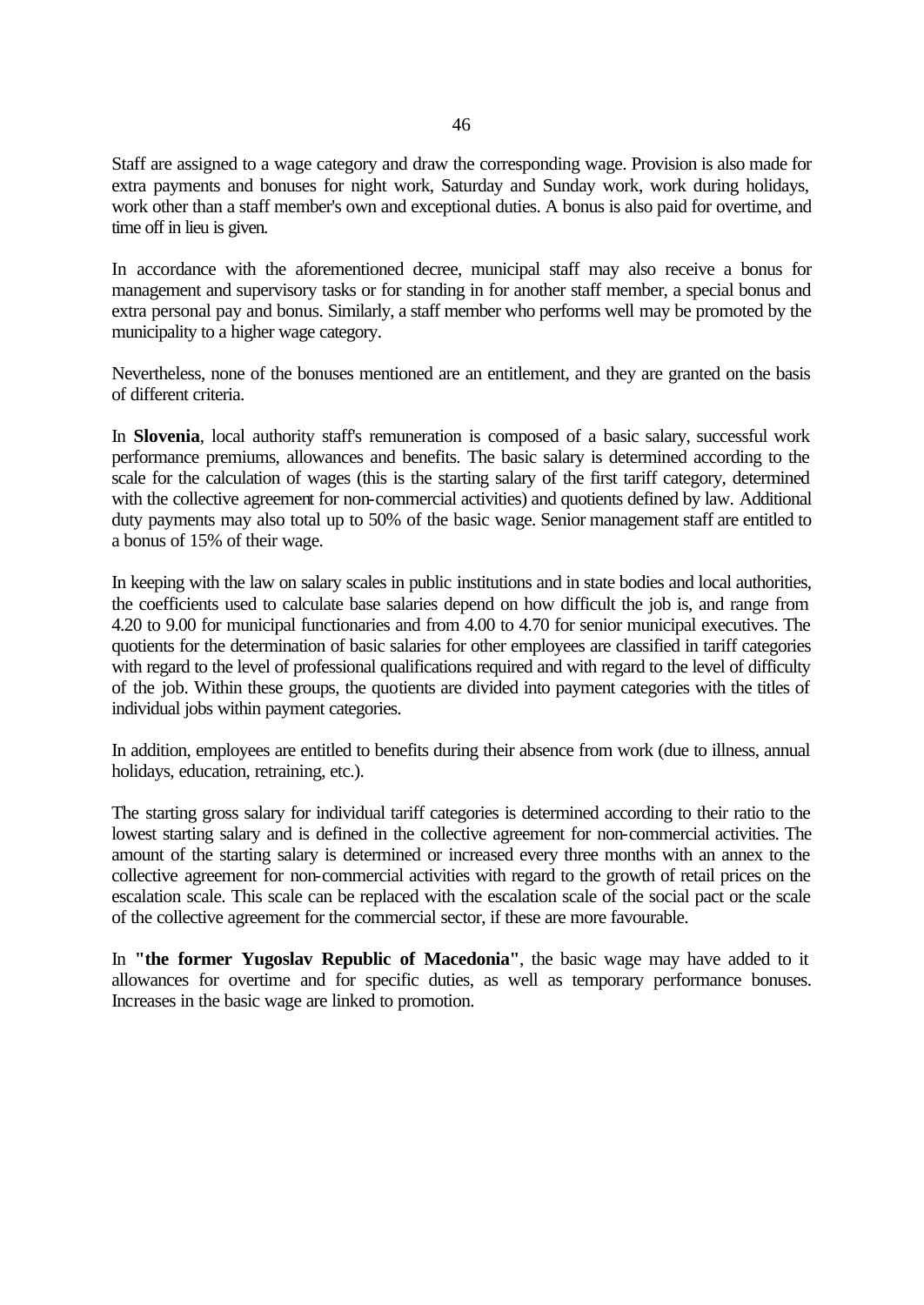Staff are assigned to a wage category and draw the corresponding wage. Provision is also made for extra payments and bonuses for night work, Saturday and Sunday work, work during holidays, work other than a staff member's own and exceptional duties. A bonus is also paid for overtime, and time off in lieu is given.

In accordance with the aforementioned decree, municipal staff may also receive a bonus for management and supervisory tasks or for standing in for another staff member, a special bonus and extra personal pay and bonus. Similarly, a staff member who performs well may be promoted by the municipality to a higher wage category.

Nevertheless, none of the bonuses mentioned are an entitlement, and they are granted on the basis of different criteria.

In **Slovenia**, local authority staff's remuneration is composed of a basic salary, successful work performance premiums, allowances and benefits. The basic salary is determined according to the scale for the calculation of wages (this is the starting salary of the first tariff category, determined with the collective agreement for non-commercial activities) and quotients defined by law. Additional duty payments may also total up to 50% of the basic wage. Senior management staff are entitled to a bonus of 15% of their wage.

In keeping with the law on salary scales in public institutions and in state bodies and local authorities, the coefficients used to calculate base salaries depend on how difficult the job is, and range from 4.20 to 9.00 for municipal functionaries and from 4.00 to 4.70 for senior municipal executives. The quotients for the determination of basic salaries for other employees are classified in tariff categories with regard to the level of professional qualifications required and with regard to the level of difficulty of the job. Within these groups, the quotients are divided into payment categories with the titles of individual jobs within payment categories.

In addition, employees are entitled to benefits during their absence from work (due to illness, annual holidays, education, retraining, etc.).

The starting gross salary for individual tariff categories is determined according to their ratio to the lowest starting salary and is defined in the collective agreement for non-commercial activities. The amount of the starting salary is determined or increased every three months with an annex to the collective agreement for non-commercial activities with regard to the growth of retail prices on the escalation scale. This scale can be replaced with the escalation scale of the social pact or the scale of the collective agreement for the commercial sector, if these are more favourable.

In **"the former Yugoslav Republic of Macedonia"**, the basic wage may have added to it allowances for overtime and for specific duties, as well as temporary performance bonuses. Increases in the basic wage are linked to promotion.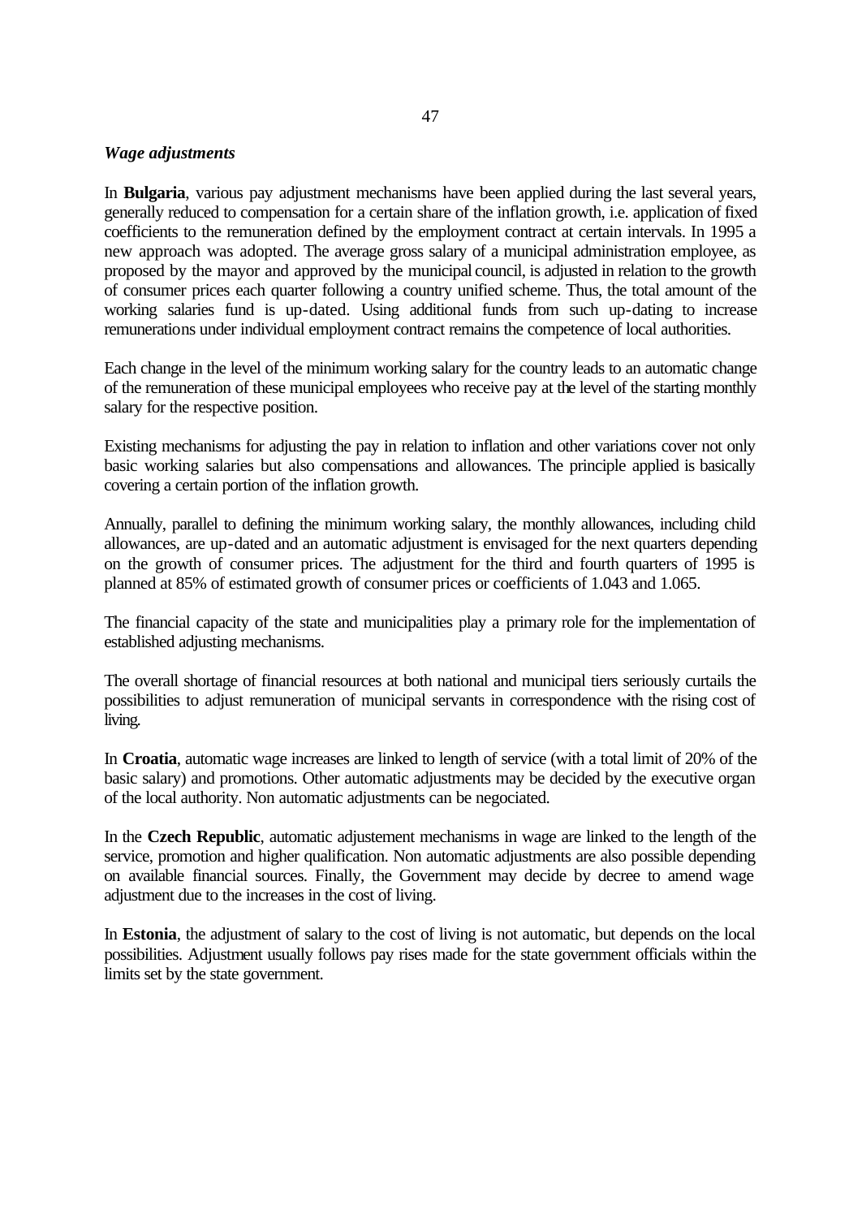***Wage adjustments***

In **Bulgaria**, various pay adjustment mechanisms have been applied during the last several years, generally reduced to compensation for a certain share of the inflation growth, i.e. application of fixed coefficients to the remuneration defined by the employment contract at certain intervals. In 1995 a new approach was adopted. The average gross salary of a municipal administration employee, as proposed by the mayor and approved by the municipal council, is adjusted in relation to the growth of consumer prices each quarter following a country unified scheme. Thus, the total amount of the working salaries fund is up-dated. Using additional funds from such up-dating to increase remunerations under individual employment contract remains the competence of local authorities.

Each change in the level of the minimum working salary for the country leads to an automatic change of the remuneration of these municipal employees who receive pay at the level of the starting monthly salary for the respective position.

Existing mechanisms for adjusting the pay in relation to inflation and other variations cover not only basic working salaries but also compensations and allowances. The principle applied is basically covering a certain portion of the inflation growth.

Annually, parallel to defining the minimum working salary, the monthly allowances, including child allowances, are up-dated and an automatic adjustment is envisaged for the next quarters depending on the growth of consumer prices. The adjustment for the third and fourth quarters of 1995 is planned at 85% of estimated growth of consumer prices or coefficients of 1.043 and 1.065.

The financial capacity of the state and municipalities play a primary role for the implementation of established adjusting mechanisms.

The overall shortage of financial resources at both national and municipal tiers seriously curtails the possibilities to adjust remuneration of municipal servants in correspondence with the rising cost of living.

In **Croatia**, automatic wage increases are linked to length of service (with a total limit of 20% of the basic salary) and promotions. Other automatic adjustments may be decided by the executive organ of the local authority. Non automatic adjustments can be negociated.

In the **Czech Republic**, automatic adjustement mechanisms in wage are linked to the length of the service, promotion and higher qualification. Non automatic adjustments are also possible depending on available financial sources. Finally, the Government may decide by decree to amend wage adjustment due to the increases in the cost of living.

In **Estonia**, the adjustment of salary to the cost of living is not automatic, but depends on the local possibilities. Adjustment usually follows pay rises made for the state government officials within the limits set by the state government.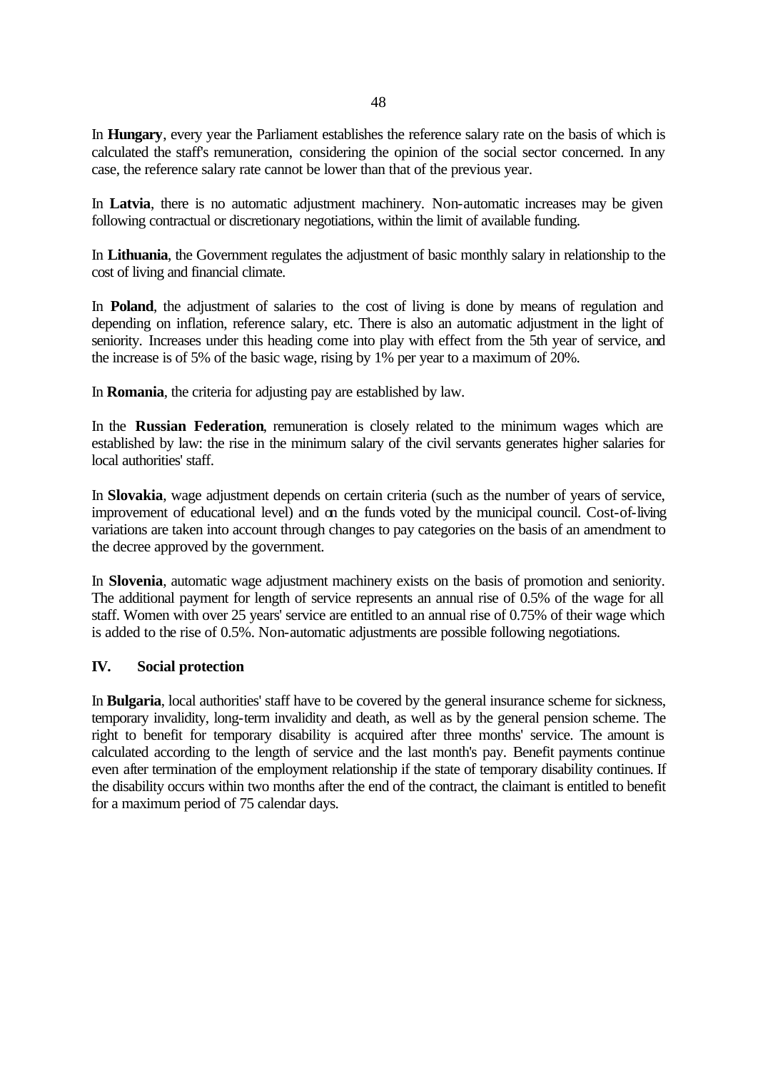In **Hungary**, every year the Parliament establishes the reference salary rate on the basis of which is calculated the staff's remuneration, considering the opinion of the social sector concerned. In any case, the reference salary rate cannot be lower than that of the previous year.

In **Latvia**, there is no automatic adjustment machinery. Non-automatic increases may be given following contractual or discretionary negotiations, within the limit of available funding.

In **Lithuania**, the Government regulates the adjustment of basic monthly salary in relationship to the cost of living and financial climate.

In **Poland**, the adjustment of salaries to the cost of living is done by means of regulation and depending on inflation, reference salary, etc. There is also an automatic adjustment in the light of seniority. Increases under this heading come into play with effect from the 5th year of service, and the increase is of 5% of the basic wage, rising by 1% per year to a maximum of 20%.

In **Romania**, the criteria for adjusting pay are established by law.

In the **Russian Federation**, remuneration is closely related to the minimum wages which are established by law: the rise in the minimum salary of the civil servants generates higher salaries for local authorities' staff.

In **Slovakia**, wage adjustment depends on certain criteria (such as the number of years of service, improvement of educational level) and on the funds voted by the municipal council. Cost-of-living variations are taken into account through changes to pay categories on the basis of an amendment to the decree approved by the government.

In **Slovenia**, automatic wage adjustment machinery exists on the basis of promotion and seniority. The additional payment for length of service represents an annual rise of 0.5% of the wage for all staff. Women with over 25 years' service are entitled to an annual rise of 0.75% of their wage which is added to the rise of 0.5%. Non-automatic adjustments are possible following negotiations.

## IV. Social protection

In **Bulgaria**, local authorities' staff have to be covered by the general insurance scheme for sickness, temporary invalidity, long-term invalidity and death, as well as by the general pension scheme. The right to benefit for temporary disability is acquired after three months' service. The amount is calculated according to the length of service and the last month's pay. Benefit payments continue even after termination of the employment relationship if the state of temporary disability continues. If the disability occurs within two months after the end of the contract, the claimant is entitled to benefit for a maximum period of 75 calendar days.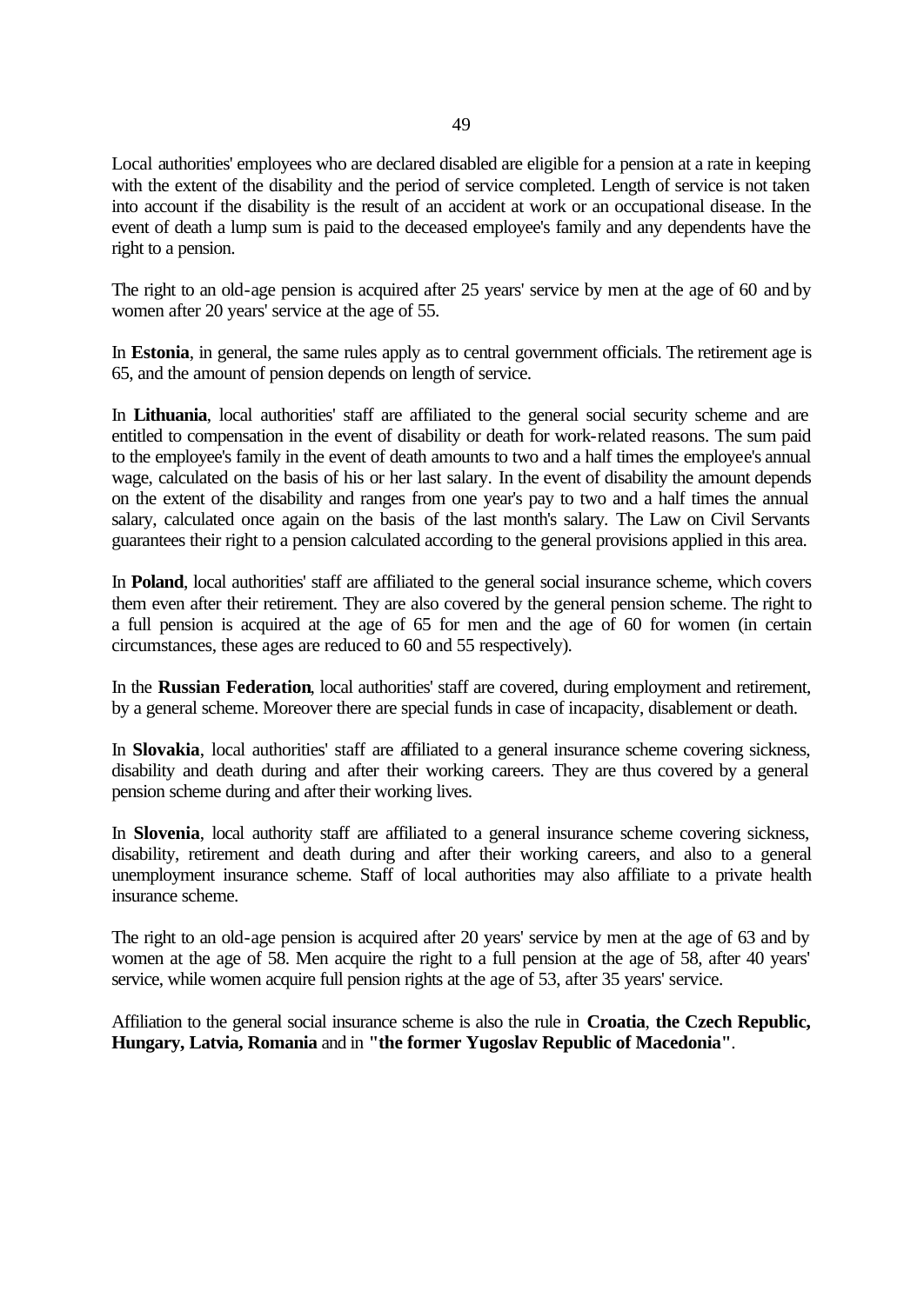Local authorities' employees who are declared disabled are eligible for a pension at a rate in keeping with the extent of the disability and the period of service completed. Length of service is not taken into account if the disability is the result of an accident at work or an occupational disease. In the event of death a lump sum is paid to the deceased employee's family and any dependents have the right to a pension.

The right to an old-age pension is acquired after 25 years' service by men at the age of 60 and by women after 20 years' service at the age of 55.

In **Estonia**, in general, the same rules apply as to central government officials. The retirement age is 65, and the amount of pension depends on length of service.

In **Lithuania**, local authorities' staff are affiliated to the general social security scheme and are entitled to compensation in the event of disability or death for work-related reasons. The sum paid to the employee's family in the event of death amounts to two and a half times the employee's annual wage, calculated on the basis of his or her last salary. In the event of disability the amount depends on the extent of the disability and ranges from one year's pay to two and a half times the annual salary, calculated once again on the basis of the last month's salary. The Law on Civil Servants guarantees their right to a pension calculated according to the general provisions applied in this area.

In **Poland**, local authorities' staff are affiliated to the general social insurance scheme, which covers them even after their retirement. They are also covered by the general pension scheme. The right to a full pension is acquired at the age of 65 for men and the age of 60 for women (in certain circumstances, these ages are reduced to 60 and 55 respectively).

In the **Russian Federation**, local authorities' staff are covered, during employment and retirement, by a general scheme. Moreover there are special funds in case of incapacity, disablement or death.

In **Slovakia**, local authorities' staff are affiliated to a general insurance scheme covering sickness, disability and death during and after their working careers. They are thus covered by a general pension scheme during and after their working lives.

In **Slovenia**, local authority staff are affiliated to a general insurance scheme covering sickness, disability, retirement and death during and after their working careers, and also to a general unemployment insurance scheme. Staff of local authorities may also affiliate to a private health insurance scheme.

The right to an old-age pension is acquired after 20 years' service by men at the age of 63 and by women at the age of 58. Men acquire the right to a full pension at the age of 58, after 40 years' service, while women acquire full pension rights at the age of 53, after 35 years' service.

Affiliation to the general social insurance scheme is also the rule in **Croatia**, **the Czech Republic, Hungary, Latvia, Romania** and in **"the former Yugoslav Republic of Macedonia"**.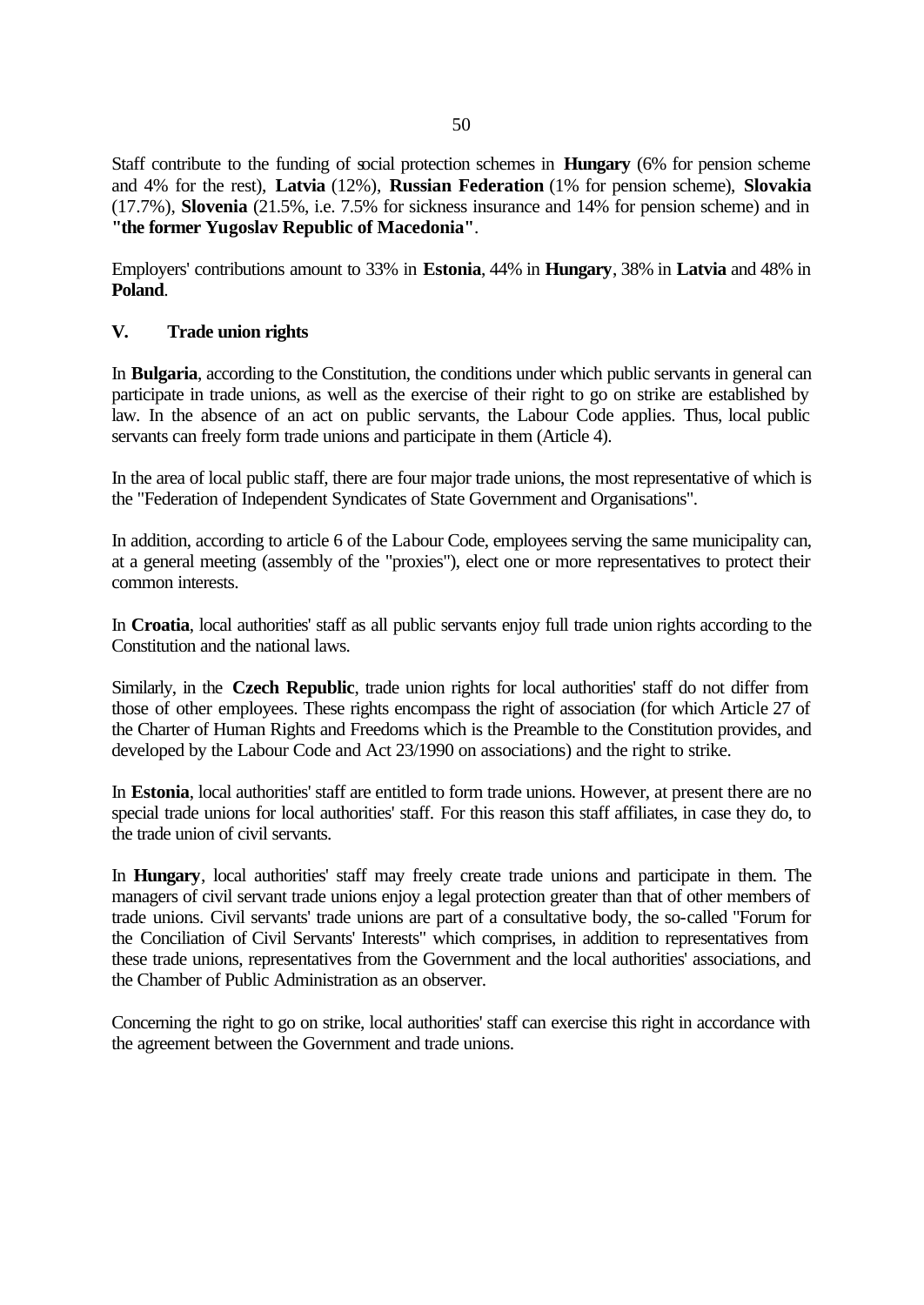Staff contribute to the funding of social protection schemes in **Hungary** (6% for pension scheme and 4% for the rest), **Latvia** (12%), **Russian Federation** (1% for pension scheme), **Slovakia** (17.7%), **Slovenia** (21.5%, i.e. 7.5% for sickness insurance and 14% for pension scheme) and in **"the former Yugoslav Republic of Macedonia"**.

Employers' contributions amount to 33% in **Estonia**, 44% in **Hungary**, 38% in **Latvia** and 48% in **Poland**.

## V. Trade union rights

In **Bulgaria**, according to the Constitution, the conditions under which public servants in general can participate in trade unions, as well as the exercise of their right to go on strike are established by law. In the absence of an act on public servants, the Labour Code applies. Thus, local public servants can freely form trade unions and participate in them (Article 4).

In the area of local public staff, there are four major trade unions, the most representative of which is the "Federation of Independent Syndicates of State Government and Organisations".

In addition, according to article 6 of the Labour Code, employees serving the same municipality can, at a general meeting (assembly of the "proxies"), elect one or more representatives to protect their common interests.

In **Croatia**, local authorities' staff as all public servants enjoy full trade union rights according to the Constitution and the national laws.

Similarly, in the **Czech Republic**, trade union rights for local authorities' staff do not differ from those of other employees. These rights encompass the right of association (for which Article 27 of the Charter of Human Rights and Freedoms which is the Preamble to the Constitution provides, and developed by the Labour Code and Act 23/1990 on associations) and the right to strike.

In **Estonia**, local authorities' staff are entitled to form trade unions. However, at present there are no special trade unions for local authorities' staff. For this reason this staff affiliates, in case they do, to the trade union of civil servants.

In **Hungary**, local authorities' staff may freely create trade unions and participate in them. The managers of civil servant trade unions enjoy a legal protection greater than that of other members of trade unions. Civil servants' trade unions are part of a consultative body, the so-called "Forum for the Conciliation of Civil Servants' Interests" which comprises, in addition to representatives from these trade unions, representatives from the Government and the local authorities' associations, and the Chamber of Public Administration as an observer.

Concerning the right to go on strike, local authorities' staff can exercise this right in accordance with the agreement between the Government and trade unions.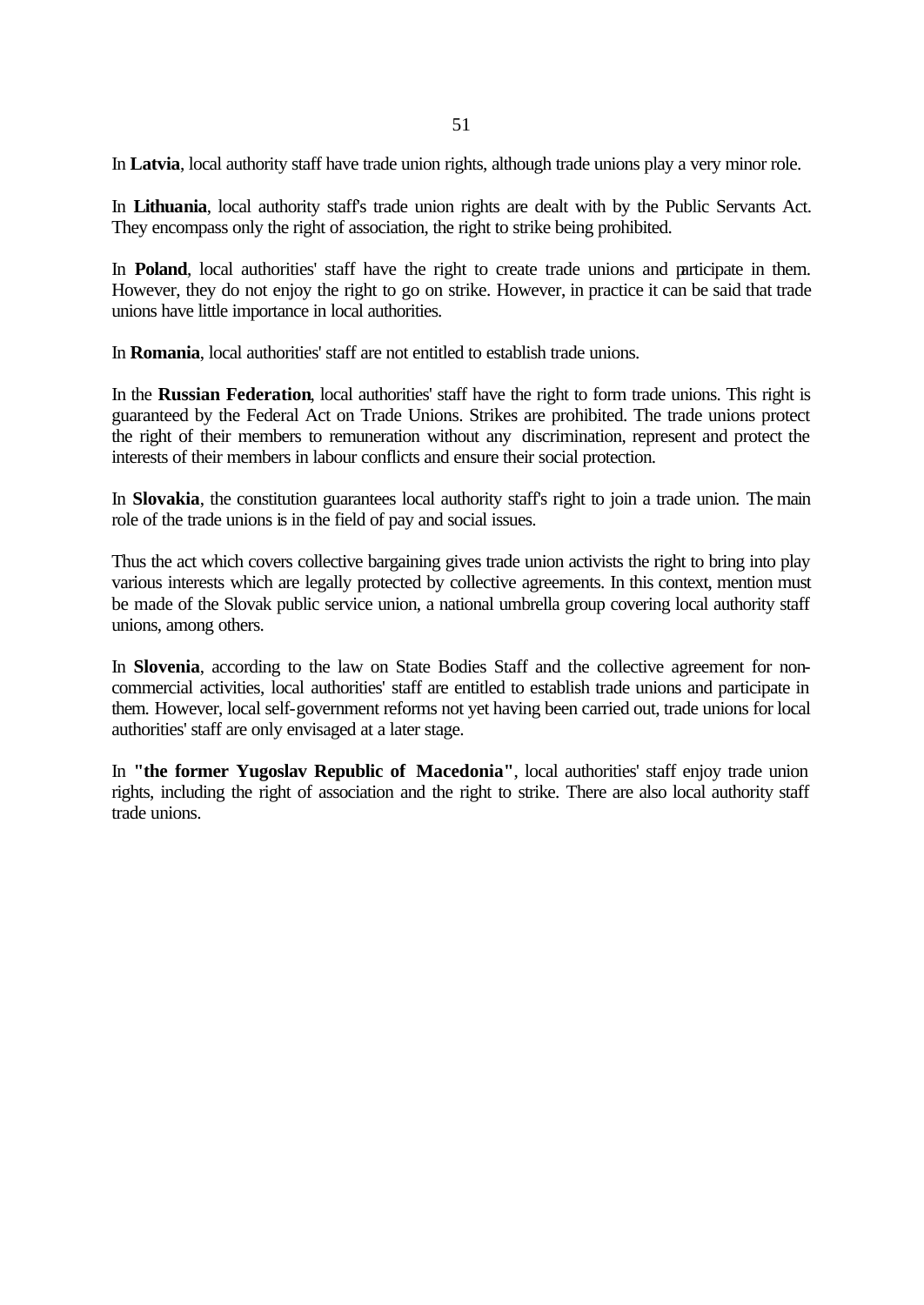In **Latvia**, local authority staff have trade union rights, although trade unions play a very minor role.

In **Lithuania**, local authority staff's trade union rights are dealt with by the Public Servants Act. They encompass only the right of association, the right to strike being prohibited.

In **Poland**, local authorities' staff have the right to create trade unions and participate in them. However, they do not enjoy the right to go on strike. However, in practice it can be said that trade unions have little importance in local authorities.

In **Romania**, local authorities' staff are not entitled to establish trade unions.

In the **Russian Federation**, local authorities' staff have the right to form trade unions. This right is guaranteed by the Federal Act on Trade Unions. Strikes are prohibited. The trade unions protect the right of their members to remuneration without any discrimination, represent and protect the interests of their members in labour conflicts and ensure their social protection.

In **Slovakia**, the constitution guarantees local authority staff's right to join a trade union. The main role of the trade unions is in the field of pay and social issues.

Thus the act which covers collective bargaining gives trade union activists the right to bring into play various interests which are legally protected by collective agreements. In this context, mention must be made of the Slovak public service union, a national umbrella group covering local authority staff unions, among others.

In **Slovenia**, according to the law on State Bodies Staff and the collective agreement for non-commercial activities, local authorities' staff are entitled to establish trade unions and participate in them. However, local self-government reforms not yet having been carried out, trade unions for local authorities' staff are only envisaged at a later stage.

In **"the former Yugoslav Republic of Macedonia"**, local authorities' staff enjoy trade union rights, including the right of association and the right to strike. There are also local authority staff trade unions.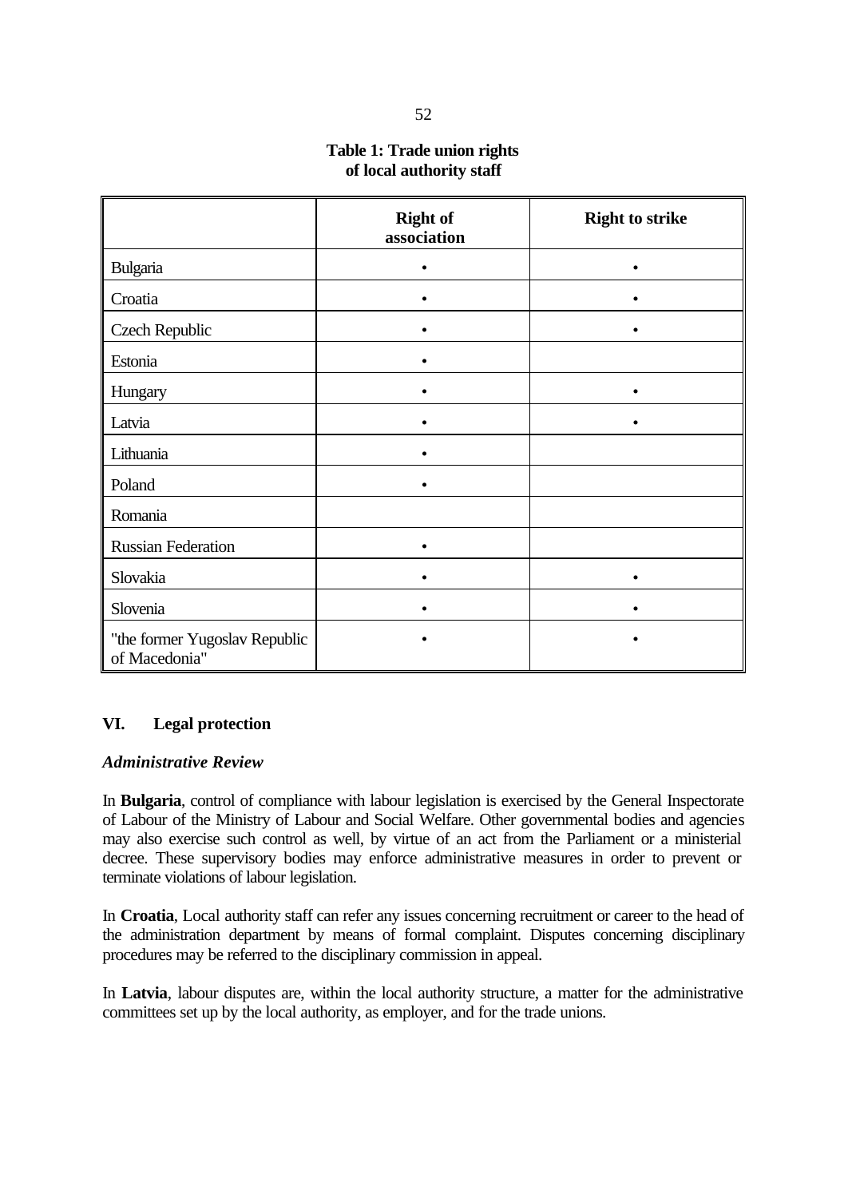**Table 1: Trade union rights of local authority staff**

| | Right of association | Right to strike |
|---|---|---|
| Bulgaria | • | • |
| Croatia | • | • |
| Czech Republic | • | • |
| Estonia | • | |
| Hungary | • | • |
| Latvia | • | • |
| Lithuania | • | |
| Poland | • | |
| Romania | | |
| Russian Federation | • | |
| Slovakia | • | • |
| Slovenia | • | • |
| "the former Yugoslav Republic of Macedonia" | • | • |

## VI. Legal protection

### *Administrative Review*

In **Bulgaria**, control of compliance with labour legislation is exercised by the General Inspectorate of Labour of the Ministry of Labour and Social Welfare. Other governmental bodies and agencies may also exercise such control as well, by virtue of an act from the Parliament or a ministerial decree. These supervisory bodies may enforce administrative measures in order to prevent or terminate violations of labour legislation.

In **Croatia**, Local authority staff can refer any issues concerning recruitment or career to the head of the administration department by means of formal complaint. Disputes concerning disciplinary procedures may be referred to the disciplinary commission in appeal.

In **Latvia**, labour disputes are, within the local authority structure, a matter for the administrative committees set up by the local authority, as employer, and for the trade unions.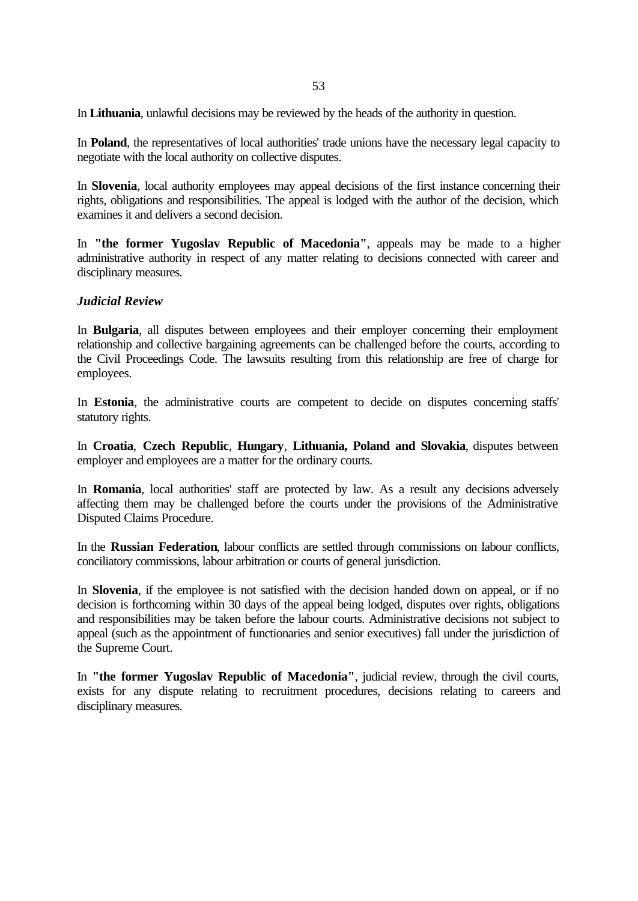In **Lithuania**, unlawful decisions may be reviewed by the heads of the authority in question.

In **Poland**, the representatives of local authorities' trade unions have the necessary legal capacity to negotiate with the local authority on collective disputes.

In **Slovenia**, local authority employees may appeal decisions of the first instance concerning their rights, obligations and responsibilities. The appeal is lodged with the author of the decision, which examines it and delivers a second decision.

In **"the former Yugoslav Republic of Macedonia"**, appeals may be made to a higher administrative authority in respect of any matter relating to decisions connected with career and disciplinary measures.

***Judicial Review***

In **Bulgaria**, all disputes between employees and their employer concerning their employment relationship and collective bargaining agreements can be challenged before the courts, according to the Civil Proceedings Code. The lawsuits resulting from this relationship are free of charge for employees.

In **Estonia**, the administrative courts are competent to decide on disputes concerning staffs' statutory rights.

In **Croatia**, **Czech Republic**, **Hungary**, **Lithuania, Poland and Slovakia**, disputes between employer and employees are a matter for the ordinary courts.

In **Romania**, local authorities' staff are protected by law. As a result any decisions adversely affecting them may be challenged before the courts under the provisions of the Administrative Disputed Claims Procedure.

In the **Russian Federation**, labour conflicts are settled through commissions on labour conflicts, conciliatory commissions, labour arbitration or courts of general jurisdiction.

In **Slovenia**, if the employee is not satisfied with the decision handed down on appeal, or if no decision is forthcoming within 30 days of the appeal being lodged, disputes over rights, obligations and responsibilities may be taken before the labour courts. Administrative decisions not subject to appeal (such as the appointment of functionaries and senior executives) fall under the jurisdiction of the Supreme Court.

In **"the former Yugoslav Republic of Macedonia"**, judicial review, through the civil courts, exists for any dispute relating to recruitment procedures, decisions relating to careers and disciplinary measures.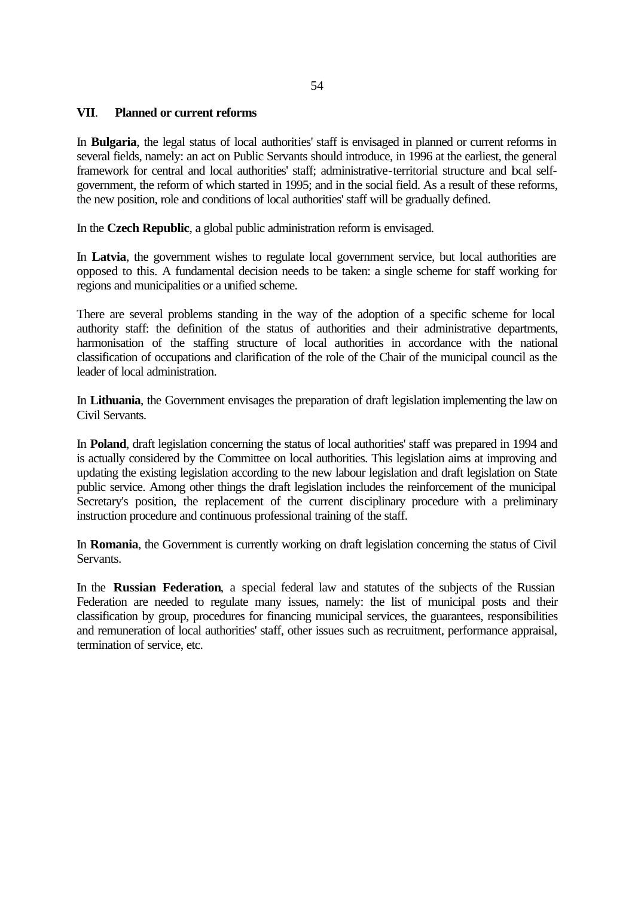## VII. Planned or current reforms

In **Bulgaria**, the legal status of local authorities' staff is envisaged in planned or current reforms in several fields, namely: an act on Public Servants should introduce, in 1996 at the earliest, the general framework for central and local authorities' staff; administrative-territorial structure and local self-government, the reform of which started in 1995; and in the social field. As a result of these reforms, the new position, role and conditions of local authorities' staff will be gradually defined.

In the **Czech Republic**, a global public administration reform is envisaged.

In **Latvia**, the government wishes to regulate local government service, but local authorities are opposed to this. A fundamental decision needs to be taken: a single scheme for staff working for regions and municipalities or a unified scheme.

There are several problems standing in the way of the adoption of a specific scheme for local authority staff: the definition of the status of authorities and their administrative departments, harmonisation of the staffing structure of local authorities in accordance with the national classification of occupations and clarification of the role of the Chair of the municipal council as the leader of local administration.

In **Lithuania**, the Government envisages the preparation of draft legislation implementing the law on Civil Servants.

In **Poland**, draft legislation concerning the status of local authorities' staff was prepared in 1994 and is actually considered by the Committee on local authorities. This legislation aims at improving and updating the existing legislation according to the new labour legislation and draft legislation on State public service. Among other things the draft legislation includes the reinforcement of the municipal Secretary's position, the replacement of the current disciplinary procedure with a preliminary instruction procedure and continuous professional training of the staff.

In **Romania**, the Government is currently working on draft legislation concerning the status of Civil Servants.

In the **Russian Federation**, a special federal law and statutes of the subjects of the Russian Federation are needed to regulate many issues, namely: the list of municipal posts and their classification by group, procedures for financing municipal services, the guarantees, responsibilities and remuneration of local authorities' staff, other issues such as recruitment, performance appraisal, termination of service, etc.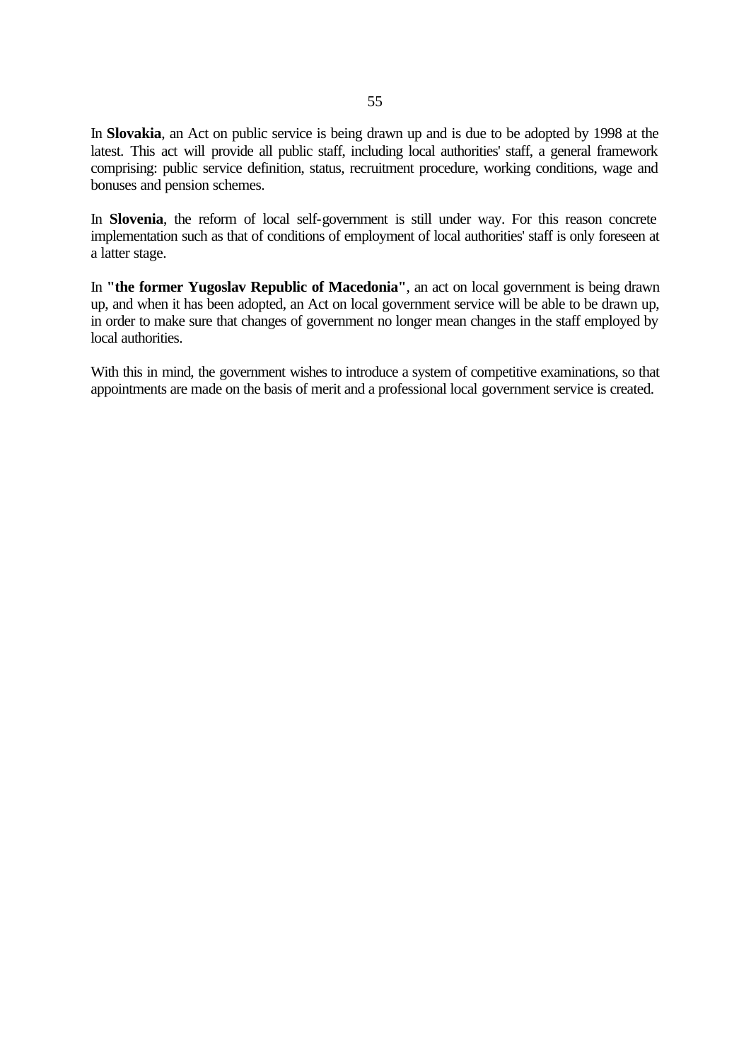In **Slovakia**, an Act on public service is being drawn up and is due to be adopted by 1998 at the latest. This act will provide all public staff, including local authorities' staff, a general framework comprising: public service definition, status, recruitment procedure, working conditions, wage and bonuses and pension schemes.

In **Slovenia**, the reform of local self-government is still under way. For this reason concrete implementation such as that of conditions of employment of local authorities' staff is only foreseen at a latter stage.

In **"the former Yugoslav Republic of Macedonia"**, an act on local government is being drawn up, and when it has been adopted, an Act on local government service will be able to be drawn up, in order to make sure that changes of government no longer mean changes in the staff employed by local authorities.

With this in mind, the government wishes to introduce a system of competitive examinations, so that appointments are made on the basis of merit and a professional local government service is created.